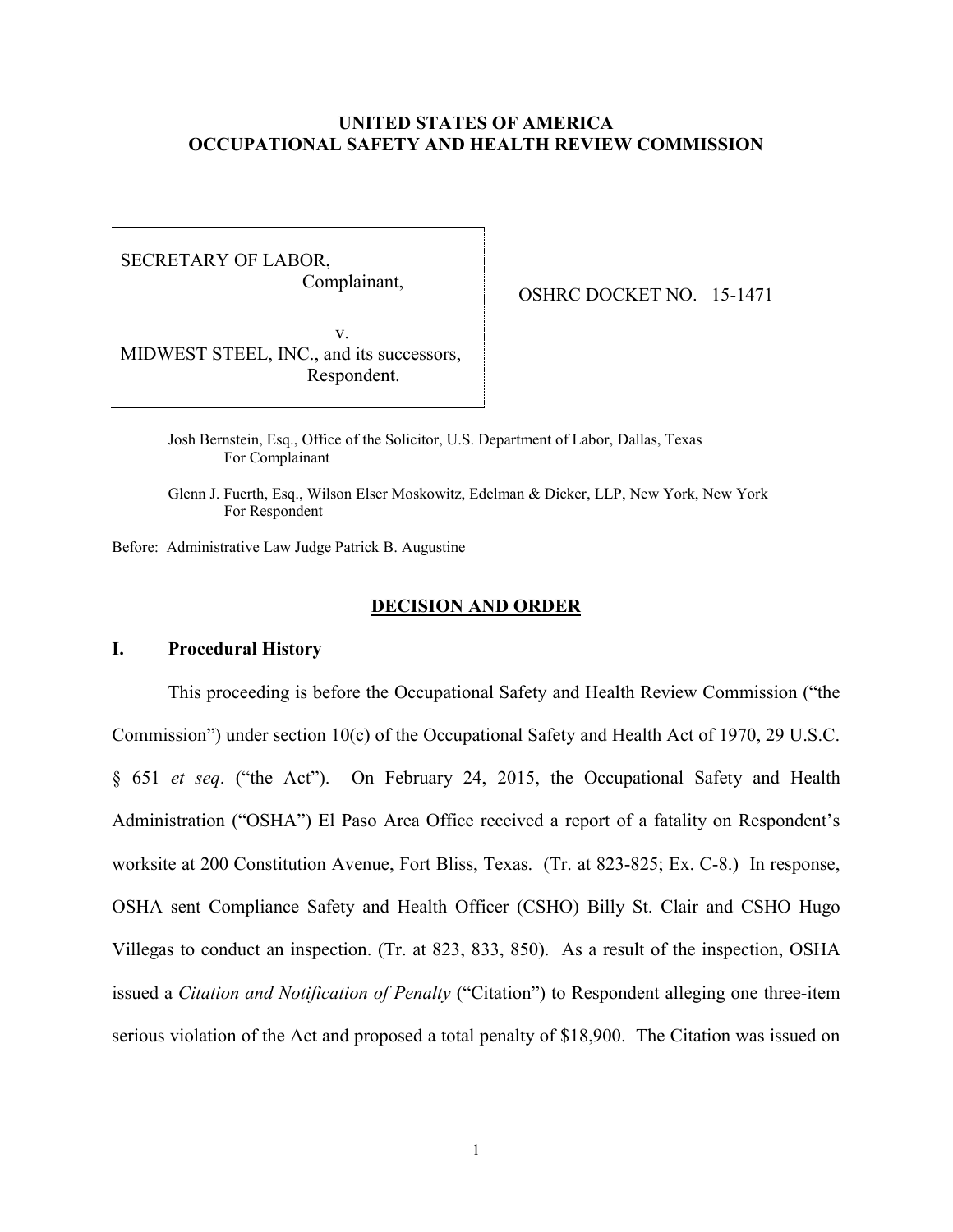**UNITED STATES OF AMERICA**
**OCCUPATIONAL SAFETY AND HEALTH REVIEW COMMISSION**

| | |
|---|---|
| SECRETARY OF LABOR, Complainant, v. MIDWEST STEEL, INC., and its successors, Respondent. | OSHRC DOCKET NO. 15-1471 |

Josh Bernstein, Esq., Office of the Solicitor, U.S. Department of Labor, Dallas, Texas
For Complainant

Glenn J. Fuerth, Esq., Wilson Elser Moskowitz, Edelman & Dicker, LLP, New York, New York
For Respondent

Before: Administrative Law Judge Patrick B. Augustine

## DECISION AND ORDER

### I. Procedural History

This proceeding is before the Occupational Safety and Health Review Commission ("the Commission") under section 10(c) of the Occupational Safety and Health Act of 1970, 29 U.S.C. § 651 *et seq*. ("the Act"). On February 24, 2015, the Occupational Safety and Health Administration ("OSHA") El Paso Area Office received a report of a fatality on Respondent's worksite at 200 Constitution Avenue, Fort Bliss, Texas. (Tr. at 823-825; Ex. C-8.) In response, OSHA sent Compliance Safety and Health Officer (CSHO) Billy St. Clair and CSHO Hugo Villegas to conduct an inspection. (Tr. at 823, 833, 850). As a result of the inspection, OSHA issued a *Citation and Notification of Penalty* ("Citation") to Respondent alleging one three-item serious violation of the Act and proposed a total penalty of $18,900. The Citation was issued on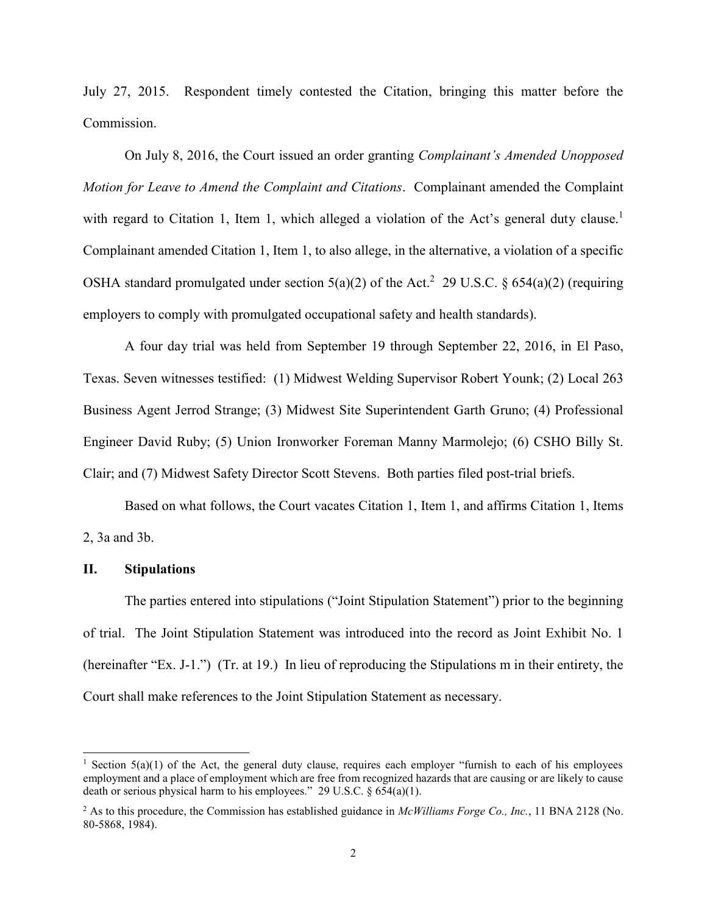July 27, 2015. Respondent timely contested the Citation, bringing this matter before the Commission.

On July 8, 2016, the Court issued an order granting *Complainant's Amended Unopposed Motion for Leave to Amend the Complaint and Citations*. Complainant amended the Complaint with regard to Citation 1, Item 1, which alleged a violation of the Act's general duty clause.[1] Complainant amended Citation 1, Item 1, to also allege, in the alternative, a violation of a specific OSHA standard promulgated under section 5(a)(2) of the Act.[2] 29 U.S.C. § 654(a)(2) (requiring employers to comply with promulgated occupational safety and health standards).

A four day trial was held from September 19 through September 22, 2016, in El Paso, Texas. Seven witnesses testified: (1) Midwest Welding Supervisor Robert Younk; (2) Local 263 Business Agent Jerrod Strange; (3) Midwest Site Superintendent Garth Gruno; (4) Professional Engineer David Ruby; (5) Union Ironworker Foreman Manny Marmolejo; (6) CSHO Billy St. Clair; and (7) Midwest Safety Director Scott Stevens. Both parties filed post-trial briefs.

Based on what follows, the Court vacates Citation 1, Item 1, and affirms Citation 1, Items 2, 3a and 3b.

## II. Stipulations

The parties entered into stipulations ("Joint Stipulation Statement") prior to the beginning of trial. The Joint Stipulation Statement was introduced into the record as Joint Exhibit No. 1 (hereinafter "Ex. J-1.") (Tr. at 19.) In lieu of reproducing the Stipulations m in their entirety, the Court shall make references to the Joint Stipulation Statement as necessary.

---

[1] Section 5(a)(1) of the Act, the general duty clause, requires each employer "furnish to each of his employees employment and a place of employment which are free from recognized hazards that are causing or are likely to cause death or serious physical harm to his employees." 29 U.S.C. § 654(a)(1).

[2] As to this procedure, the Commission has established guidance in *McWilliams Forge Co., Inc.*, 11 BNA 2128 (No. 80-5868, 1984).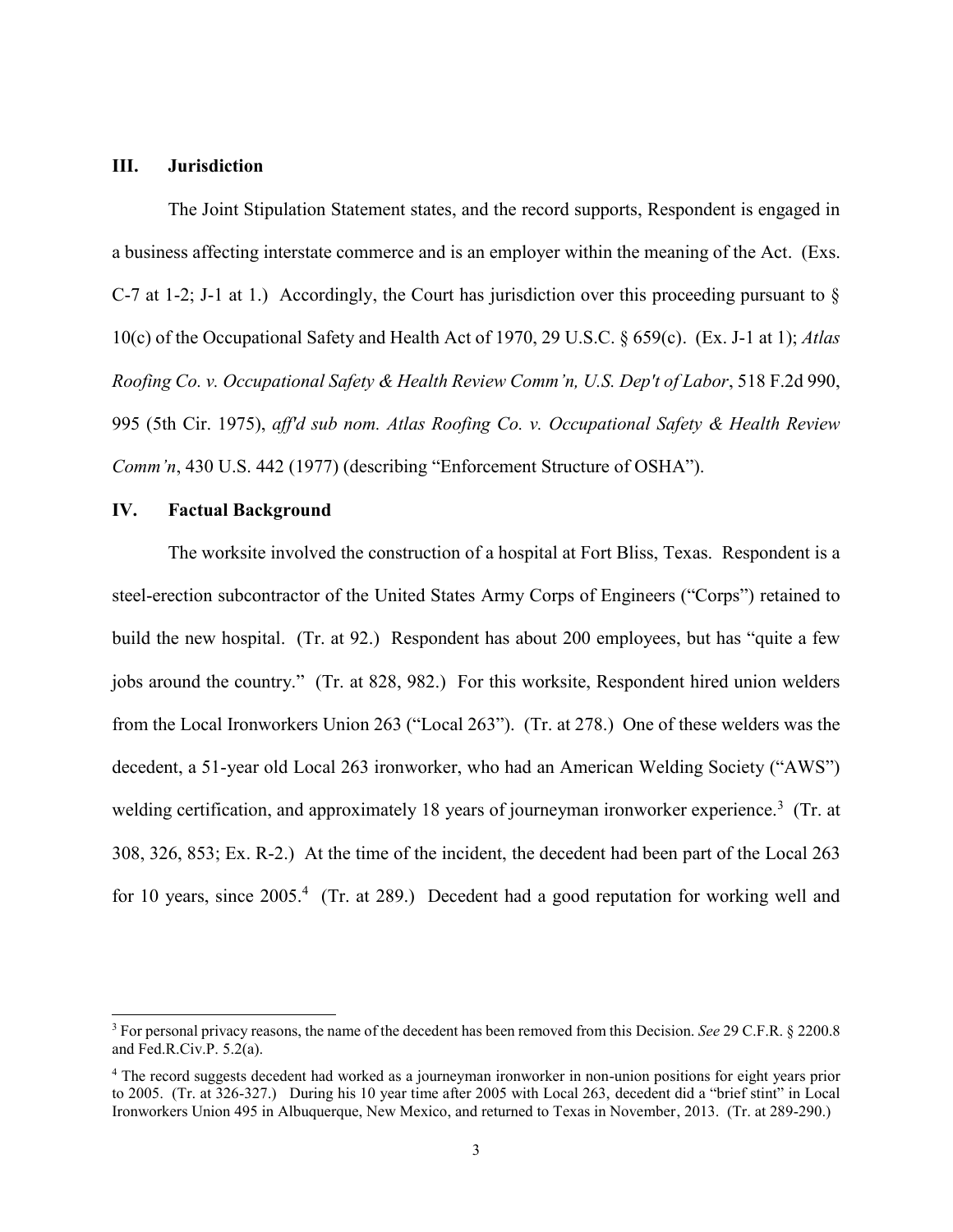## III. Jurisdiction

The Joint Stipulation Statement states, and the record supports, Respondent is engaged in a business affecting interstate commerce and is an employer within the meaning of the Act. (Exs. C-7 at 1-2; J-1 at 1.) Accordingly, the Court has jurisdiction over this proceeding pursuant to § 10(c) of the Occupational Safety and Health Act of 1970, 29 U.S.C. § 659(c). (Ex. J-1 at 1); *Atlas Roofing Co. v. Occupational Safety & Health Review Comm'n, U.S. Dep't of Labor*, 518 F.2d 990, 995 (5th Cir. 1975), *aff'd sub nom. Atlas Roofing Co. v. Occupational Safety & Health Review Comm'n*, 430 U.S. 442 (1977) (describing "Enforcement Structure of OSHA").

## IV. Factual Background

The worksite involved the construction of a hospital at Fort Bliss, Texas. Respondent is a steel-erection subcontractor of the United States Army Corps of Engineers ("Corps") retained to build the new hospital. (Tr. at 92.) Respondent has about 200 employees, but has "quite a few jobs around the country." (Tr. at 828, 982.) For this worksite, Respondent hired union welders from the Local Ironworkers Union 263 ("Local 263"). (Tr. at 278.) One of these welders was the decedent, a 51-year old Local 263 ironworker, who had an American Welding Society ("AWS") welding certification, and approximately 18 years of journeyman ironworker experience.[3] (Tr. at 308, 326, 853; Ex. R-2.) At the time of the incident, the decedent had been part of the Local 263 for 10 years, since 2005.[4] (Tr. at 289.) Decedent had a good reputation for working well and

---

[3] For personal privacy reasons, the name of the decedent has been removed from this Decision. *See* 29 C.F.R. § 2200.8 and Fed.R.Civ.P. 5.2(a).

[4] The record suggests decedent had worked as a journeyman ironworker in non-union positions for eight years prior to 2005. (Tr. at 326-327.) During his 10 year time after 2005 with Local 263, decedent did a "brief stint" in Local Ironworkers Union 495 in Albuquerque, New Mexico, and returned to Texas in November, 2013. (Tr. at 289-290.)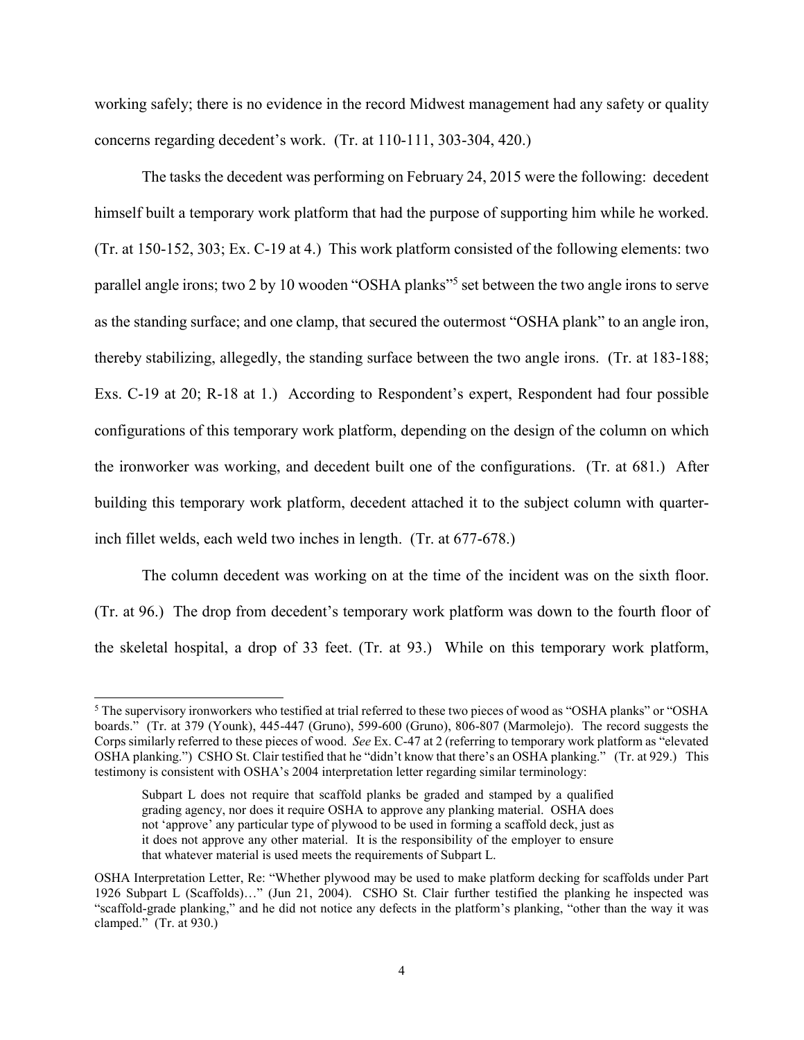working safely; there is no evidence in the record Midwest management had any safety or quality concerns regarding decedent's work. (Tr. at 110-111, 303-304, 420.)

The tasks the decedent was performing on February 24, 2015 were the following: decedent himself built a temporary work platform that had the purpose of supporting him while he worked. (Tr. at 150-152, 303; Ex. C-19 at 4.) This work platform consisted of the following elements: two parallel angle irons; two 2 by 10 wooden "OSHA planks"[5] set between the two angle irons to serve as the standing surface; and one clamp, that secured the outermost "OSHA plank" to an angle iron, thereby stabilizing, allegedly, the standing surface between the two angle irons. (Tr. at 183-188; Exs. C-19 at 20; R-18 at 1.) According to Respondent's expert, Respondent had four possible configurations of this temporary work platform, depending on the design of the column on which the ironworker was working, and decedent built one of the configurations. (Tr. at 681.) After building this temporary work platform, decedent attached it to the subject column with quarter-inch fillet welds, each weld two inches in length. (Tr. at 677-678.)

The column decedent was working on at the time of the incident was on the sixth floor. (Tr. at 96.) The drop from decedent's temporary work platform was down to the fourth floor of the skeletal hospital, a drop of 33 feet. (Tr. at 93.) While on this temporary work platform,

---

[5] The supervisory ironworkers who testified at trial referred to these two pieces of wood as "OSHA planks" or "OSHA boards." (Tr. at 379 (Younk), 445-447 (Gruno), 599-600 (Gruno), 806-807 (Marmolejo). The record suggests the Corps similarly referred to these pieces of wood. *See* Ex. C-47 at 2 (referring to temporary work platform as "elevated OSHA planking.") CSHO St. Clair testified that he "didn't know that there's an OSHA planking." (Tr. at 929.) This testimony is consistent with OSHA's 2004 interpretation letter regarding similar terminology:

> Subpart L does not require that scaffold planks be graded and stamped by a qualified grading agency, nor does it require OSHA to approve any planking material. OSHA does not 'approve' any particular type of plywood to be used in forming a scaffold deck, just as it does not approve any other material. It is the responsibility of the employer to ensure that whatever material is used meets the requirements of Subpart L.

OSHA Interpretation Letter, Re: "Whether plywood may be used to make platform decking for scaffolds under Part 1926 Subpart L (Scaffolds)…" (Jun 21, 2004). CSHO St. Clair further testified the planking he inspected was "scaffold-grade planking," and he did not notice any defects in the platform's planking, "other than the way it was clamped." (Tr. at 930.)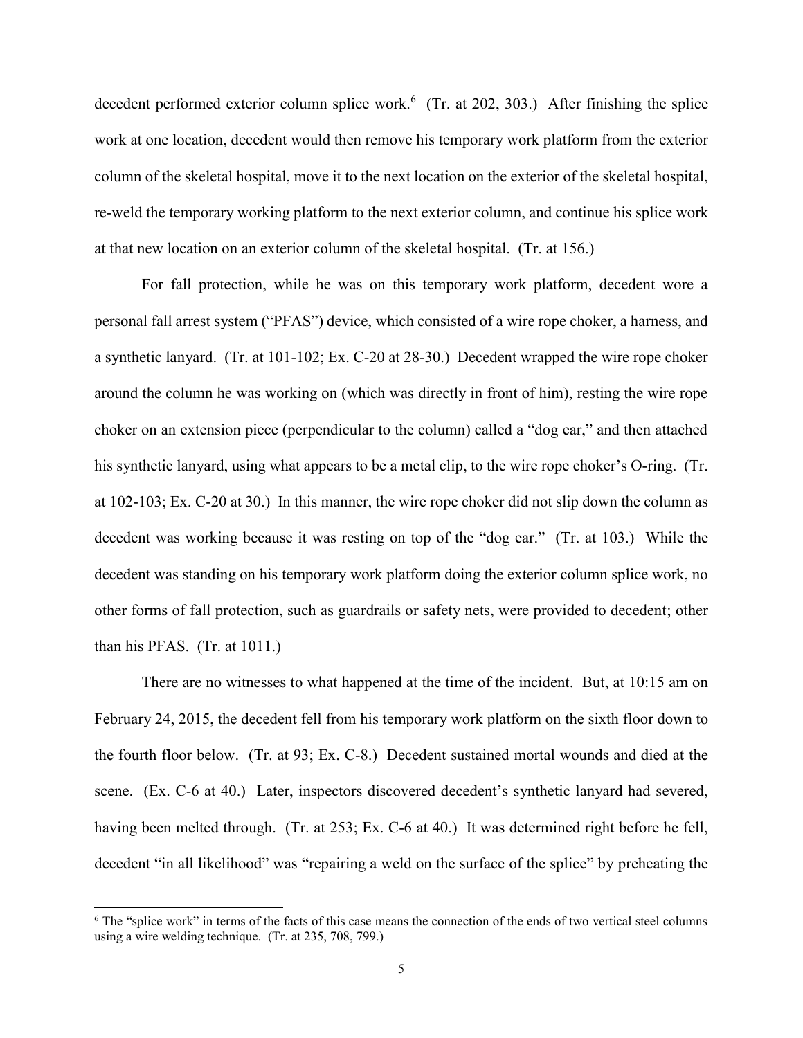decedent performed exterior column splice work.[6] (Tr. at 202, 303.) After finishing the splice work at one location, decedent would then remove his temporary work platform from the exterior column of the skeletal hospital, move it to the next location on the exterior of the skeletal hospital, re-weld the temporary working platform to the next exterior column, and continue his splice work at that new location on an exterior column of the skeletal hospital. (Tr. at 156.)

For fall protection, while he was on this temporary work platform, decedent wore a personal fall arrest system ("PFAS") device, which consisted of a wire rope choker, a harness, and a synthetic lanyard. (Tr. at 101-102; Ex. C-20 at 28-30.) Decedent wrapped the wire rope choker around the column he was working on (which was directly in front of him), resting the wire rope choker on an extension piece (perpendicular to the column) called a "dog ear," and then attached his synthetic lanyard, using what appears to be a metal clip, to the wire rope choker's O-ring. (Tr. at 102-103; Ex. C-20 at 30.) In this manner, the wire rope choker did not slip down the column as decedent was working because it was resting on top of the "dog ear." (Tr. at 103.) While the decedent was standing on his temporary work platform doing the exterior column splice work, no other forms of fall protection, such as guardrails or safety nets, were provided to decedent; other than his PFAS. (Tr. at 1011.)

There are no witnesses to what happened at the time of the incident. But, at 10:15 am on February 24, 2015, the decedent fell from his temporary work platform on the sixth floor down to the fourth floor below. (Tr. at 93; Ex. C-8.) Decedent sustained mortal wounds and died at the scene. (Ex. C-6 at 40.) Later, inspectors discovered decedent's synthetic lanyard had severed, having been melted through. (Tr. at 253; Ex. C-6 at 40.) It was determined right before he fell, decedent "in all likelihood" was "repairing a weld on the surface of the splice" by preheating the

[6] The "splice work" in terms of the facts of this case means the connection of the ends of two vertical steel columns using a wire welding technique. (Tr. at 235, 708, 799.)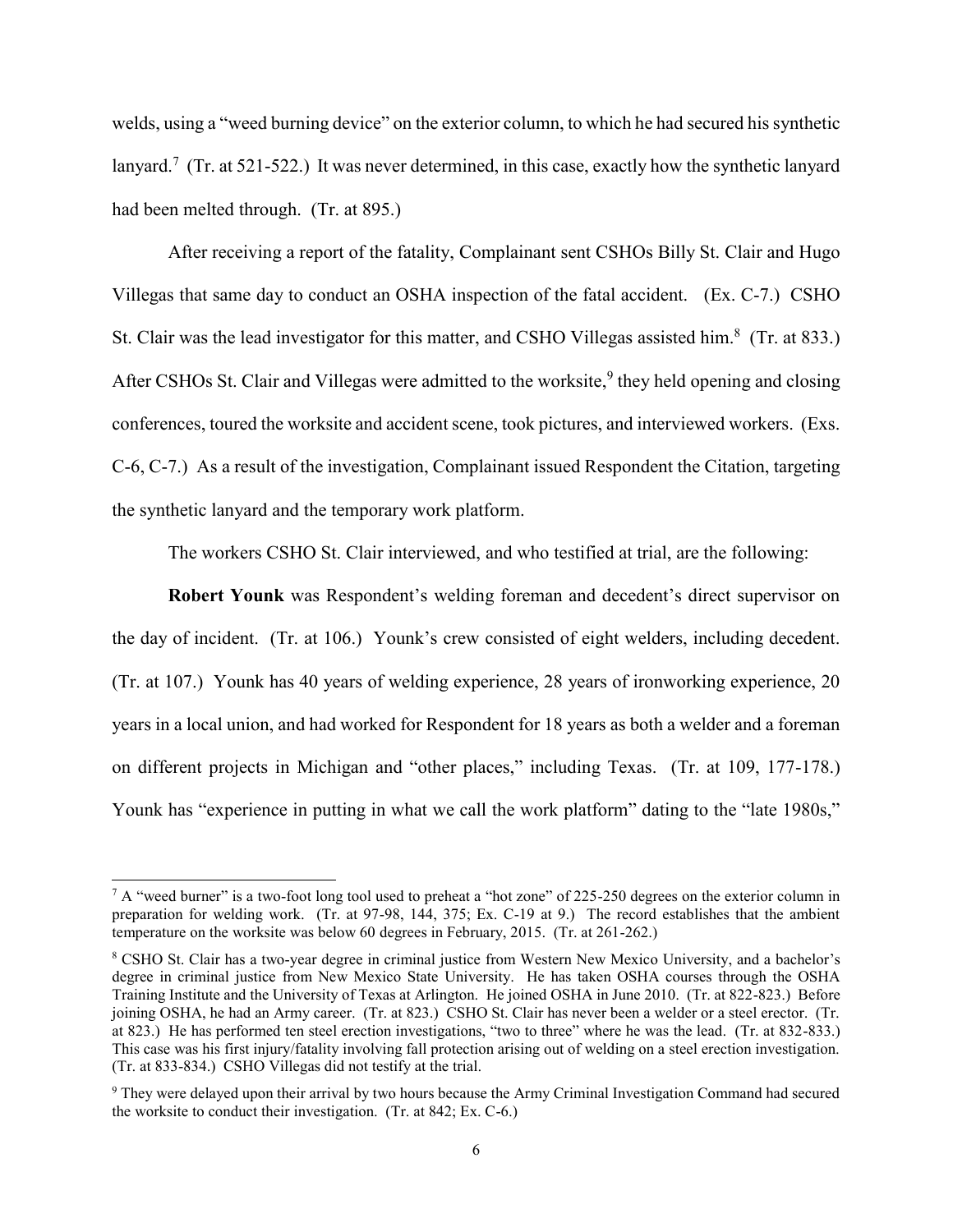welds, using a "weed burning device" on the exterior column, to which he had secured his synthetic lanyard.[7] (Tr. at 521-522.) It was never determined, in this case, exactly how the synthetic lanyard had been melted through. (Tr. at 895.)

After receiving a report of the fatality, Complainant sent CSHOs Billy St. Clair and Hugo Villegas that same day to conduct an OSHA inspection of the fatal accident. (Ex. C-7.) CSHO St. Clair was the lead investigator for this matter, and CSHO Villegas assisted him.[8] (Tr. at 833.) After CSHOs St. Clair and Villegas were admitted to the worksite,[9] they held opening and closing conferences, toured the worksite and accident scene, took pictures, and interviewed workers. (Exs. C-6, C-7.) As a result of the investigation, Complainant issued Respondent the Citation, targeting the synthetic lanyard and the temporary work platform.

The workers CSHO St. Clair interviewed, and who testified at trial, are the following:

**Robert Younk** was Respondent's welding foreman and decedent's direct supervisor on the day of incident. (Tr. at 106.) Younk's crew consisted of eight welders, including decedent. (Tr. at 107.) Younk has 40 years of welding experience, 28 years of ironworking experience, 20 years in a local union, and had worked for Respondent for 18 years as both a welder and a foreman on different projects in Michigan and "other places," including Texas. (Tr. at 109, 177-178.) Younk has "experience in putting in what we call the work platform" dating to the "late 1980s,"

---

[7] A "weed burner" is a two-foot long tool used to preheat a "hot zone" of 225-250 degrees on the exterior column in preparation for welding work. (Tr. at 97-98, 144, 375; Ex. C-19 at 9.) The record establishes that the ambient temperature on the worksite was below 60 degrees in February, 2015. (Tr. at 261-262.)

[8] CSHO St. Clair has a two-year degree in criminal justice from Western New Mexico University, and a bachelor's degree in criminal justice from New Mexico State University. He has taken OSHA courses through the OSHA Training Institute and the University of Texas at Arlington. He joined OSHA in June 2010. (Tr. at 822-823.) Before joining OSHA, he had an Army career. (Tr. at 823.) CSHO St. Clair has never been a welder or a steel erector. (Tr. at 823.) He has performed ten steel erection investigations, "two to three" where he was the lead. (Tr. at 832-833.) This case was his first injury/fatality involving fall protection arising out of welding on a steel erection investigation. (Tr. at 833-834.) CSHO Villegas did not testify at the trial.

[9] They were delayed upon their arrival by two hours because the Army Criminal Investigation Command had secured the worksite to conduct their investigation. (Tr. at 842; Ex. C-6.)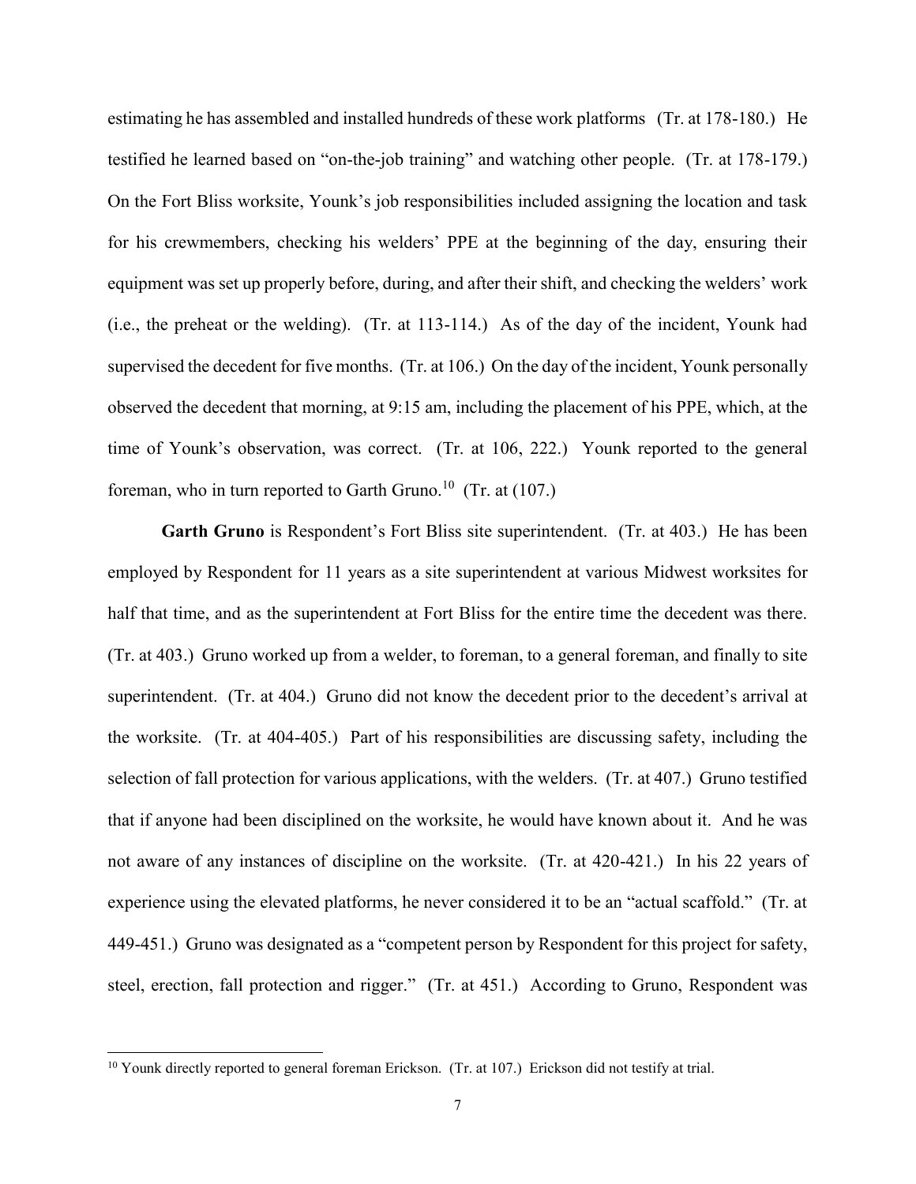estimating he has assembled and installed hundreds of these work platforms (Tr. at 178-180.) He testified he learned based on "on-the-job training" and watching other people. (Tr. at 178-179.) On the Fort Bliss worksite, Younk's job responsibilities included assigning the location and task for his crewmembers, checking his welders' PPE at the beginning of the day, ensuring their equipment was set up properly before, during, and after their shift, and checking the welders' work (i.e., the preheat or the welding). (Tr. at 113-114.) As of the day of the incident, Younk had supervised the decedent for five months. (Tr. at 106.) On the day of the incident, Younk personally observed the decedent that morning, at 9:15 am, including the placement of his PPE, which, at the time of Younk's observation, was correct. (Tr. at 106, 222.) Younk reported to the general foreman, who in turn reported to Garth Gruno.[10] (Tr. at (107.)

**Garth Gruno** is Respondent's Fort Bliss site superintendent. (Tr. at 403.) He has been employed by Respondent for 11 years as a site superintendent at various Midwest worksites for half that time, and as the superintendent at Fort Bliss for the entire time the decedent was there. (Tr. at 403.) Gruno worked up from a welder, to foreman, to a general foreman, and finally to site superintendent. (Tr. at 404.) Gruno did not know the decedent prior to the decedent's arrival at the worksite. (Tr. at 404-405.) Part of his responsibilities are discussing safety, including the selection of fall protection for various applications, with the welders. (Tr. at 407.) Gruno testified that if anyone had been disciplined on the worksite, he would have known about it. And he was not aware of any instances of discipline on the worksite. (Tr. at 420-421.) In his 22 years of experience using the elevated platforms, he never considered it to be an "actual scaffold." (Tr. at 449-451.) Gruno was designated as a "competent person by Respondent for this project for safety, steel, erection, fall protection and rigger." (Tr. at 451.) According to Gruno, Respondent was

---

[10] Younk directly reported to general foreman Erickson. (Tr. at 107.) Erickson did not testify at trial.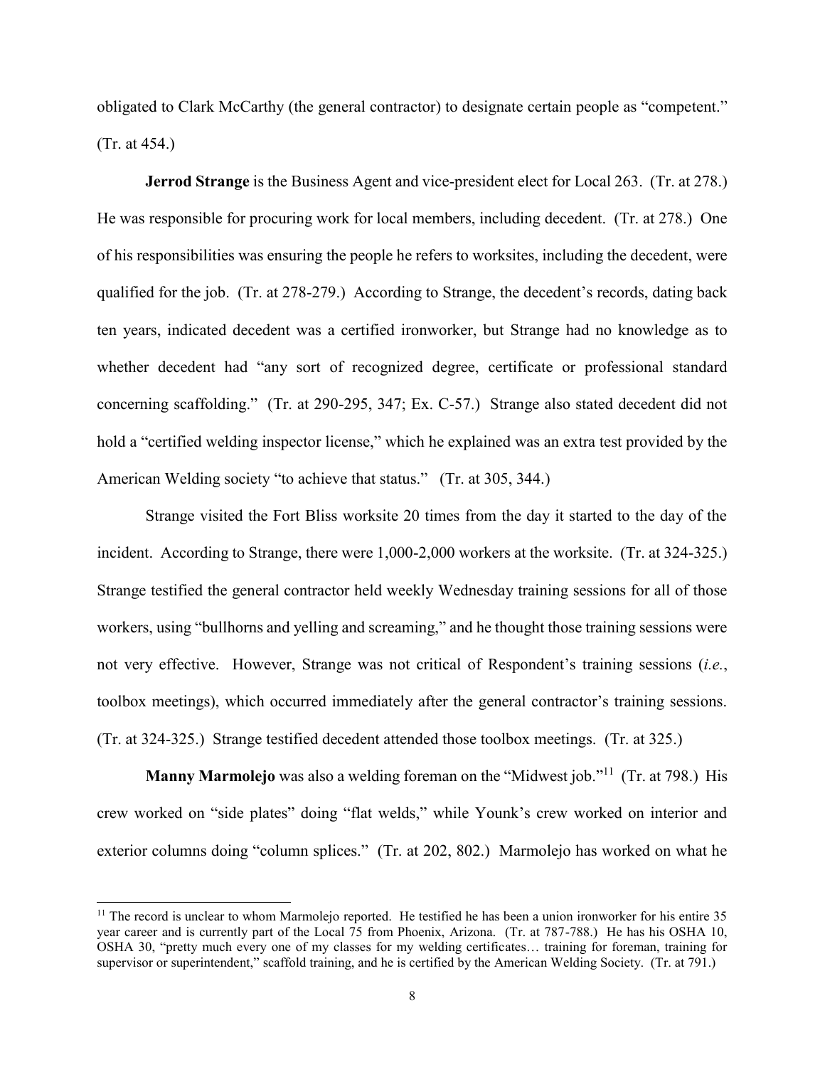obligated to Clark McCarthy (the general contractor) to designate certain people as "competent." (Tr. at 454.)

**Jerrod Strange** is the Business Agent and vice-president elect for Local 263. (Tr. at 278.) He was responsible for procuring work for local members, including decedent. (Tr. at 278.) One of his responsibilities was ensuring the people he refers to worksites, including the decedent, were qualified for the job. (Tr. at 278-279.) According to Strange, the decedent's records, dating back ten years, indicated decedent was a certified ironworker, but Strange had no knowledge as to whether decedent had "any sort of recognized degree, certificate or professional standard concerning scaffolding." (Tr. at 290-295, 347; Ex. C-57.) Strange also stated decedent did not hold a "certified welding inspector license," which he explained was an extra test provided by the American Welding society "to achieve that status." (Tr. at 305, 344.)

Strange visited the Fort Bliss worksite 20 times from the day it started to the day of the incident. According to Strange, there were 1,000-2,000 workers at the worksite. (Tr. at 324-325.) Strange testified the general contractor held weekly Wednesday training sessions for all of those workers, using "bullhorns and yelling and screaming," and he thought those training sessions were not very effective. However, Strange was not critical of Respondent's training sessions (*i.e.*, toolbox meetings), which occurred immediately after the general contractor's training sessions. (Tr. at 324-325.) Strange testified decedent attended those toolbox meetings. (Tr. at 325.)

**Manny Marmolejo** was also a welding foreman on the "Midwest job."[11] (Tr. at 798.) His crew worked on "side plates" doing "flat welds," while Younk's crew worked on interior and exterior columns doing "column splices." (Tr. at 202, 802.) Marmolejo has worked on what he

---

[11] The record is unclear to whom Marmolejo reported. He testified he has been a union ironworker for his entire 35 year career and is currently part of the Local 75 from Phoenix, Arizona. (Tr. at 787-788.) He has his OSHA 10, OSHA 30, "pretty much every one of my classes for my welding certificates… training for foreman, training for supervisor or superintendent," scaffold training, and he is certified by the American Welding Society. (Tr. at 791.)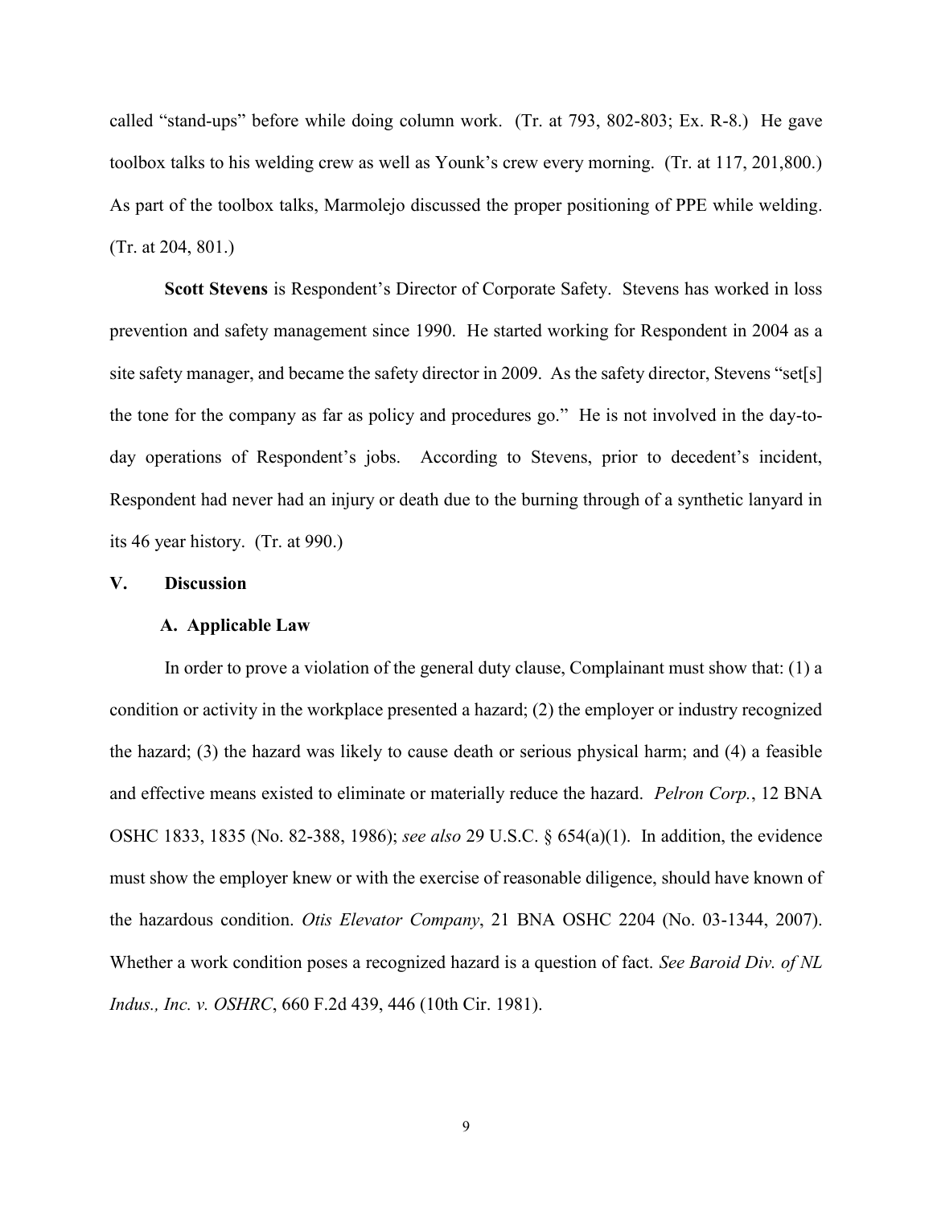called "stand-ups" before while doing column work. (Tr. at 793, 802-803; Ex. R-8.) He gave toolbox talks to his welding crew as well as Younk's crew every morning. (Tr. at 117, 201,800.) As part of the toolbox talks, Marmolejo discussed the proper positioning of PPE while welding. (Tr. at 204, 801.)

**Scott Stevens** is Respondent's Director of Corporate Safety. Stevens has worked in loss prevention and safety management since 1990. He started working for Respondent in 2004 as a site safety manager, and became the safety director in 2009. As the safety director, Stevens "set[s] the tone for the company as far as policy and procedures go." He is not involved in the day-to-day operations of Respondent's jobs. According to Stevens, prior to decedent's incident, Respondent had never had an injury or death due to the burning through of a synthetic lanyard in its 46 year history. (Tr. at 990.)

## V. Discussion

### A. Applicable Law

In order to prove a violation of the general duty clause, Complainant must show that: (1) a condition or activity in the workplace presented a hazard; (2) the employer or industry recognized the hazard; (3) the hazard was likely to cause death or serious physical harm; and (4) a feasible and effective means existed to eliminate or materially reduce the hazard. *Pelron Corp.*, 12 BNA OSHC 1833, 1835 (No. 82-388, 1986); *see also* 29 U.S.C. § 654(a)(1). In addition, the evidence must show the employer knew or with the exercise of reasonable diligence, should have known of the hazardous condition. *Otis Elevator Company*, 21 BNA OSHC 2204 (No. 03-1344, 2007). Whether a work condition poses a recognized hazard is a question of fact. *See Baroid Div. of NL Indus., Inc. v. OSHRC*, 660 F.2d 439, 446 (10th Cir. 1981).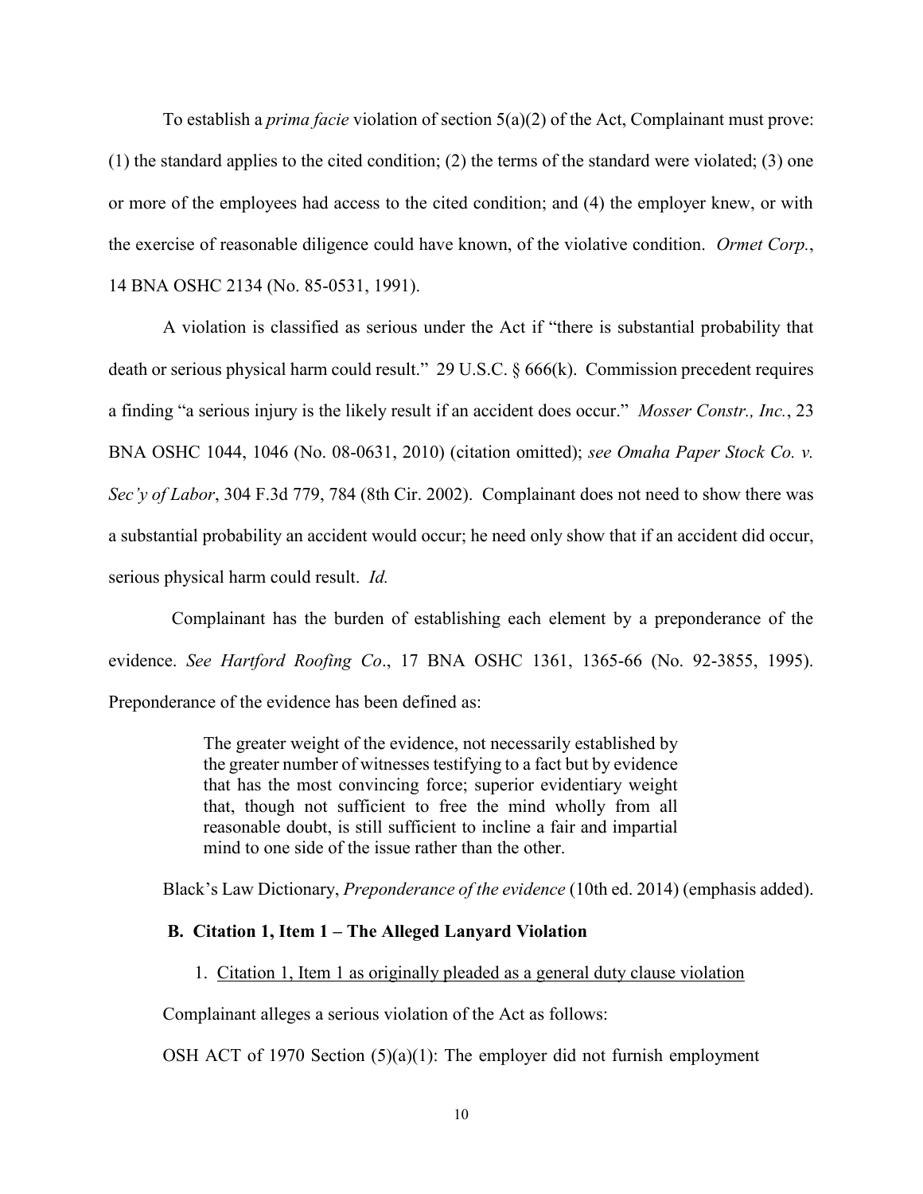To establish a *prima facie* violation of section 5(a)(2) of the Act, Complainant must prove: (1) the standard applies to the cited condition; (2) the terms of the standard were violated; (3) one or more of the employees had access to the cited condition; and (4) the employer knew, or with the exercise of reasonable diligence could have known, of the violative condition. *Ormet Corp.*, 14 BNA OSHC 2134 (No. 85-0531, 1991).

A violation is classified as serious under the Act if "there is substantial probability that death or serious physical harm could result." 29 U.S.C. § 666(k). Commission precedent requires a finding "a serious injury is the likely result if an accident does occur." *Mosser Constr., Inc.*, 23 BNA OSHC 1044, 1046 (No. 08-0631, 2010) (citation omitted); *see Omaha Paper Stock Co. v. Sec'y of Labor*, 304 F.3d 779, 784 (8th Cir. 2002). Complainant does not need to show there was a substantial probability an accident would occur; he need only show that if an accident did occur, serious physical harm could result. *Id.*

Complainant has the burden of establishing each element by a preponderance of the evidence. *See Hartford Roofing Co*., 17 BNA OSHC 1361, 1365-66 (No. 92-3855, 1995). Preponderance of the evidence has been defined as:

> The greater weight of the evidence, not necessarily established by the greater number of witnesses testifying to a fact but by evidence that has the most convincing force; superior evidentiary weight that, though not sufficient to free the mind wholly from all reasonable doubt, is still sufficient to incline a fair and impartial mind to one side of the issue rather than the other.

Black's Law Dictionary, *Preponderance of the evidence* (10th ed. 2014) (emphasis added).

### B. Citation 1, Item 1 – The Alleged Lanyard Violation

1. Citation 1, Item 1 as originally pleaded as a general duty clause violation

Complainant alleges a serious violation of the Act as follows:

OSH ACT of 1970 Section (5)(a)(1): The employer did not furnish employment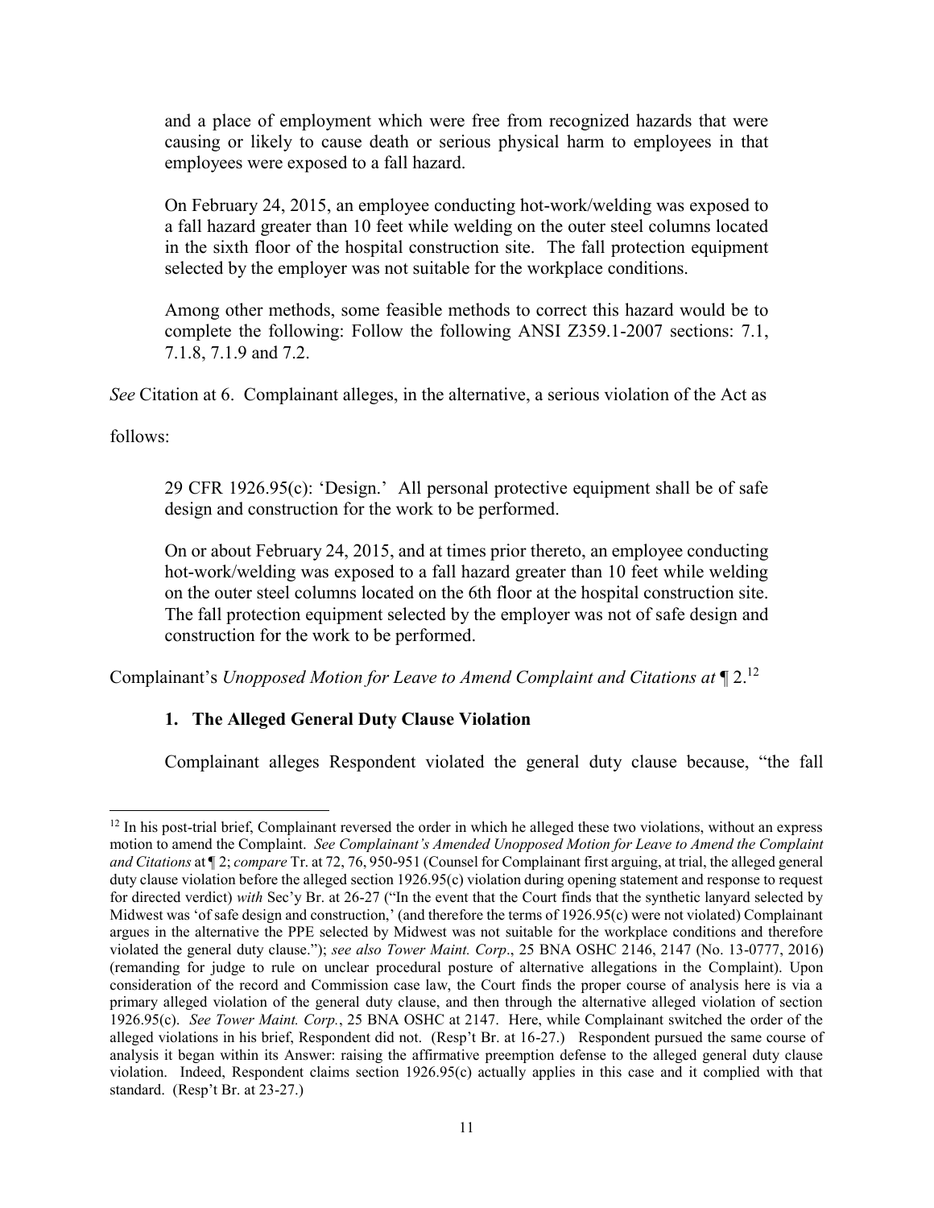> and a place of employment which were free from recognized hazards that were causing or likely to cause death or serious physical harm to employees in that employees were exposed to a fall hazard.
>
> On February 24, 2015, an employee conducting hot-work/welding was exposed to a fall hazard greater than 10 feet while welding on the outer steel columns located in the sixth floor of the hospital construction site. The fall protection equipment selected by the employer was not suitable for the workplace conditions.
>
> Among other methods, some feasible methods to correct this hazard would be to complete the following: Follow the following ANSI Z359.1-2007 sections: 7.1, 7.1.8, 7.1.9 and 7.2.

*See* Citation at 6. Complainant alleges, in the alternative, a serious violation of the Act as follows:

> 29 CFR 1926.95(c): 'Design.' All personal protective equipment shall be of safe design and construction for the work to be performed.
>
> On or about February 24, 2015, and at times prior thereto, an employee conducting hot-work/welding was exposed to a fall hazard greater than 10 feet while welding on the outer steel columns located on the 6th floor at the hospital construction site. The fall protection equipment selected by the employer was not of safe design and construction for the work to be performed.

Complainant's *Unopposed Motion for Leave to Amend Complaint and Citations at* ¶ 2.[12]

### 1. The Alleged General Duty Clause Violation

Complainant alleges Respondent violated the general duty clause because, "the fall

---

[12] In his post-trial brief, Complainant reversed the order in which he alleged these two violations, without an express motion to amend the Complaint. *See Complainant's Amended Unopposed Motion for Leave to Amend the Complaint and Citations* at ¶ 2; *compare* Tr. at 72, 76, 950-951 (Counsel for Complainant first arguing, at trial, the alleged general duty clause violation before the alleged section 1926.95(c) violation during opening statement and response to request for directed verdict) *with* Sec'y Br. at 26-27 ("In the event that the Court finds that the synthetic lanyard selected by Midwest was 'of safe design and construction,' (and therefore the terms of 1926.95(c) were not violated) Complainant argues in the alternative the PPE selected by Midwest was not suitable for the workplace conditions and therefore violated the general duty clause."); *see also Tower Maint. Corp*., 25 BNA OSHC 2146, 2147 (No. 13-0777, 2016) (remanding for judge to rule on unclear procedural posture of alternative allegations in the Complaint). Upon consideration of the record and Commission case law, the Court finds the proper course of analysis here is via a primary alleged violation of the general duty clause, and then through the alternative alleged violation of section 1926.95(c). *See Tower Maint. Corp.*, 25 BNA OSHC at 2147. Here, while Complainant switched the order of the alleged violations in his brief, Respondent did not. (Resp't Br. at 16-27.) Respondent pursued the same course of analysis it began within its Answer: raising the affirmative preemption defense to the alleged general duty clause violation. Indeed, Respondent claims section 1926.95(c) actually applies in this case and it complied with that standard. (Resp't Br. at 23-27.)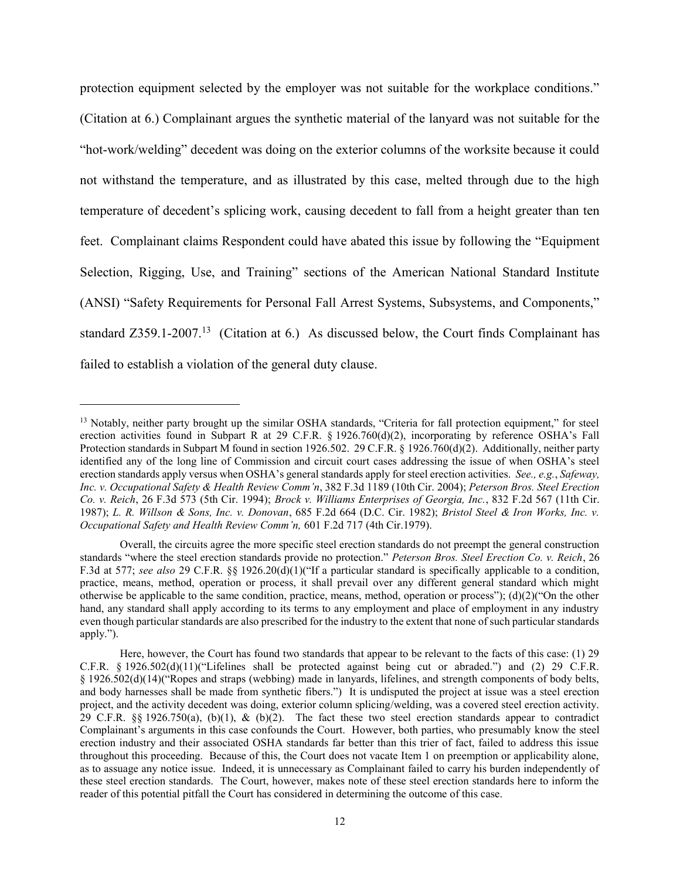protection equipment selected by the employer was not suitable for the workplace conditions." (Citation at 6.) Complainant argues the synthetic material of the lanyard was not suitable for the "hot-work/welding" decedent was doing on the exterior columns of the worksite because it could not withstand the temperature, and as illustrated by this case, melted through due to the high temperature of decedent's splicing work, causing decedent to fall from a height greater than ten feet. Complainant claims Respondent could have abated this issue by following the "Equipment Selection, Rigging, Use, and Training" sections of the American National Standard Institute (ANSI) "Safety Requirements for Personal Fall Arrest Systems, Subsystems, and Components," standard Z359.1-2007.[13] (Citation at 6.) As discussed below, the Court finds Complainant has failed to establish a violation of the general duty clause.

---

[13] Notably, neither party brought up the similar OSHA standards, "Criteria for fall protection equipment," for steel erection activities found in Subpart R at 29 C.F.R. § 1926.760(d)(2), incorporating by reference OSHA's Fall Protection standards in Subpart M found in section 1926.502. 29 C.F.R. § 1926.760(d)(2). Additionally, neither party identified any of the long line of Commission and circuit court cases addressing the issue of when OSHA's steel erection standards apply versus when OSHA's general standards apply for steel erection activities. *See., e.g.*, *Safeway, Inc. v. Occupational Safety & Health Review Comm'n*, 382 F.3d 1189 (10th Cir. 2004); *Peterson Bros. Steel Erection Co. v. Reich*, 26 F.3d 573 (5th Cir. 1994); *Brock v. Williams Enterprises of Georgia, Inc.*, 832 F.2d 567 (11th Cir. 1987); *L. R. Willson & Sons, Inc. v. Donovan*, 685 F.2d 664 (D.C. Cir. 1982); *Bristol Steel & Iron Works, Inc. v. Occupational Safety and Health Review Comm'n,* 601 F.2d 717 (4th Cir.1979).

Overall, the circuits agree the more specific steel erection standards do not preempt the general construction standards "where the steel erection standards provide no protection." *Peterson Bros. Steel Erection Co. v. Reich*, 26 F.3d at 577; *see also* 29 C.F.R. §§ 1926.20(d)(1)("If a particular standard is specifically applicable to a condition, practice, means, method, operation or process, it shall prevail over any different general standard which might otherwise be applicable to the same condition, practice, means, method, operation or process"); (d)(2)("On the other hand, any standard shall apply according to its terms to any employment and place of employment in any industry even though particular standards are also prescribed for the industry to the extent that none of such particular standards apply.").

Here, however, the Court has found two standards that appear to be relevant to the facts of this case: (1) 29 C.F.R. § 1926.502(d)(11)("Lifelines shall be protected against being cut or abraded.") and (2) 29 C.F.R. § 1926.502(d)(14)("Ropes and straps (webbing) made in lanyards, lifelines, and strength components of body belts, and body harnesses shall be made from synthetic fibers.") It is undisputed the project at issue was a steel erection project, and the activity decedent was doing, exterior column splicing/welding, was a covered steel erection activity. 29 C.F.R. §§ 1926.750(a), (b)(1), & (b)(2). The fact these two steel erection standards appear to contradict Complainant's arguments in this case confounds the Court. However, both parties, who presumably know the steel erection industry and their associated OSHA standards far better than this trier of fact, failed to address this issue throughout this proceeding. Because of this, the Court does not vacate Item 1 on preemption or applicability alone, as to assuage any notice issue. Indeed, it is unnecessary as Complainant failed to carry his burden independently of these steel erection standards. The Court, however, makes note of these steel erection standards here to inform the reader of this potential pitfall the Court has considered in determining the outcome of this case.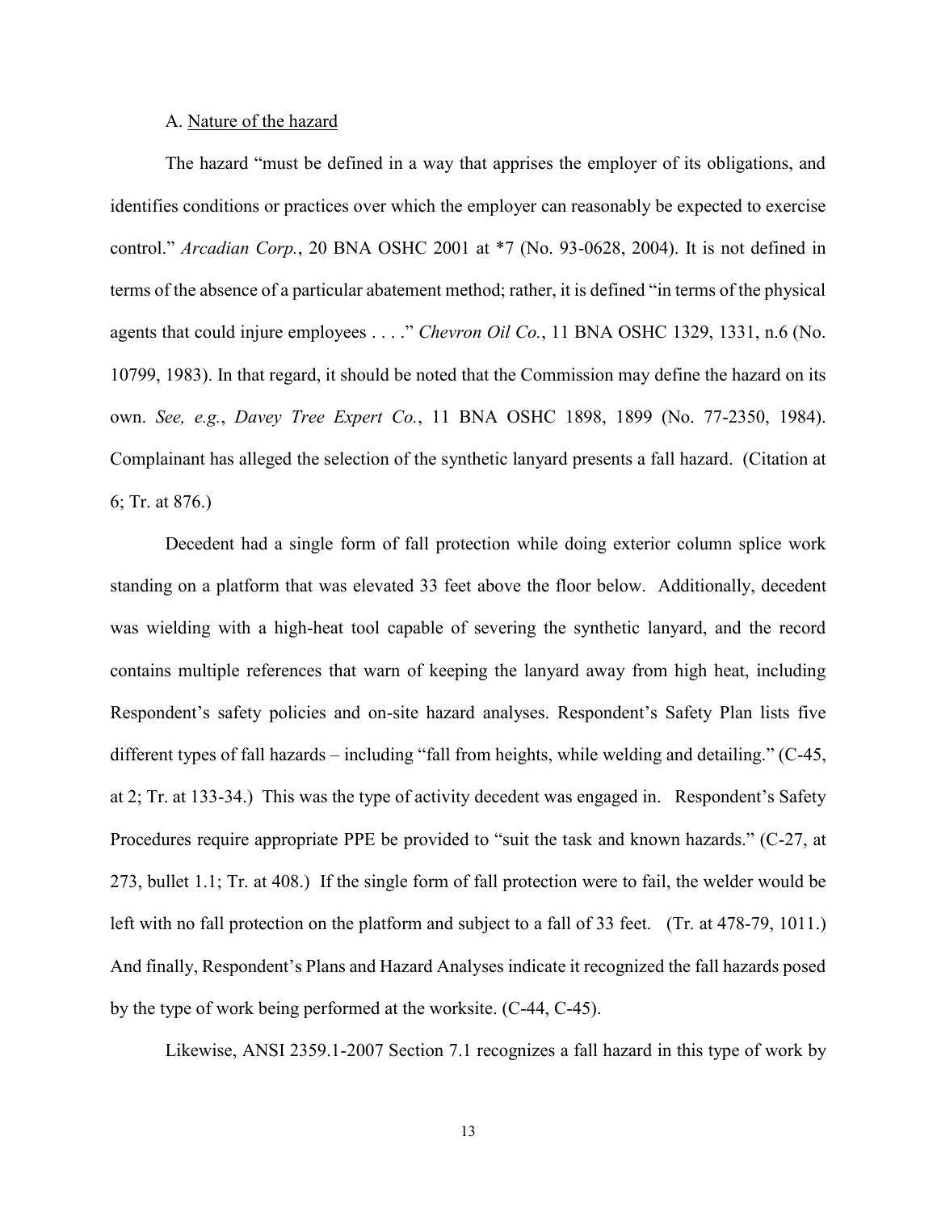A. Nature of the hazard

The hazard "must be defined in a way that apprises the employer of its obligations, and identifies conditions or practices over which the employer can reasonably be expected to exercise control." *Arcadian Corp.*, 20 BNA OSHC 2001 at *7 (No. 93-0628, 2004). It is not defined in terms of the absence of a particular abatement method; rather, it is defined "in terms of the physical agents that could injure employees . . . ." *Chevron Oil Co.*, 11 BNA OSHC 1329, 1331, n.6 (No. 10799, 1983). In that regard, it should be noted that the Commission may define the hazard on its own. *See, e.g.*, *Davey Tree Expert Co.*, 11 BNA OSHC 1898, 1899 (No. 77-2350, 1984). Complainant has alleged the selection of the synthetic lanyard presents a fall hazard. (Citation at 6; Tr. at 876.)

Decedent had a single form of fall protection while doing exterior column splice work standing on a platform that was elevated 33 feet above the floor below. Additionally, decedent was wielding with a high-heat tool capable of severing the synthetic lanyard, and the record contains multiple references that warn of keeping the lanyard away from high heat, including Respondent's safety policies and on-site hazard analyses. Respondent's Safety Plan lists five different types of fall hazards – including "fall from heights, while welding and detailing." (C-45, at 2; Tr. at 133-34.) This was the type of activity decedent was engaged in. Respondent's Safety Procedures require appropriate PPE be provided to "suit the task and known hazards." (C-27, at 273, bullet 1.1; Tr. at 408.) If the single form of fall protection were to fail, the welder would be left with no fall protection on the platform and subject to a fall of 33 feet. (Tr. at 478-79, 1011.) And finally, Respondent's Plans and Hazard Analyses indicate it recognized the fall hazards posed by the type of work being performed at the worksite. (C-44, C-45).

Likewise, ANSI 2359.1-2007 Section 7.1 recognizes a fall hazard in this type of work by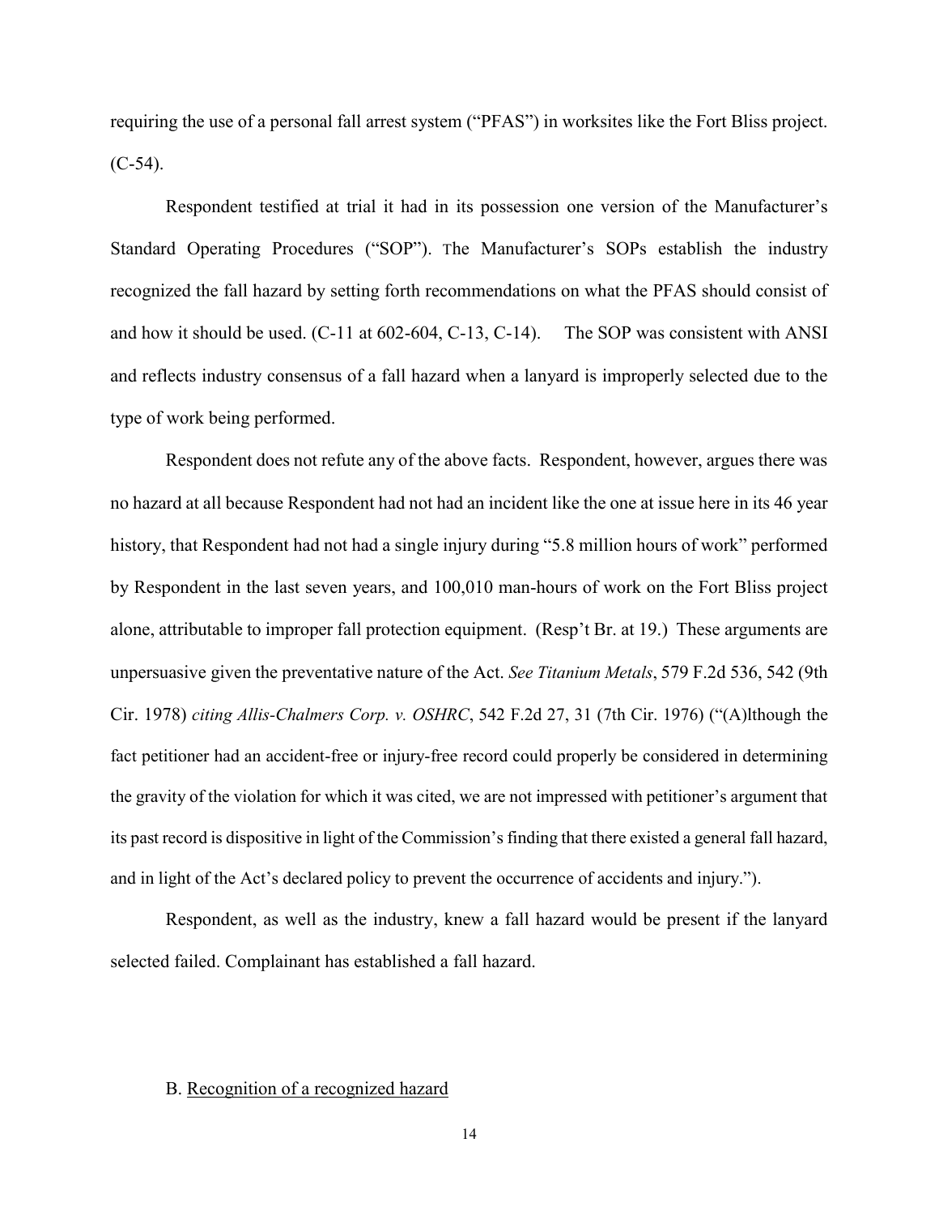requiring the use of a personal fall arrest system ("PFAS") in worksites like the Fort Bliss project. (C-54).

Respondent testified at trial it had in its possession one version of the Manufacturer's Standard Operating Procedures ("SOP"). The Manufacturer's SOPs establish the industry recognized the fall hazard by setting forth recommendations on what the PFAS should consist of and how it should be used. (C-11 at 602-604, C-13, C-14). The SOP was consistent with ANSI and reflects industry consensus of a fall hazard when a lanyard is improperly selected due to the type of work being performed.

Respondent does not refute any of the above facts. Respondent, however, argues there was no hazard at all because Respondent had not had an incident like the one at issue here in its 46 year history, that Respondent had not had a single injury during "5.8 million hours of work" performed by Respondent in the last seven years, and 100,010 man-hours of work on the Fort Bliss project alone, attributable to improper fall protection equipment. (Resp't Br. at 19.) These arguments are unpersuasive given the preventative nature of the Act. *See Titanium Metals*, 579 F.2d 536, 542 (9th Cir. 1978) *citing Allis-Chalmers Corp. v. OSHRC*, 542 F.2d 27, 31 (7th Cir. 1976) ("(A)lthough the fact petitioner had an accident-free or injury-free record could properly be considered in determining the gravity of the violation for which it was cited, we are not impressed with petitioner's argument that its past record is dispositive in light of the Commission's finding that there existed a general fall hazard, and in light of the Act's declared policy to prevent the occurrence of accidents and injury.").

Respondent, as well as the industry, knew a fall hazard would be present if the lanyard selected failed. Complainant has established a fall hazard.

B. <u>Recognition of a recognized hazard</u>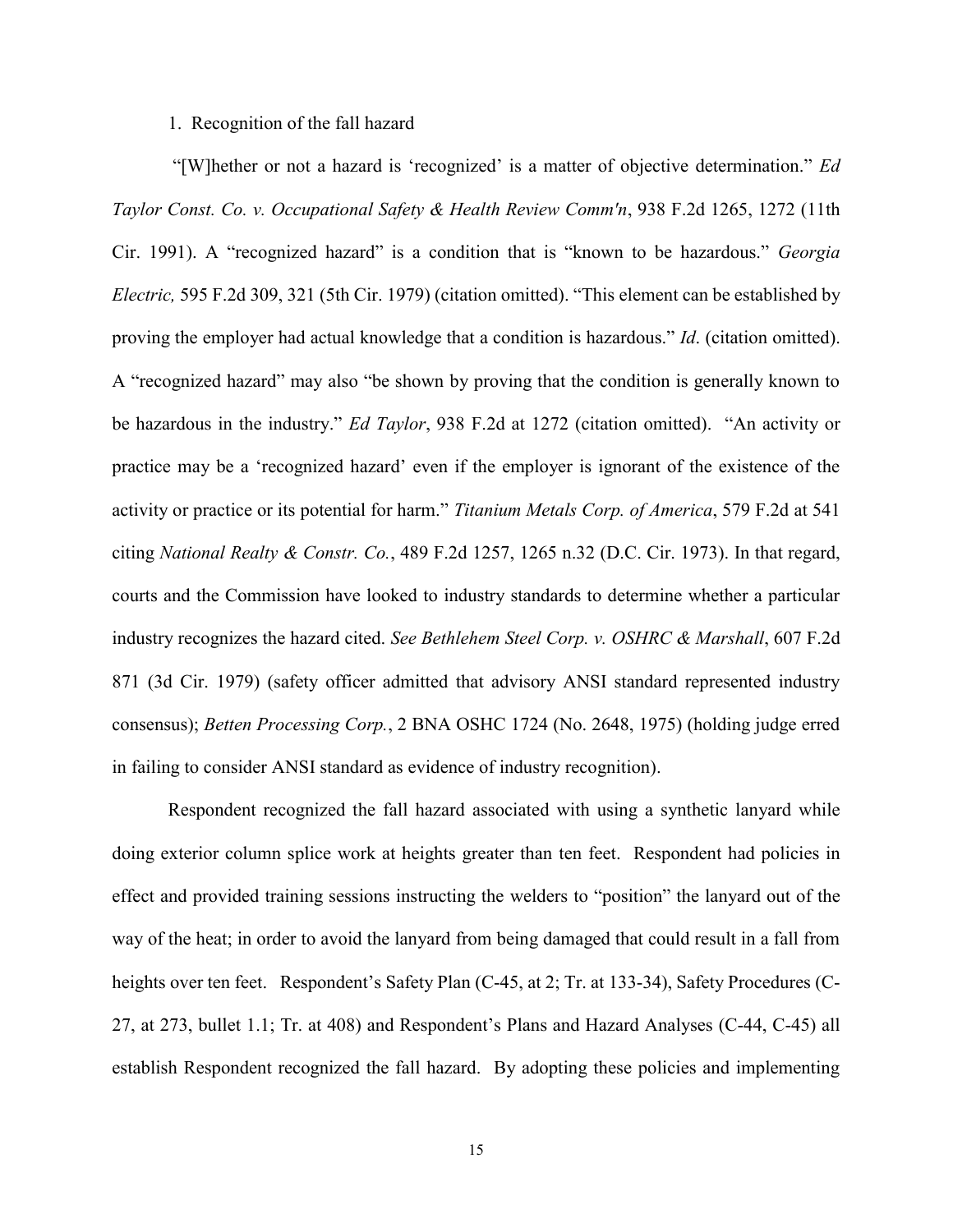1. Recognition of the fall hazard

"[W]hether or not a hazard is 'recognized' is a matter of objective determination." *Ed Taylor Const. Co. v. Occupational Safety & Health Review Comm'n*, 938 F.2d 1265, 1272 (11th Cir. 1991). A "recognized hazard" is a condition that is "known to be hazardous." *Georgia Electric,* 595 F.2d 309, 321 (5th Cir. 1979) (citation omitted). "This element can be established by proving the employer had actual knowledge that a condition is hazardous." *Id*. (citation omitted). A "recognized hazard" may also "be shown by proving that the condition is generally known to be hazardous in the industry." *Ed Taylor*, 938 F.2d at 1272 (citation omitted). "An activity or practice may be a 'recognized hazard' even if the employer is ignorant of the existence of the activity or practice or its potential for harm." *Titanium Metals Corp. of America*, 579 F.2d at 541 citing *National Realty & Constr. Co.*, 489 F.2d 1257, 1265 n.32 (D.C. Cir. 1973). In that regard, courts and the Commission have looked to industry standards to determine whether a particular industry recognizes the hazard cited. *See Bethlehem Steel Corp. v. OSHRC & Marshall*, 607 F.2d 871 (3d Cir. 1979) (safety officer admitted that advisory ANSI standard represented industry consensus); *Betten Processing Corp.*, 2 BNA OSHC 1724 (No. 2648, 1975) (holding judge erred in failing to consider ANSI standard as evidence of industry recognition).

Respondent recognized the fall hazard associated with using a synthetic lanyard while doing exterior column splice work at heights greater than ten feet. Respondent had policies in effect and provided training sessions instructing the welders to "position" the lanyard out of the way of the heat; in order to avoid the lanyard from being damaged that could result in a fall from heights over ten feet. Respondent's Safety Plan (C-45, at 2; Tr. at 133-34), Safety Procedures (C-27, at 273, bullet 1.1; Tr. at 408) and Respondent's Plans and Hazard Analyses (C-44, C-45) all establish Respondent recognized the fall hazard. By adopting these policies and implementing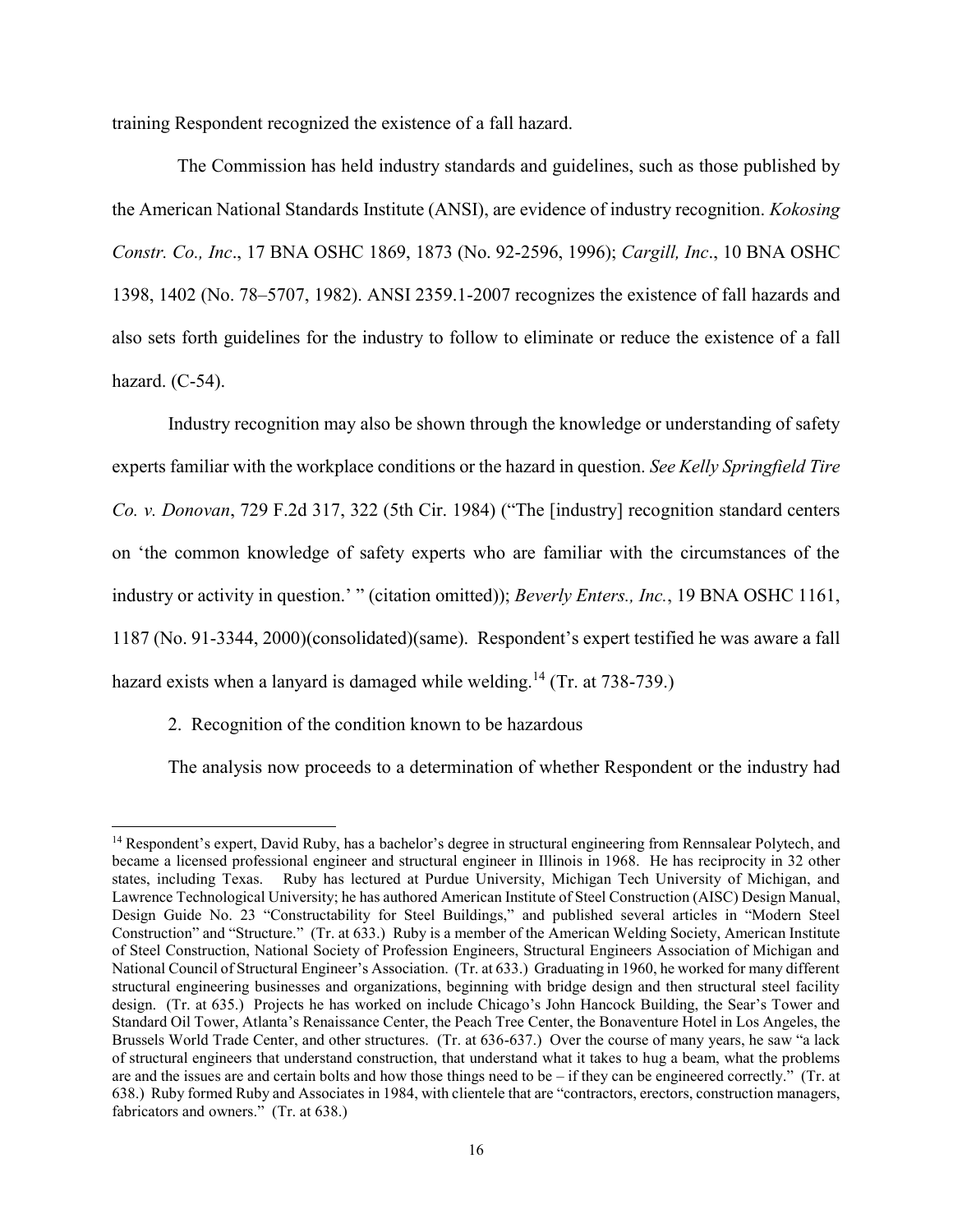training Respondent recognized the existence of a fall hazard.

The Commission has held industry standards and guidelines, such as those published by the American National Standards Institute (ANSI), are evidence of industry recognition. *Kokosing Constr. Co., Inc*., 17 BNA OSHC 1869, 1873 (No. 92-2596, 1996); *Cargill, Inc*., 10 BNA OSHC 1398, 1402 (No. 78–5707, 1982). ANSI 2359.1-2007 recognizes the existence of fall hazards and also sets forth guidelines for the industry to follow to eliminate or reduce the existence of a fall hazard. (C-54).

Industry recognition may also be shown through the knowledge or understanding of safety experts familiar with the workplace conditions or the hazard in question. *See Kelly Springfield Tire Co. v. Donovan*, 729 F.2d 317, 322 (5th Cir. 1984) ("The [industry] recognition standard centers on 'the common knowledge of safety experts who are familiar with the circumstances of the industry or activity in question.' " (citation omitted)); *Beverly Enters., Inc.*, 19 BNA OSHC 1161, 1187 (No. 91-3344, 2000)(consolidated)(same). Respondent's expert testified he was aware a fall hazard exists when a lanyard is damaged while welding.[14] (Tr. at 738-739.)

2. Recognition of the condition known to be hazardous

The analysis now proceeds to a determination of whether Respondent or the industry had

[14] Respondent's expert, David Ruby, has a bachelor's degree in structural engineering from Rennsalear Polytech, and became a licensed professional engineer and structural engineer in Illinois in 1968. He has reciprocity in 32 other states, including Texas. Ruby has lectured at Purdue University, Michigan Tech University of Michigan, and Lawrence Technological University; he has authored American Institute of Steel Construction (AISC) Design Manual, Design Guide No. 23 "Constructability for Steel Buildings," and published several articles in "Modern Steel Construction" and "Structure." (Tr. at 633.) Ruby is a member of the American Welding Society, American Institute of Steel Construction, National Society of Profession Engineers, Structural Engineers Association of Michigan and National Council of Structural Engineer's Association. (Tr. at 633.) Graduating in 1960, he worked for many different structural engineering businesses and organizations, beginning with bridge design and then structural steel facility design. (Tr. at 635.) Projects he has worked on include Chicago's John Hancock Building, the Sear's Tower and Standard Oil Tower, Atlanta's Renaissance Center, the Peach Tree Center, the Bonaventure Hotel in Los Angeles, the Brussels World Trade Center, and other structures. (Tr. at 636-637.) Over the course of many years, he saw "a lack of structural engineers that understand construction, that understand what it takes to hug a beam, what the problems are and the issues are and certain bolts and how those things need to be – if they can be engineered correctly." (Tr. at 638.) Ruby formed Ruby and Associates in 1984, with clientele that are "contractors, erectors, construction managers, fabricators and owners." (Tr. at 638.)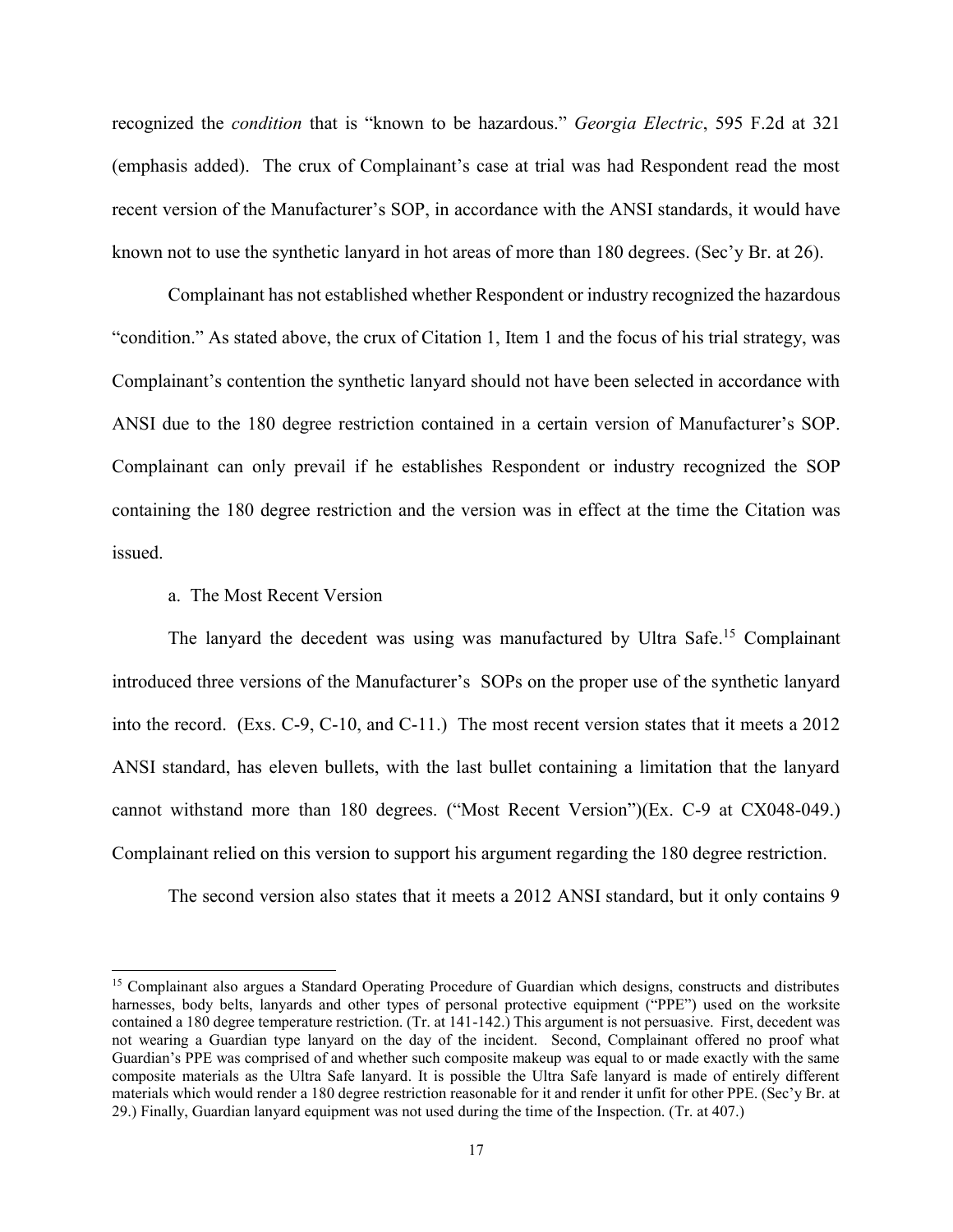recognized the *condition* that is "known to be hazardous." *Georgia Electric*, 595 F.2d at 321 (emphasis added). The crux of Complainant's case at trial was had Respondent read the most recent version of the Manufacturer's SOP, in accordance with the ANSI standards, it would have known not to use the synthetic lanyard in hot areas of more than 180 degrees. (Sec'y Br. at 26).

Complainant has not established whether Respondent or industry recognized the hazardous "condition." As stated above, the crux of Citation 1, Item 1 and the focus of his trial strategy, was Complainant's contention the synthetic lanyard should not have been selected in accordance with ANSI due to the 180 degree restriction contained in a certain version of Manufacturer's SOP. Complainant can only prevail if he establishes Respondent or industry recognized the SOP containing the 180 degree restriction and the version was in effect at the time the Citation was issued.

a. The Most Recent Version

The lanyard the decedent was using was manufactured by Ultra Safe.[15] Complainant introduced three versions of the Manufacturer's SOPs on the proper use of the synthetic lanyard into the record. (Exs. C-9, C-10, and C-11.) The most recent version states that it meets a 2012 ANSI standard, has eleven bullets, with the last bullet containing a limitation that the lanyard cannot withstand more than 180 degrees. ("Most Recent Version")(Ex. C-9 at CX048-049.) Complainant relied on this version to support his argument regarding the 180 degree restriction.

The second version also states that it meets a 2012 ANSI standard, but it only contains 9

[15] Complainant also argues a Standard Operating Procedure of Guardian which designs, constructs and distributes harnesses, body belts, lanyards and other types of personal protective equipment ("PPE") used on the worksite contained a 180 degree temperature restriction. (Tr. at 141-142.) This argument is not persuasive. First, decedent was not wearing a Guardian type lanyard on the day of the incident. Second, Complainant offered no proof what Guardian's PPE was comprised of and whether such composite makeup was equal to or made exactly with the same composite materials as the Ultra Safe lanyard. It is possible the Ultra Safe lanyard is made of entirely different materials which would render a 180 degree restriction reasonable for it and render it unfit for other PPE. (Sec'y Br. at 29.) Finally, Guardian lanyard equipment was not used during the time of the Inspection. (Tr. at 407.)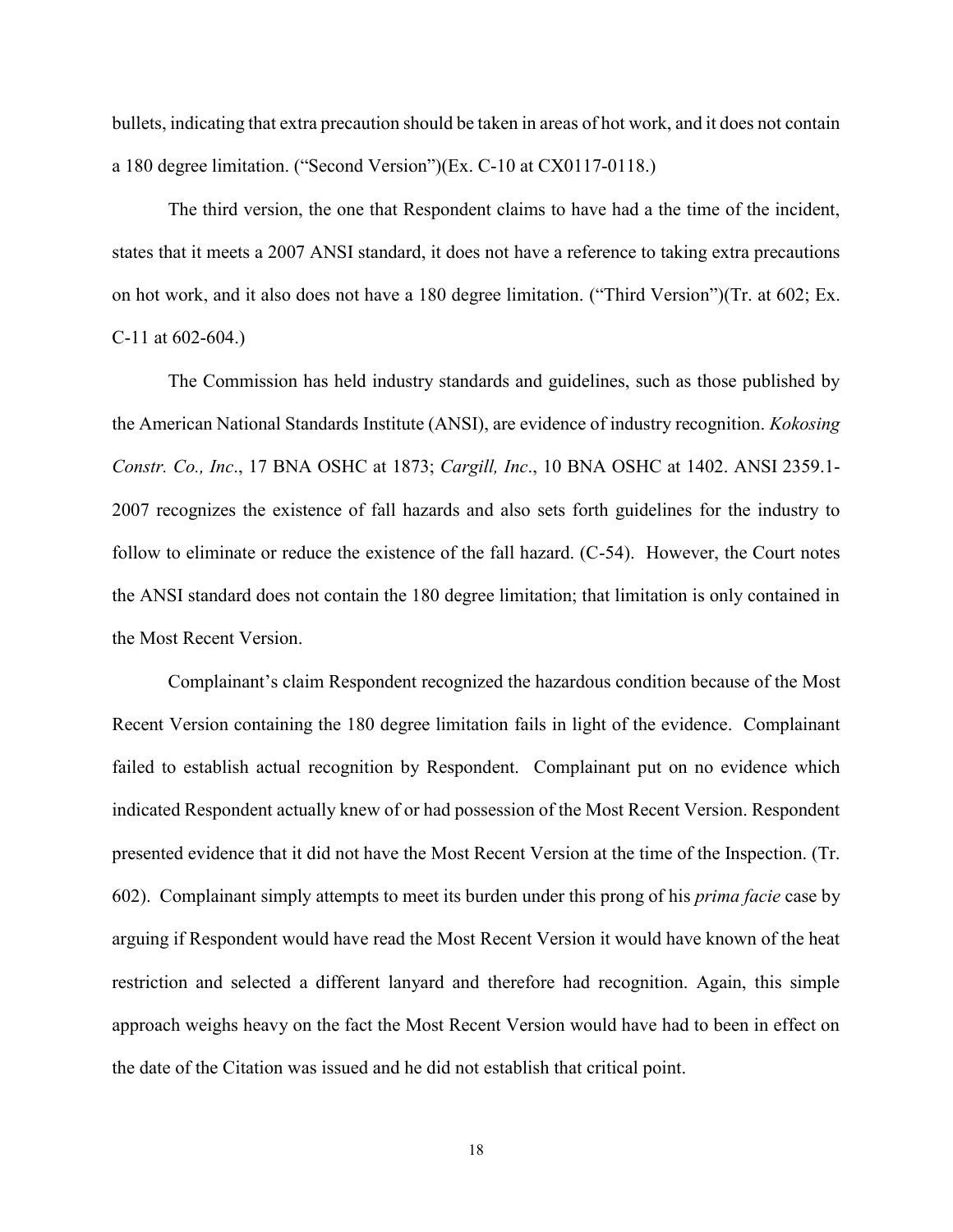bullets, indicating that extra precaution should be taken in areas of hot work, and it does not contain a 180 degree limitation. ("Second Version")(Ex. C-10 at CX0117-0118.)

The third version, the one that Respondent claims to have had a the time of the incident, states that it meets a 2007 ANSI standard, it does not have a reference to taking extra precautions on hot work, and it also does not have a 180 degree limitation. ("Third Version")(Tr. at 602; Ex. C-11 at 602-604.)

The Commission has held industry standards and guidelines, such as those published by the American National Standards Institute (ANSI), are evidence of industry recognition. *Kokosing Constr. Co., Inc*., 17 BNA OSHC at 1873; *Cargill, Inc*., 10 BNA OSHC at 1402. ANSI 2359.1-2007 recognizes the existence of fall hazards and also sets forth guidelines for the industry to follow to eliminate or reduce the existence of the fall hazard. (C-54). However, the Court notes the ANSI standard does not contain the 180 degree limitation; that limitation is only contained in the Most Recent Version.

Complainant's claim Respondent recognized the hazardous condition because of the Most Recent Version containing the 180 degree limitation fails in light of the evidence. Complainant failed to establish actual recognition by Respondent. Complainant put on no evidence which indicated Respondent actually knew of or had possession of the Most Recent Version. Respondent presented evidence that it did not have the Most Recent Version at the time of the Inspection. (Tr. 602). Complainant simply attempts to meet its burden under this prong of his *prima facie* case by arguing if Respondent would have read the Most Recent Version it would have known of the heat restriction and selected a different lanyard and therefore had recognition. Again, this simple approach weighs heavy on the fact the Most Recent Version would have had to been in effect on the date of the Citation was issued and he did not establish that critical point.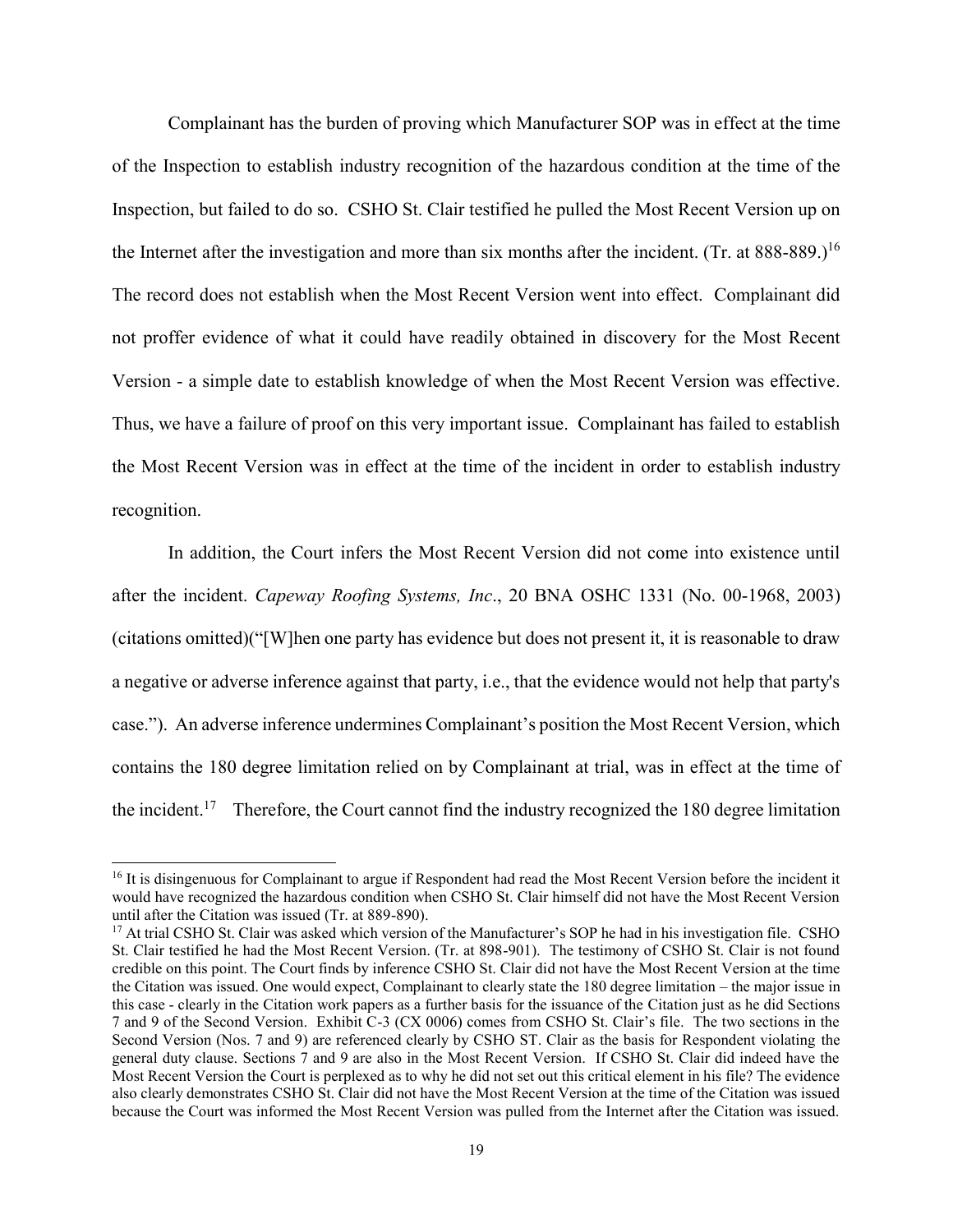Complainant has the burden of proving which Manufacturer SOP was in effect at the time of the Inspection to establish industry recognition of the hazardous condition at the time of the Inspection, but failed to do so. CSHO St. Clair testified he pulled the Most Recent Version up on the Internet after the investigation and more than six months after the incident. (Tr. at 888-889.)[16] The record does not establish when the Most Recent Version went into effect. Complainant did not proffer evidence of what it could have readily obtained in discovery for the Most Recent Version - a simple date to establish knowledge of when the Most Recent Version was effective. Thus, we have a failure of proof on this very important issue. Complainant has failed to establish the Most Recent Version was in effect at the time of the incident in order to establish industry recognition.

In addition, the Court infers the Most Recent Version did not come into existence until after the incident. *Capeway Roofing Systems, Inc*., 20 BNA OSHC 1331 (No. 00-1968, 2003) (citations omitted)("[W]hen one party has evidence but does not present it, it is reasonable to draw a negative or adverse inference against that party, i.e., that the evidence would not help that party's case."). An adverse inference undermines Complainant's position the Most Recent Version, which contains the 180 degree limitation relied on by Complainant at trial, was in effect at the time of the incident.[17] Therefore, the Court cannot find the industry recognized the 180 degree limitation

---

[16] It is disingenuous for Complainant to argue if Respondent had read the Most Recent Version before the incident it would have recognized the hazardous condition when CSHO St. Clair himself did not have the Most Recent Version until after the Citation was issued (Tr. at 889-890).

[17] At trial CSHO St. Clair was asked which version of the Manufacturer's SOP he had in his investigation file. CSHO St. Clair testified he had the Most Recent Version. (Tr. at 898-901). The testimony of CSHO St. Clair is not found credible on this point. The Court finds by inference CSHO St. Clair did not have the Most Recent Version at the time the Citation was issued. One would expect, Complainant to clearly state the 180 degree limitation – the major issue in this case - clearly in the Citation work papers as a further basis for the issuance of the Citation just as he did Sections 7 and 9 of the Second Version. Exhibit C-3 (CX 0006) comes from CSHO St. Clair's file. The two sections in the Second Version (Nos. 7 and 9) are referenced clearly by CSHO ST. Clair as the basis for Respondent violating the general duty clause. Sections 7 and 9 are also in the Most Recent Version. If CSHO St. Clair did indeed have the Most Recent Version the Court is perplexed as to why he did not set out this critical element in his file? The evidence also clearly demonstrates CSHO St. Clair did not have the Most Recent Version at the time of the Citation was issued because the Court was informed the Most Recent Version was pulled from the Internet after the Citation was issued.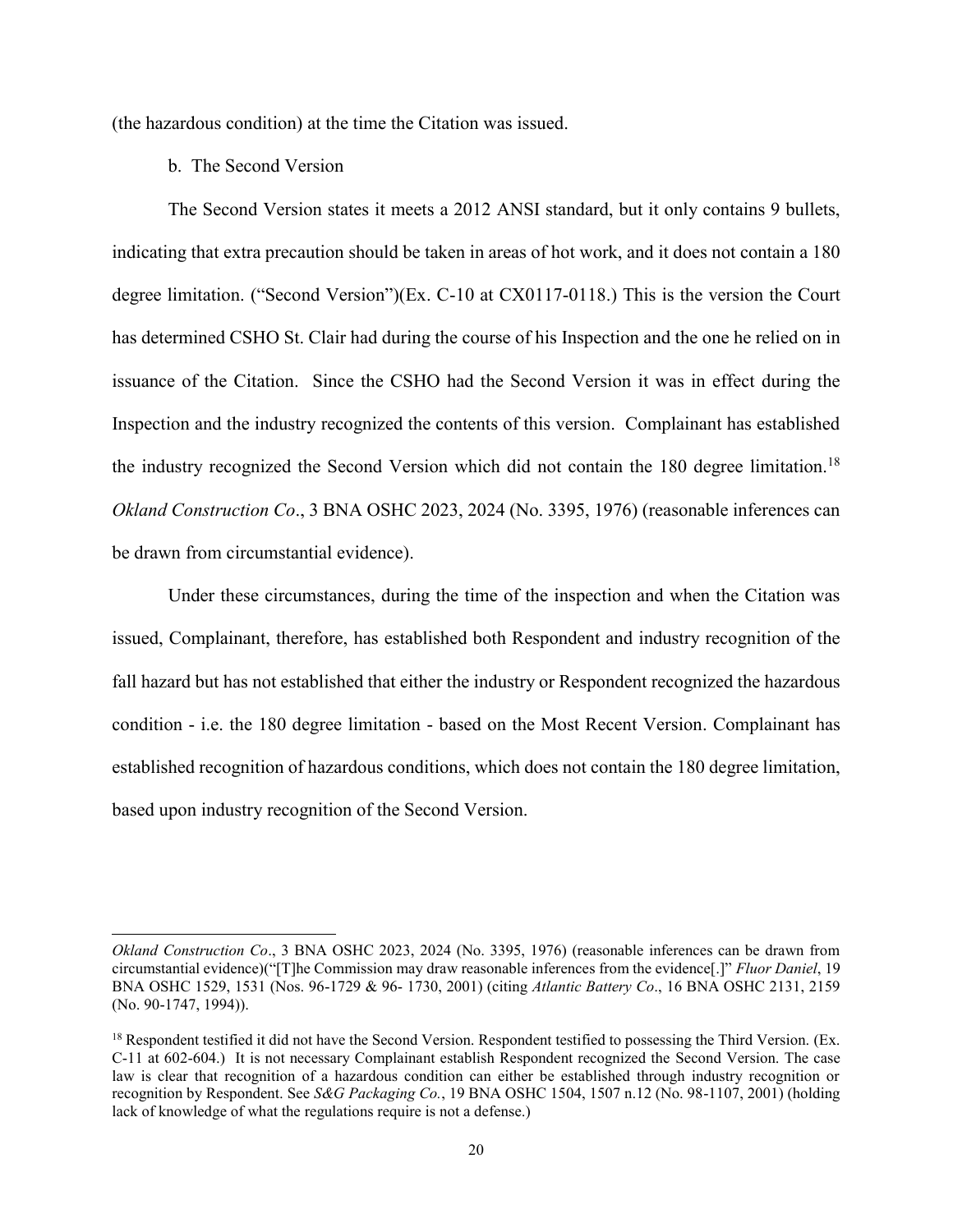(the hazardous condition) at the time the Citation was issued.

b. The Second Version

The Second Version states it meets a 2012 ANSI standard, but it only contains 9 bullets, indicating that extra precaution should be taken in areas of hot work, and it does not contain a 180 degree limitation. ("Second Version")(Ex. C-10 at CX0117-0118.) This is the version the Court has determined CSHO St. Clair had during the course of his Inspection and the one he relied on in issuance of the Citation. Since the CSHO had the Second Version it was in effect during the Inspection and the industry recognized the contents of this version. Complainant has established the industry recognized the Second Version which did not contain the 180 degree limitation.[18] *Okland Construction Co*., 3 BNA OSHC 2023, 2024 (No. 3395, 1976) (reasonable inferences can be drawn from circumstantial evidence).

Under these circumstances, during the time of the inspection and when the Citation was issued, Complainant, therefore, has established both Respondent and industry recognition of the fall hazard but has not established that either the industry or Respondent recognized the hazardous condition - i.e. the 180 degree limitation - based on the Most Recent Version. Complainant has established recognition of hazardous conditions, which does not contain the 180 degree limitation, based upon industry recognition of the Second Version.

---

*Okland Construction Co*., 3 BNA OSHC 2023, 2024 (No. 3395, 1976) (reasonable inferences can be drawn from circumstantial evidence)("[T]he Commission may draw reasonable inferences from the evidence[.]" *Fluor Daniel*, 19 BNA OSHC 1529, 1531 (Nos. 96-1729 & 96- 1730, 2001) (citing *Atlantic Battery Co*., 16 BNA OSHC 2131, 2159 (No. 90-1747, 1994)).

[18] Respondent testified it did not have the Second Version. Respondent testified to possessing the Third Version. (Ex. C-11 at 602-604.) It is not necessary Complainant establish Respondent recognized the Second Version. The case law is clear that recognition of a hazardous condition can either be established through industry recognition or recognition by Respondent. See *S&G Packaging Co.*, 19 BNA OSHC 1504, 1507 n.12 (No. 98-1107, 2001) (holding lack of knowledge of what the regulations require is not a defense.)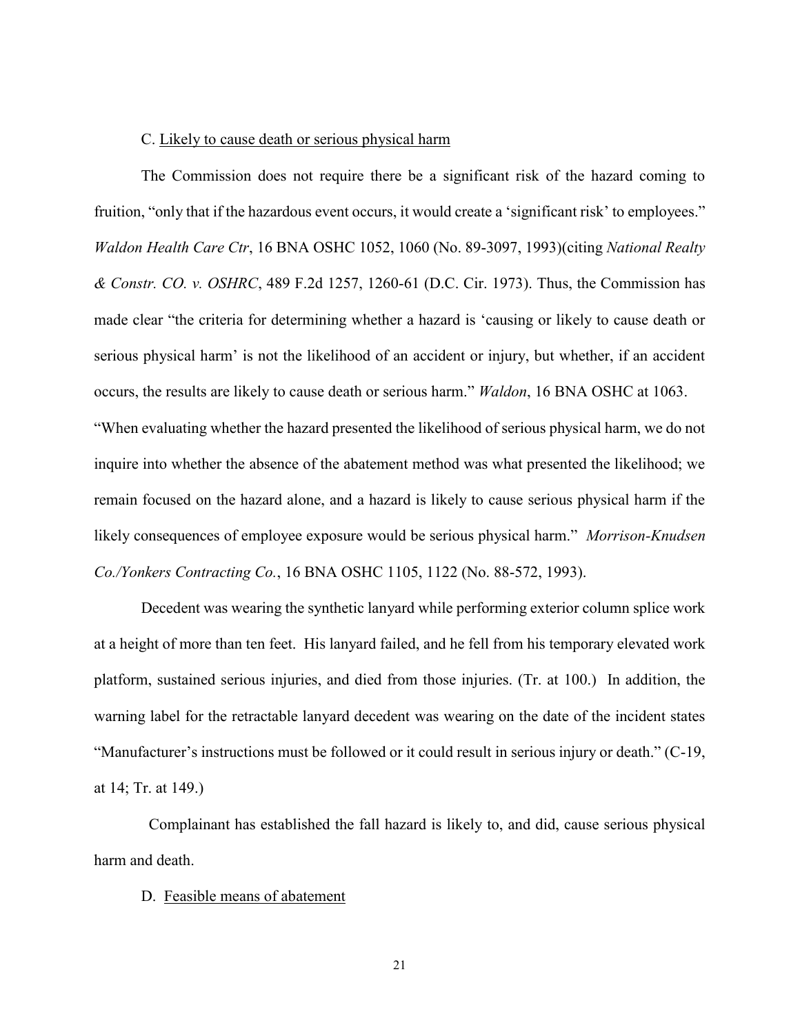### C. Likely to cause death or serious physical harm

The Commission does not require there be a significant risk of the hazard coming to fruition, "only that if the hazardous event occurs, it would create a 'significant risk' to employees." *Waldon Health Care Ctr*, 16 BNA OSHC 1052, 1060 (No. 89-3097, 1993)(citing *National Realty & Constr. CO. v. OSHRC*, 489 F.2d 1257, 1260-61 (D.C. Cir. 1973). Thus, the Commission has made clear "the criteria for determining whether a hazard is 'causing or likely to cause death or serious physical harm' is not the likelihood of an accident or injury, but whether, if an accident occurs, the results are likely to cause death or serious harm." *Waldon*, 16 BNA OSHC at 1063. "When evaluating whether the hazard presented the likelihood of serious physical harm, we do not inquire into whether the absence of the abatement method was what presented the likelihood; we remain focused on the hazard alone, and a hazard is likely to cause serious physical harm if the likely consequences of employee exposure would be serious physical harm." *Morrison-Knudsen Co./Yonkers Contracting Co.*, 16 BNA OSHC 1105, 1122 (No. 88-572, 1993).

Decedent was wearing the synthetic lanyard while performing exterior column splice work at a height of more than ten feet. His lanyard failed, and he fell from his temporary elevated work platform, sustained serious injuries, and died from those injuries. (Tr. at 100.) In addition, the warning label for the retractable lanyard decedent was wearing on the date of the incident states "Manufacturer's instructions must be followed or it could result in serious injury or death." (C-19, at 14; Tr. at 149.)

Complainant has established the fall hazard is likely to, and did, cause serious physical harm and death.

### D. Feasible means of abatement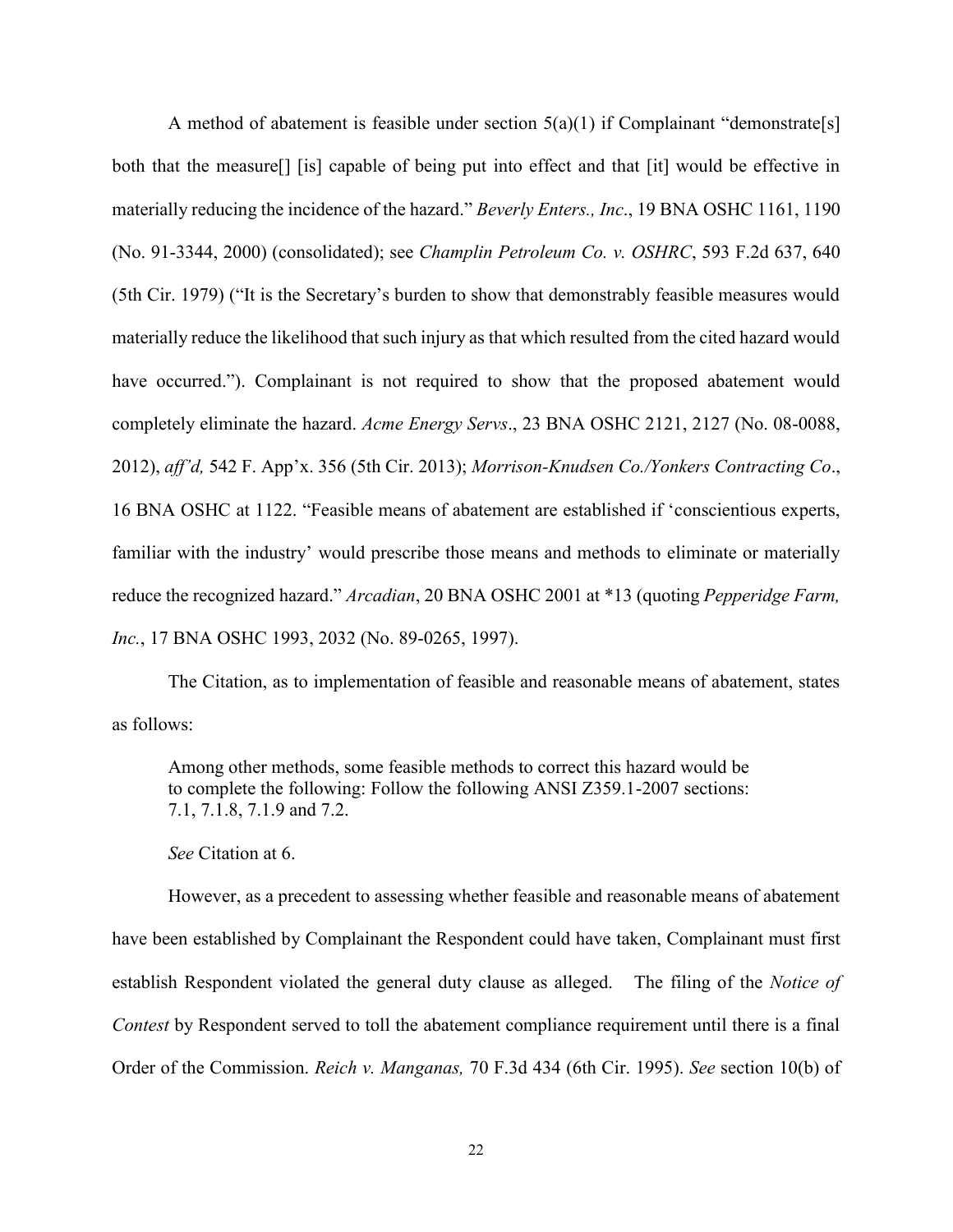A method of abatement is feasible under section 5(a)(1) if Complainant "demonstrate[s] both that the measure[] [is] capable of being put into effect and that [it] would be effective in materially reducing the incidence of the hazard." *Beverly Enters., Inc*., 19 BNA OSHC 1161, 1190 (No. 91-3344, 2000) (consolidated); see *Champlin Petroleum Co. v. OSHRC*, 593 F.2d 637, 640 (5th Cir. 1979) ("It is the Secretary's burden to show that demonstrably feasible measures would materially reduce the likelihood that such injury as that which resulted from the cited hazard would have occurred."). Complainant is not required to show that the proposed abatement would completely eliminate the hazard. *Acme Energy Servs*., 23 BNA OSHC 2121, 2127 (No. 08-0088, 2012), *aff'd,* 542 F. App'x. 356 (5th Cir. 2013); *Morrison-Knudsen Co./Yonkers Contracting Co*., 16 BNA OSHC at 1122. "Feasible means of abatement are established if 'conscientious experts, familiar with the industry' would prescribe those means and methods to eliminate or materially reduce the recognized hazard." *Arcadian*, 20 BNA OSHC 2001 at *13 (quoting *Pepperidge Farm, Inc.*, 17 BNA OSHC 1993, 2032 (No. 89-0265, 1997).

The Citation, as to implementation of feasible and reasonable means of abatement, states as follows:

> Among other methods, some feasible methods to correct this hazard would be to complete the following: Follow the following ANSI Z359.1-2007 sections: 7.1, 7.1.8, 7.1.9 and 7.2.
>
> *See* Citation at 6.

However, as a precedent to assessing whether feasible and reasonable means of abatement have been established by Complainant the Respondent could have taken, Complainant must first establish Respondent violated the general duty clause as alleged. The filing of the *Notice of Contest* by Respondent served to toll the abatement compliance requirement until there is a final Order of the Commission. *Reich v. Manganas,* 70 F.3d 434 (6th Cir. 1995). *See* section 10(b) of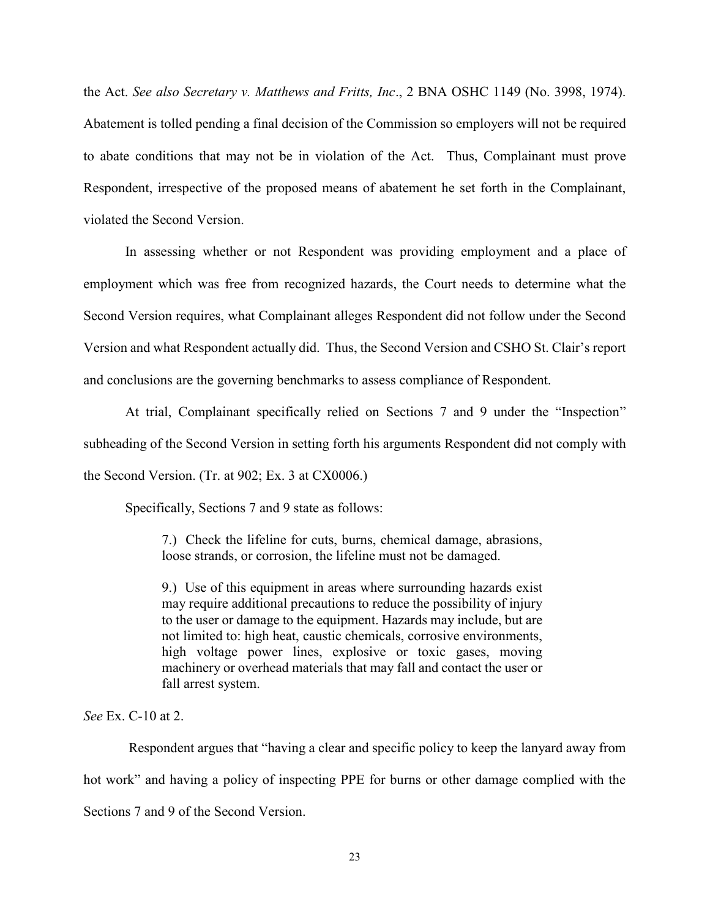the Act. *See also Secretary v. Matthews and Fritts, Inc*., 2 BNA OSHC 1149 (No. 3998, 1974). Abatement is tolled pending a final decision of the Commission so employers will not be required to abate conditions that may not be in violation of the Act. Thus, Complainant must prove Respondent, irrespective of the proposed means of abatement he set forth in the Complainant, violated the Second Version.

In assessing whether or not Respondent was providing employment and a place of employment which was free from recognized hazards, the Court needs to determine what the Second Version requires, what Complainant alleges Respondent did not follow under the Second Version and what Respondent actually did. Thus, the Second Version and CSHO St. Clair's report and conclusions are the governing benchmarks to assess compliance of Respondent.

At trial, Complainant specifically relied on Sections 7 and 9 under the "Inspection" subheading of the Second Version in setting forth his arguments Respondent did not comply with the Second Version. (Tr. at 902; Ex. 3 at CX0006.)

Specifically, Sections 7 and 9 state as follows:

> 7.) Check the lifeline for cuts, burns, chemical damage, abrasions, loose strands, or corrosion, the lifeline must not be damaged.
>
> 9.) Use of this equipment in areas where surrounding hazards exist may require additional precautions to reduce the possibility of injury to the user or damage to the equipment. Hazards may include, but are not limited to: high heat, caustic chemicals, corrosive environments, high voltage power lines, explosive or toxic gases, moving machinery or overhead materials that may fall and contact the user or fall arrest system.

*See* Ex. C-10 at 2.

Respondent argues that "having a clear and specific policy to keep the lanyard away from hot work" and having a policy of inspecting PPE for burns or other damage complied with the Sections 7 and 9 of the Second Version.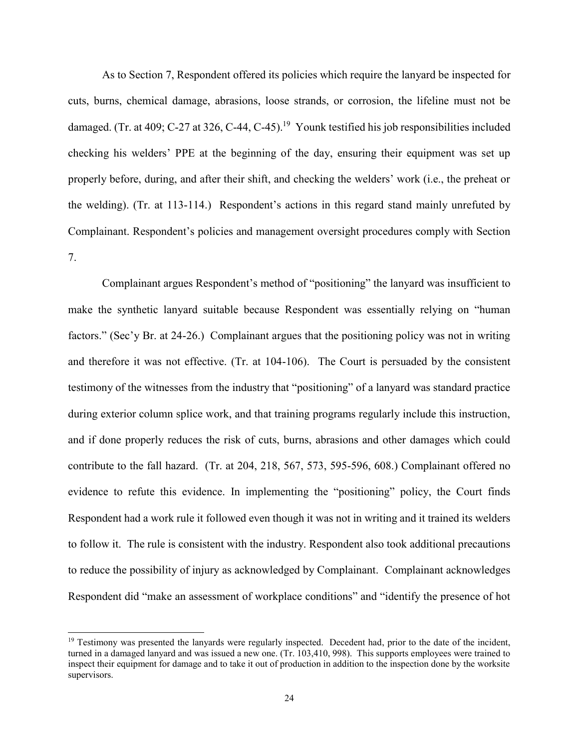As to Section 7, Respondent offered its policies which require the lanyard be inspected for cuts, burns, chemical damage, abrasions, loose strands, or corrosion, the lifeline must not be damaged. (Tr. at 409; C-27 at 326, C-44, C-45).[19] Younk testified his job responsibilities included checking his welders' PPE at the beginning of the day, ensuring their equipment was set up properly before, during, and after their shift, and checking the welders' work (i.e., the preheat or the welding). (Tr. at 113-114.) Respondent's actions in this regard stand mainly unrefuted by Complainant. Respondent's policies and management oversight procedures comply with Section 7.

Complainant argues Respondent's method of "positioning" the lanyard was insufficient to make the synthetic lanyard suitable because Respondent was essentially relying on "human factors." (Sec'y Br. at 24-26.) Complainant argues that the positioning policy was not in writing and therefore it was not effective. (Tr. at 104-106). The Court is persuaded by the consistent testimony of the witnesses from the industry that "positioning" of a lanyard was standard practice during exterior column splice work, and that training programs regularly include this instruction, and if done properly reduces the risk of cuts, burns, abrasions and other damages which could contribute to the fall hazard. (Tr. at 204, 218, 567, 573, 595-596, 608.) Complainant offered no evidence to refute this evidence. In implementing the "positioning" policy, the Court finds Respondent had a work rule it followed even though it was not in writing and it trained its welders to follow it. The rule is consistent with the industry. Respondent also took additional precautions to reduce the possibility of injury as acknowledged by Complainant. Complainant acknowledges Respondent did "make an assessment of workplace conditions" and "identify the presence of hot

[19] Testimony was presented the lanyards were regularly inspected. Decedent had, prior to the date of the incident, turned in a damaged lanyard and was issued a new one. (Tr. 103,410, 998). This supports employees were trained to inspect their equipment for damage and to take it out of production in addition to the inspection done by the worksite supervisors.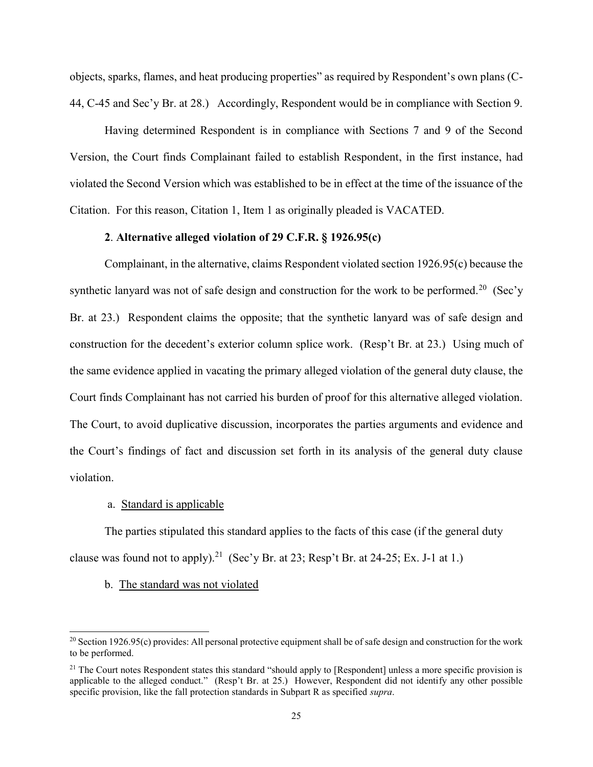objects, sparks, flames, and heat producing properties" as required by Respondent's own plans (C-44, C-45 and Sec'y Br. at 28.) Accordingly, Respondent would be in compliance with Section 9.

Having determined Respondent is in compliance with Sections 7 and 9 of the Second Version, the Court finds Complainant failed to establish Respondent, in the first instance, had violated the Second Version which was established to be in effect at the time of the issuance of the Citation. For this reason, Citation 1, Item 1 as originally pleaded is VACATED.

### 2. Alternative alleged violation of 29 C.F.R. § 1926.95(c)

Complainant, in the alternative, claims Respondent violated section 1926.95(c) because the synthetic lanyard was not of safe design and construction for the work to be performed.[20] (Sec'y Br. at 23.) Respondent claims the opposite; that the synthetic lanyard was of safe design and construction for the decedent's exterior column splice work. (Resp't Br. at 23.) Using much of the same evidence applied in vacating the primary alleged violation of the general duty clause, the Court finds Complainant has not carried his burden of proof for this alternative alleged violation. The Court, to avoid duplicative discussion, incorporates the parties arguments and evidence and the Court's findings of fact and discussion set forth in its analysis of the general duty clause violation.

a. Standard is applicable

The parties stipulated this standard applies to the facts of this case (if the general duty clause was found not to apply).[21] (Sec'y Br. at 23; Resp't Br. at 24-25; Ex. J-1 at 1.)

b. The standard was not violated

---

[20] Section 1926.95(c) provides: All personal protective equipment shall be of safe design and construction for the work to be performed.

[21] The Court notes Respondent states this standard "should apply to [Respondent] unless a more specific provision is applicable to the alleged conduct." (Resp't Br. at 25.) However, Respondent did not identify any other possible specific provision, like the fall protection standards in Subpart R as specified *supra*.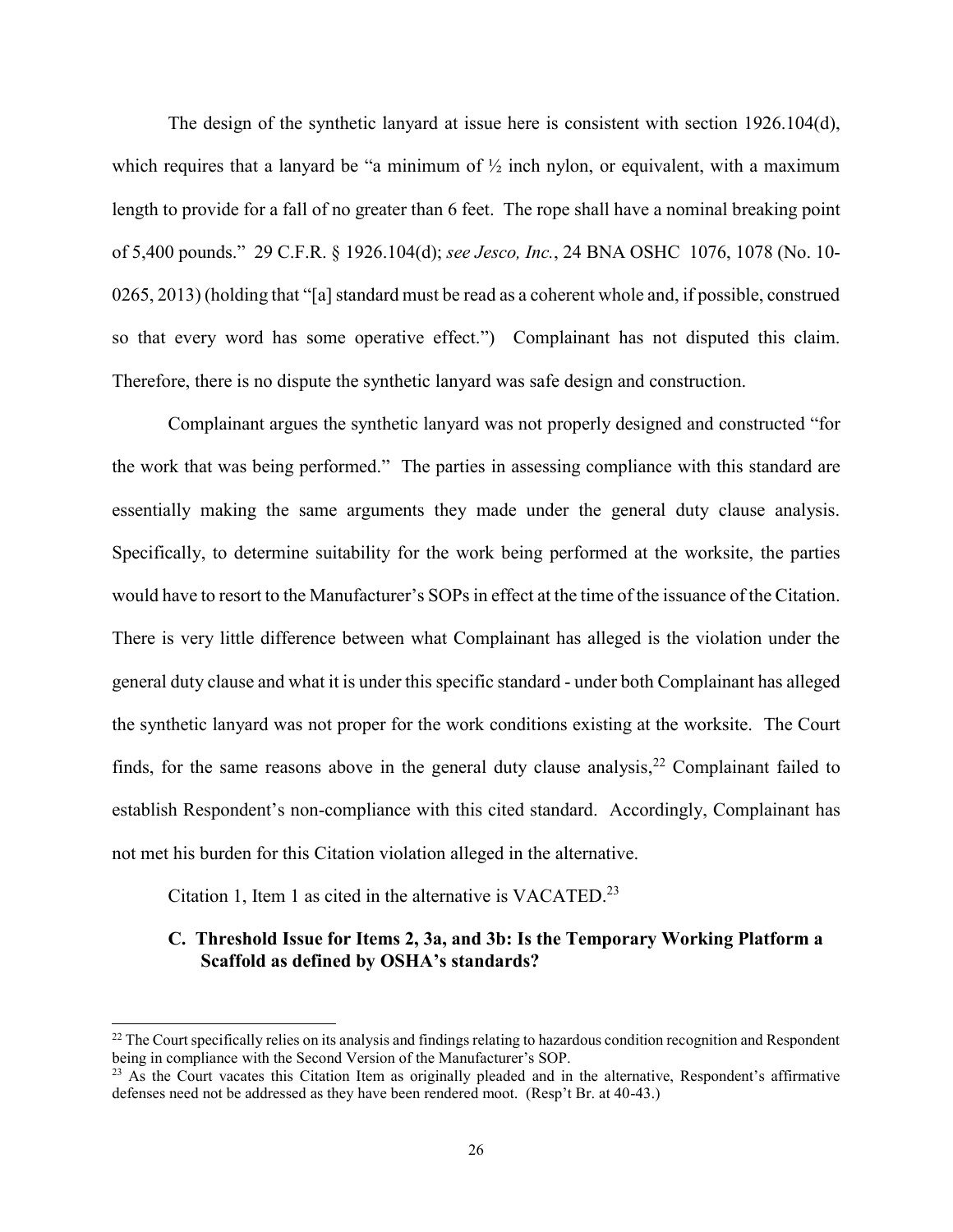The design of the synthetic lanyard at issue here is consistent with section 1926.104(d), which requires that a lanyard be "a minimum of ½ inch nylon, or equivalent, with a maximum length to provide for a fall of no greater than 6 feet. The rope shall have a nominal breaking point of 5,400 pounds." 29 C.F.R. § 1926.104(d); *see Jesco, Inc.*, 24 BNA OSHC 1076, 1078 (No. 10-0265, 2013) (holding that "[a] standard must be read as a coherent whole and, if possible, construed so that every word has some operative effect.") Complainant has not disputed this claim. Therefore, there is no dispute the synthetic lanyard was safe design and construction.

Complainant argues the synthetic lanyard was not properly designed and constructed "for the work that was being performed." The parties in assessing compliance with this standard are essentially making the same arguments they made under the general duty clause analysis. Specifically, to determine suitability for the work being performed at the worksite, the parties would have to resort to the Manufacturer's SOPs in effect at the time of the issuance of the Citation. There is very little difference between what Complainant has alleged is the violation under the general duty clause and what it is under this specific standard - under both Complainant has alleged the synthetic lanyard was not proper for the work conditions existing at the worksite. The Court finds, for the same reasons above in the general duty clause analysis,[22] Complainant failed to establish Respondent's non-compliance with this cited standard. Accordingly, Complainant has not met his burden for this Citation violation alleged in the alternative.

Citation 1, Item 1 as cited in the alternative is VACATED.[23]

### C. Threshold Issue for Items 2, 3a, and 3b: Is the Temporary Working Platform a Scaffold as defined by OSHA's standards?

[22] The Court specifically relies on its analysis and findings relating to hazardous condition recognition and Respondent being in compliance with the Second Version of the Manufacturer's SOP.

[23] As the Court vacates this Citation Item as originally pleaded and in the alternative, Respondent's affirmative defenses need not be addressed as they have been rendered moot. (Resp't Br. at 40-43.)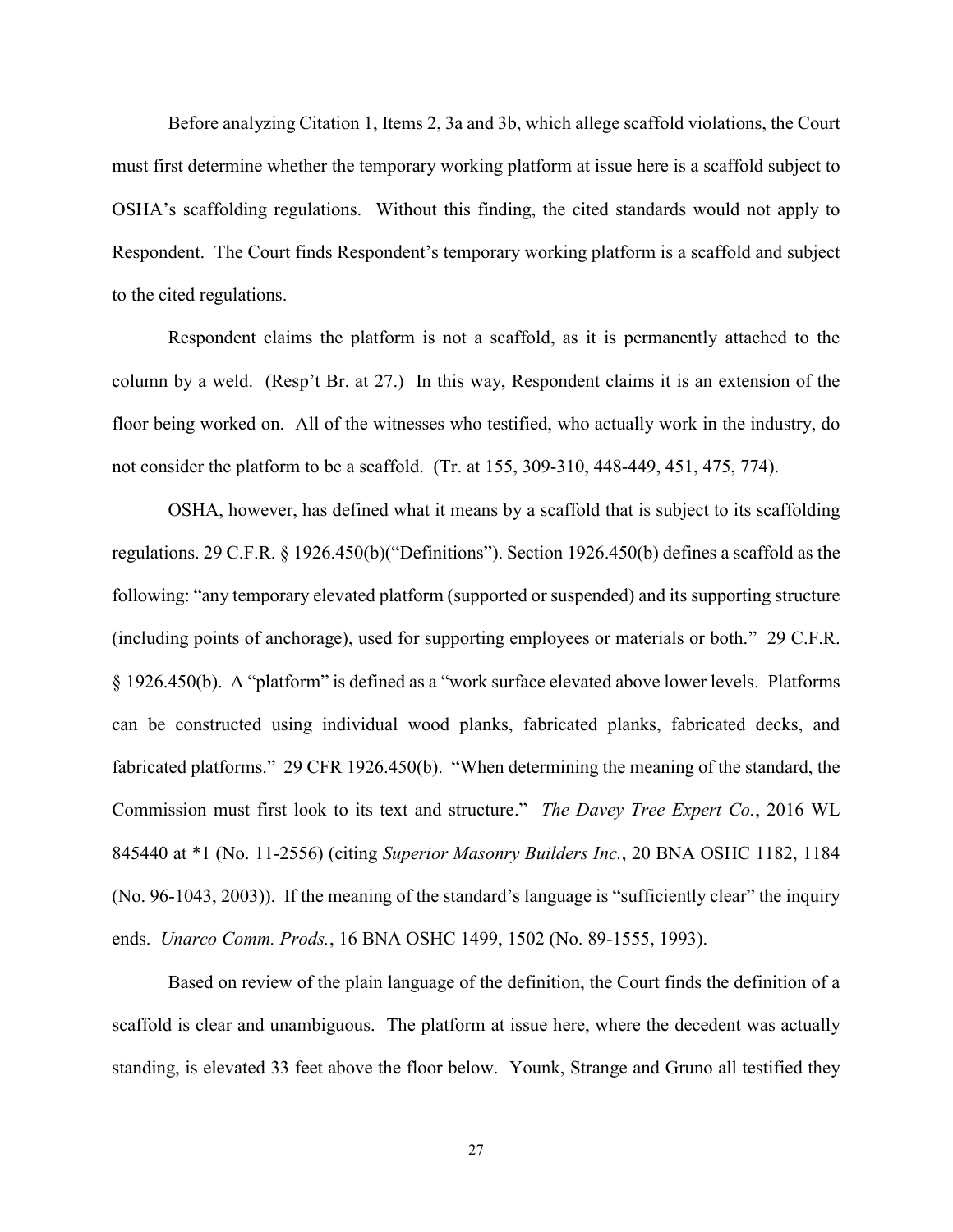Before analyzing Citation 1, Items 2, 3a and 3b, which allege scaffold violations, the Court must first determine whether the temporary working platform at issue here is a scaffold subject to OSHA's scaffolding regulations. Without this finding, the cited standards would not apply to Respondent. The Court finds Respondent's temporary working platform is a scaffold and subject to the cited regulations.

Respondent claims the platform is not a scaffold, as it is permanently attached to the column by a weld. (Resp't Br. at 27.) In this way, Respondent claims it is an extension of the floor being worked on. All of the witnesses who testified, who actually work in the industry, do not consider the platform to be a scaffold. (Tr. at 155, 309-310, 448-449, 451, 475, 774).

OSHA, however, has defined what it means by a scaffold that is subject to its scaffolding regulations. 29 C.F.R. § 1926.450(b)("Definitions"). Section 1926.450(b) defines a scaffold as the following: "any temporary elevated platform (supported or suspended) and its supporting structure (including points of anchorage), used for supporting employees or materials or both." 29 C.F.R. § 1926.450(b). A "platform" is defined as a "work surface elevated above lower levels. Platforms can be constructed using individual wood planks, fabricated planks, fabricated decks, and fabricated platforms." 29 CFR 1926.450(b). "When determining the meaning of the standard, the Commission must first look to its text and structure." *The Davey Tree Expert Co.*, 2016 WL 845440 at *1 (No. 11-2556) (citing *Superior Masonry Builders Inc.*, 20 BNA OSHC 1182, 1184 (No. 96-1043, 2003)). If the meaning of the standard's language is "sufficiently clear" the inquiry ends. *Unarco Comm. Prods.*, 16 BNA OSHC 1499, 1502 (No. 89-1555, 1993).

Based on review of the plain language of the definition, the Court finds the definition of a scaffold is clear and unambiguous. The platform at issue here, where the decedent was actually standing, is elevated 33 feet above the floor below. Younk, Strange and Gruno all testified they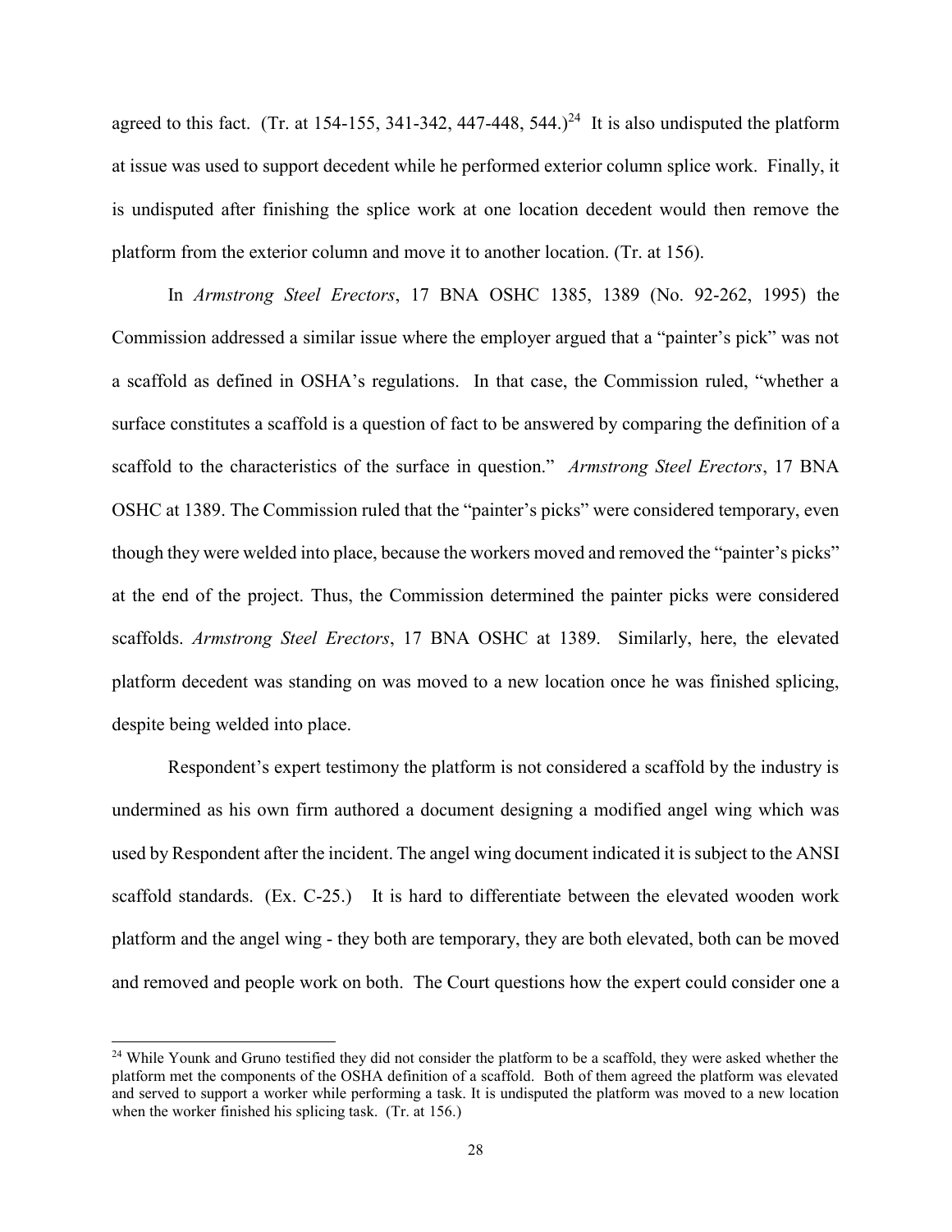agreed to this fact. (Tr. at 154-155, 341-342, 447-448, 544.)[24] It is also undisputed the platform at issue was used to support decedent while he performed exterior column splice work. Finally, it is undisputed after finishing the splice work at one location decedent would then remove the platform from the exterior column and move it to another location. (Tr. at 156).

In *Armstrong Steel Erectors*, 17 BNA OSHC 1385, 1389 (No. 92-262, 1995) the Commission addressed a similar issue where the employer argued that a "painter's pick" was not a scaffold as defined in OSHA's regulations. In that case, the Commission ruled, "whether a surface constitutes a scaffold is a question of fact to be answered by comparing the definition of a scaffold to the characteristics of the surface in question." *Armstrong Steel Erectors*, 17 BNA OSHC at 1389. The Commission ruled that the "painter's picks" were considered temporary, even though they were welded into place, because the workers moved and removed the "painter's picks" at the end of the project. Thus, the Commission determined the painter picks were considered scaffolds. *Armstrong Steel Erectors*, 17 BNA OSHC at 1389. Similarly, here, the elevated platform decedent was standing on was moved to a new location once he was finished splicing, despite being welded into place.

Respondent's expert testimony the platform is not considered a scaffold by the industry is undermined as his own firm authored a document designing a modified angel wing which was used by Respondent after the incident. The angel wing document indicated it is subject to the ANSI scaffold standards. (Ex. C-25.) It is hard to differentiate between the elevated wooden work platform and the angel wing - they both are temporary, they are both elevated, both can be moved and removed and people work on both. The Court questions how the expert could consider one a

[24] While Younk and Gruno testified they did not consider the platform to be a scaffold, they were asked whether the platform met the components of the OSHA definition of a scaffold. Both of them agreed the platform was elevated and served to support a worker while performing a task. It is undisputed the platform was moved to a new location when the worker finished his splicing task. (Tr. at 156.)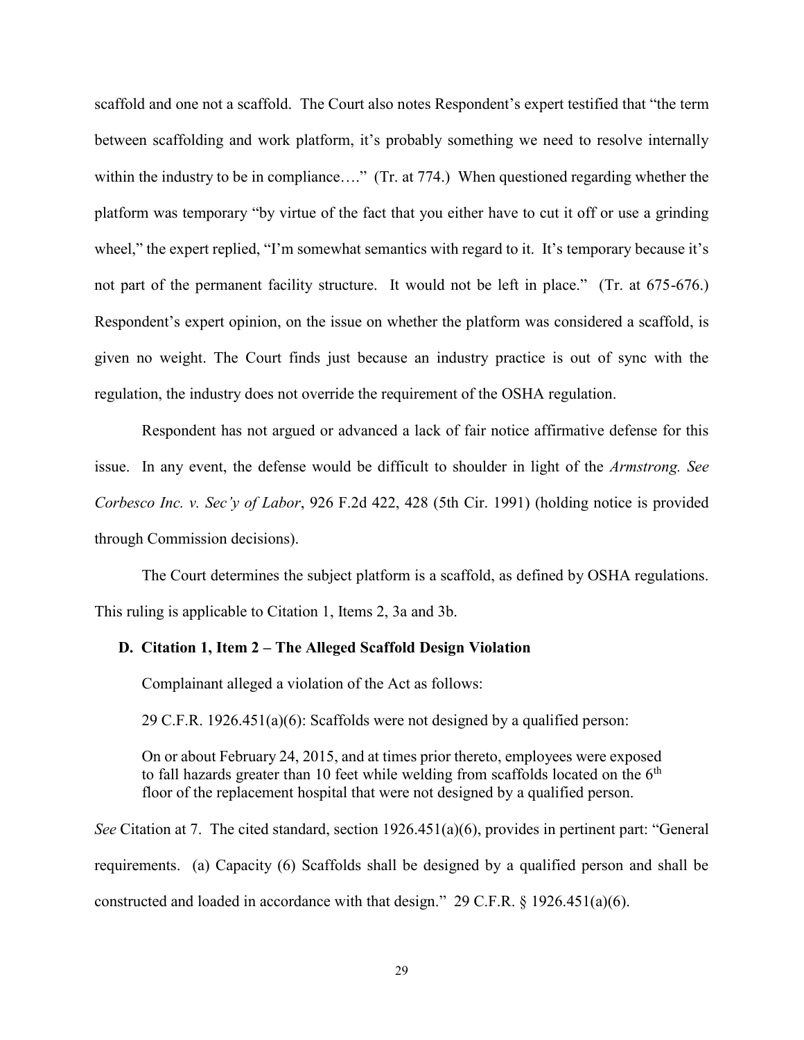scaffold and one not a scaffold. The Court also notes Respondent's expert testified that "the term between scaffolding and work platform, it's probably something we need to resolve internally within the industry to be in compliance…." (Tr. at 774.) When questioned regarding whether the platform was temporary "by virtue of the fact that you either have to cut it off or use a grinding wheel," the expert replied, "I'm somewhat semantics with regard to it. It's temporary because it's not part of the permanent facility structure. It would not be left in place." (Tr. at 675-676.) Respondent's expert opinion, on the issue on whether the platform was considered a scaffold, is given no weight. The Court finds just because an industry practice is out of sync with the regulation, the industry does not override the requirement of the OSHA regulation.

Respondent has not argued or advanced a lack of fair notice affirmative defense for this issue. In any event, the defense would be difficult to shoulder in light of the *Armstrong. See Corbesco Inc. v. Sec'y of Labor*, 926 F.2d 422, 428 (5th Cir. 1991) (holding notice is provided through Commission decisions).

The Court determines the subject platform is a scaffold, as defined by OSHA regulations. This ruling is applicable to Citation 1, Items 2, 3a and 3b.

### D. Citation 1, Item 2 – The Alleged Scaffold Design Violation

Complainant alleged a violation of the Act as follows:

> 29 C.F.R. 1926.451(a)(6): Scaffolds were not designed by a qualified person:
>
> On or about February 24, 2015, and at times prior thereto, employees were exposed to fall hazards greater than 10 feet while welding from scaffolds located on the 6th floor of the replacement hospital that were not designed by a qualified person.

*See* Citation at 7. The cited standard, section 1926.451(a)(6), provides in pertinent part: "General requirements. (a) Capacity (6) Scaffolds shall be designed by a qualified person and shall be constructed and loaded in accordance with that design." 29 C.F.R. § 1926.451(a)(6).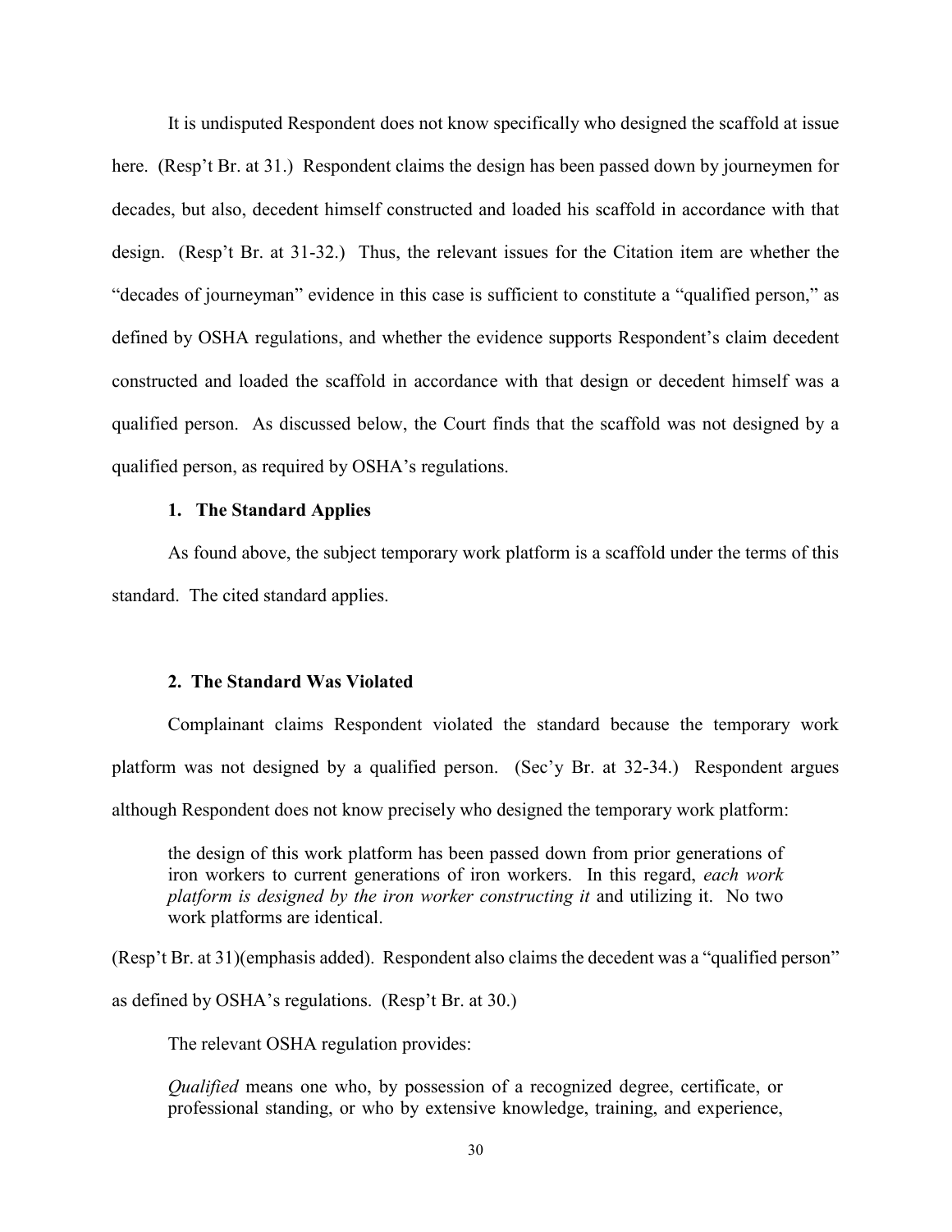It is undisputed Respondent does not know specifically who designed the scaffold at issue here. (Resp't Br. at 31.) Respondent claims the design has been passed down by journeymen for decades, but also, decedent himself constructed and loaded his scaffold in accordance with that design. (Resp't Br. at 31-32.) Thus, the relevant issues for the Citation item are whether the "decades of journeyman" evidence in this case is sufficient to constitute a "qualified person," as defined by OSHA regulations, and whether the evidence supports Respondent's claim decedent constructed and loaded the scaffold in accordance with that design or decedent himself was a qualified person. As discussed below, the Court finds that the scaffold was not designed by a qualified person, as required by OSHA's regulations.

#### 1. The Standard Applies

As found above, the subject temporary work platform is a scaffold under the terms of this standard. The cited standard applies.

#### 2. The Standard Was Violated

Complainant claims Respondent violated the standard because the temporary work platform was not designed by a qualified person. (Sec'y Br. at 32-34.) Respondent argues although Respondent does not know precisely who designed the temporary work platform:

> the design of this work platform has been passed down from prior generations of iron workers to current generations of iron workers. In this regard, *each work platform is designed by the iron worker constructing it* and utilizing it. No two work platforms are identical.

(Resp't Br. at 31)(emphasis added). Respondent also claims the decedent was a "qualified person" as defined by OSHA's regulations. (Resp't Br. at 30.)

The relevant OSHA regulation provides:

> *Qualified* means one who, by possession of a recognized degree, certificate, or professional standing, or who by extensive knowledge, training, and experience,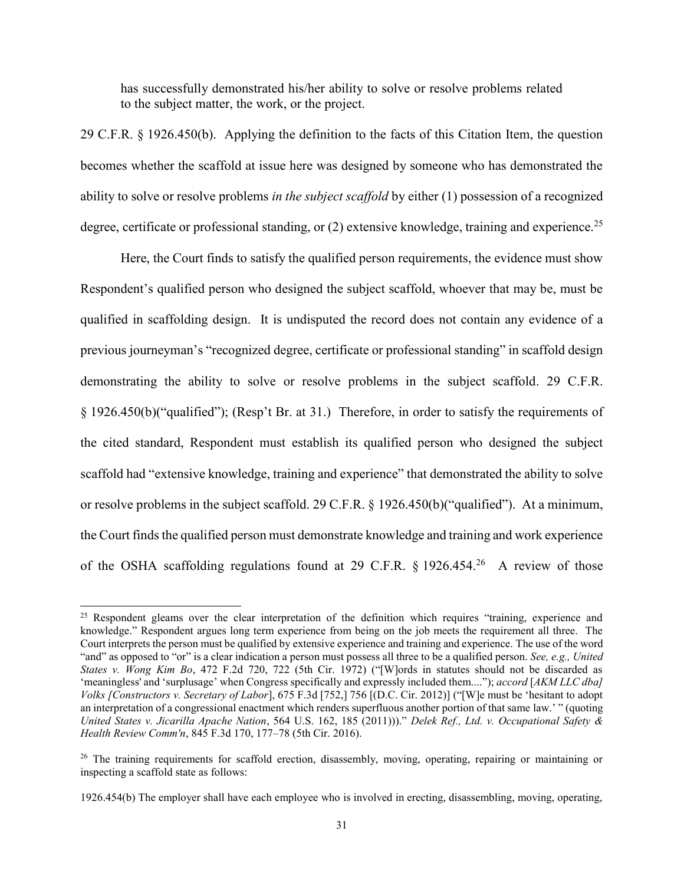has successfully demonstrated his/her ability to solve or resolve problems related to the subject matter, the work, or the project.

29 C.F.R. § 1926.450(b). Applying the definition to the facts of this Citation Item, the question becomes whether the scaffold at issue here was designed by someone who has demonstrated the ability to solve or resolve problems *in the subject scaffold* by either (1) possession of a recognized degree, certificate or professional standing, or (2) extensive knowledge, training and experience.[25]

Here, the Court finds to satisfy the qualified person requirements, the evidence must show Respondent's qualified person who designed the subject scaffold, whoever that may be, must be qualified in scaffolding design. It is undisputed the record does not contain any evidence of a previous journeyman's "recognized degree, certificate or professional standing" in scaffold design demonstrating the ability to solve or resolve problems in the subject scaffold. 29 C.F.R. § 1926.450(b)("qualified"); (Resp't Br. at 31.) Therefore, in order to satisfy the requirements of the cited standard, Respondent must establish its qualified person who designed the subject scaffold had "extensive knowledge, training and experience" that demonstrated the ability to solve or resolve problems in the subject scaffold. 29 C.F.R. § 1926.450(b)("qualified"). At a minimum, the Court finds the qualified person must demonstrate knowledge and training and work experience of the OSHA scaffolding regulations found at 29 C.F.R. § 1926.454.[26] A review of those

---

[25] Respondent gleams over the clear interpretation of the definition which requires "training, experience and knowledge." Respondent argues long term experience from being on the job meets the requirement all three. The Court interprets the person must be qualified by extensive experience and training and experience. The use of the word "and" as opposed to "or" is a clear indication a person must possess all three to be a qualified person. *See, e.g., United States v. Wong Kim Bo*, 472 F.2d 720, 722 (5th Cir. 1972) ("[W]ords in statutes should not be discarded as 'meaningless' and 'surplusage' when Congress specifically and expressly included them...."); *accord* [*AKM LLC dba] Volks [Constructors v. Secretary of Labor*], 675 F.3d [752,] 756 [(D.C. Cir. 2012)] ("[W]e must be 'hesitant to adopt an interpretation of a congressional enactment which renders superfluous another portion of that same law.' " (quoting *United States v. Jicarilla Apache Nation*, 564 U.S. 162, 185 (2011)))." *Delek Ref., Ltd. v. Occupational Safety & Health Review Comm'n*, 845 F.3d 170, 177–78 (5th Cir. 2016).

[26] The training requirements for scaffold erection, disassembly, moving, operating, repairing or maintaining or inspecting a scaffold state as follows:

1926.454(b) The employer shall have each employee who is involved in erecting, disassembling, moving, operating,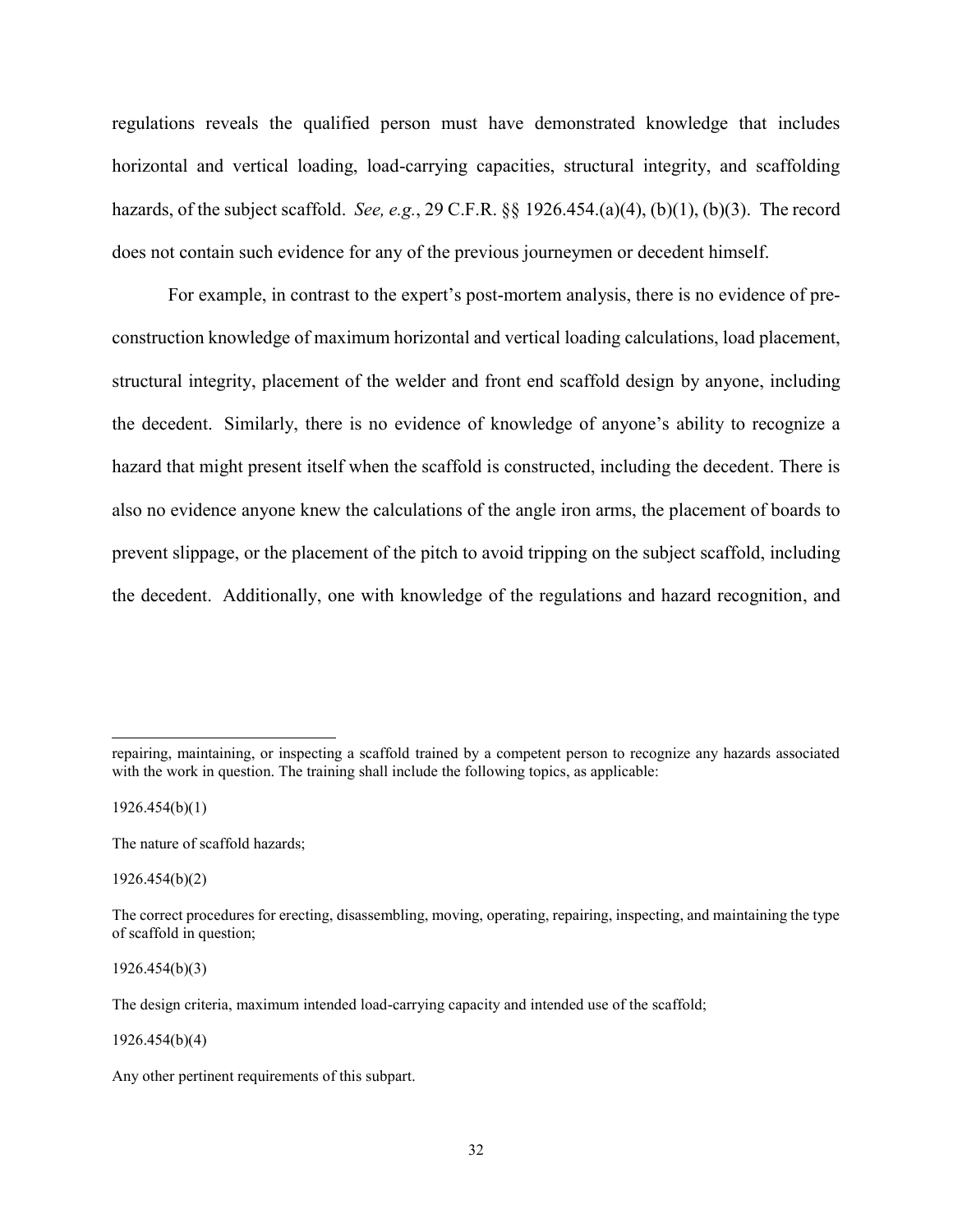regulations reveals the qualified person must have demonstrated knowledge that includes horizontal and vertical loading, load-carrying capacities, structural integrity, and scaffolding hazards, of the subject scaffold. *See, e.g.*, 29 C.F.R. §§ 1926.454.(a)(4), (b)(1), (b)(3). The record does not contain such evidence for any of the previous journeymen or decedent himself.

For example, in contrast to the expert's post-mortem analysis, there is no evidence of pre-construction knowledge of maximum horizontal and vertical loading calculations, load placement, structural integrity, placement of the welder and front end scaffold design by anyone, including the decedent. Similarly, there is no evidence of knowledge of anyone's ability to recognize a hazard that might present itself when the scaffold is constructed, including the decedent. There is also no evidence anyone knew the calculations of the angle iron arms, the placement of boards to prevent slippage, or the placement of the pitch to avoid tripping on the subject scaffold, including the decedent. Additionally, one with knowledge of the regulations and hazard recognition, and

---

repairing, maintaining, or inspecting a scaffold trained by a competent person to recognize any hazards associated with the work in question. The training shall include the following topics, as applicable:

1926.454(b)(1)

The nature of scaffold hazards;

1926.454(b)(2)

The correct procedures for erecting, disassembling, moving, operating, repairing, inspecting, and maintaining the type of scaffold in question;

1926.454(b)(3)

The design criteria, maximum intended load-carrying capacity and intended use of the scaffold;

1926.454(b)(4)

Any other pertinent requirements of this subpart.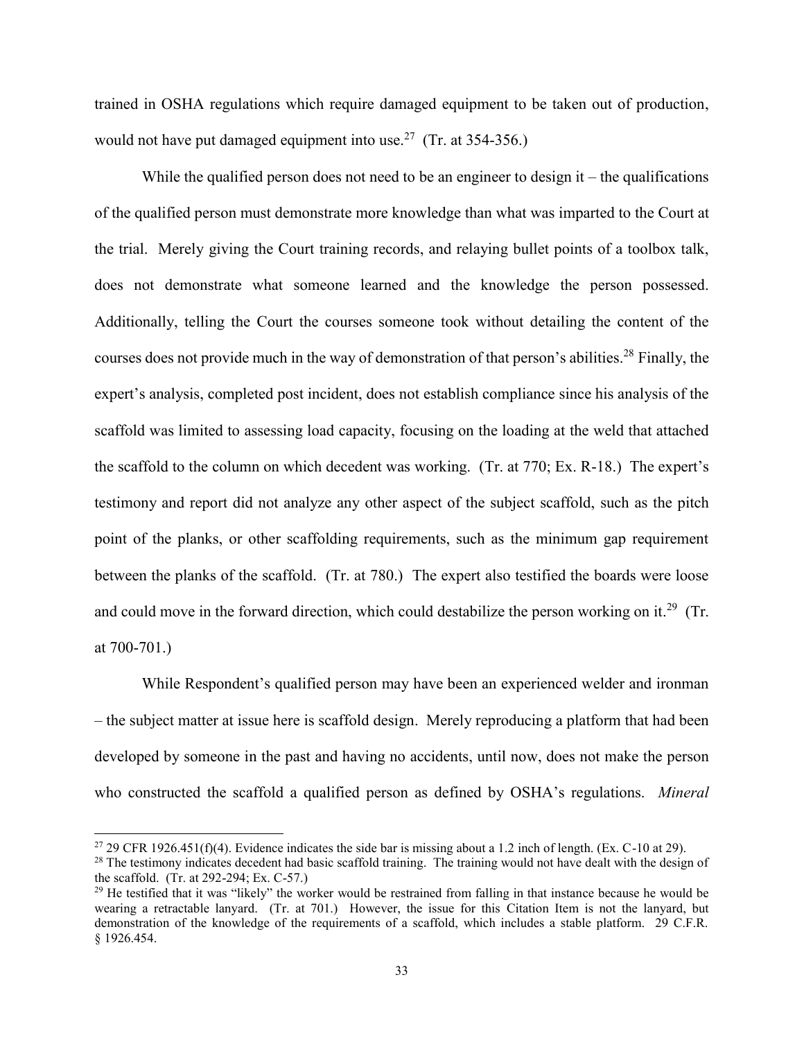trained in OSHA regulations which require damaged equipment to be taken out of production, would not have put damaged equipment into use.[27] (Tr. at 354-356.)

While the qualified person does not need to be an engineer to design it – the qualifications of the qualified person must demonstrate more knowledge than what was imparted to the Court at the trial. Merely giving the Court training records, and relaying bullet points of a toolbox talk, does not demonstrate what someone learned and the knowledge the person possessed. Additionally, telling the Court the courses someone took without detailing the content of the courses does not provide much in the way of demonstration of that person's abilities.[28] Finally, the expert's analysis, completed post incident, does not establish compliance since his analysis of the scaffold was limited to assessing load capacity, focusing on the loading at the weld that attached the scaffold to the column on which decedent was working. (Tr. at 770; Ex. R-18.) The expert's testimony and report did not analyze any other aspect of the subject scaffold, such as the pitch point of the planks, or other scaffolding requirements, such as the minimum gap requirement between the planks of the scaffold. (Tr. at 780.) The expert also testified the boards were loose and could move in the forward direction, which could destabilize the person working on it.[29] (Tr. at 700-701.)

While Respondent's qualified person may have been an experienced welder and ironman – the subject matter at issue here is scaffold design. Merely reproducing a platform that had been developed by someone in the past and having no accidents, until now, does not make the person who constructed the scaffold a qualified person as defined by OSHA's regulations. *Mineral*

---

[27] 29 CFR 1926.451(f)(4). Evidence indicates the side bar is missing about a 1.2 inch of length. (Ex. C-10 at 29).

[28] The testimony indicates decedent had basic scaffold training. The training would not have dealt with the design of the scaffold. (Tr. at 292-294; Ex. C-57.)

[29] He testified that it was "likely" the worker would be restrained from falling in that instance because he would be wearing a retractable lanyard. (Tr. at 701.) However, the issue for this Citation Item is not the lanyard, but demonstration of the knowledge of the requirements of a scaffold, which includes a stable platform. 29 C.F.R. § 1926.454.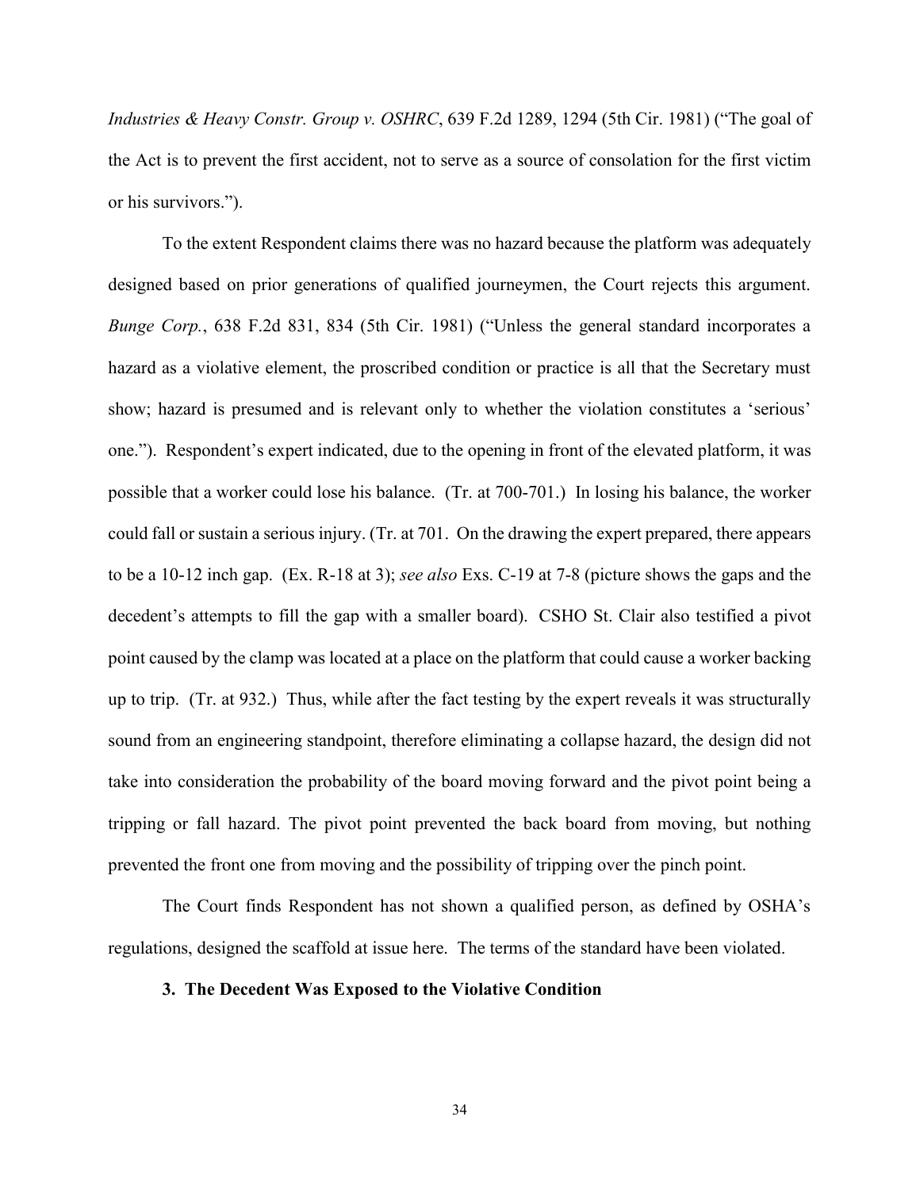*Industries & Heavy Constr. Group v. OSHRC*, 639 F.2d 1289, 1294 (5th Cir. 1981) ("The goal of the Act is to prevent the first accident, not to serve as a source of consolation for the first victim or his survivors.").

To the extent Respondent claims there was no hazard because the platform was adequately designed based on prior generations of qualified journeymen, the Court rejects this argument. *Bunge Corp.*, 638 F.2d 831, 834 (5th Cir. 1981) ("Unless the general standard incorporates a hazard as a violative element, the proscribed condition or practice is all that the Secretary must show; hazard is presumed and is relevant only to whether the violation constitutes a 'serious' one."). Respondent's expert indicated, due to the opening in front of the elevated platform, it was possible that a worker could lose his balance. (Tr. at 700-701.) In losing his balance, the worker could fall or sustain a serious injury. (Tr. at 701. On the drawing the expert prepared, there appears to be a 10-12 inch gap. (Ex. R-18 at 3); *see also* Exs. C-19 at 7-8 (picture shows the gaps and the decedent's attempts to fill the gap with a smaller board). CSHO St. Clair also testified a pivot point caused by the clamp was located at a place on the platform that could cause a worker backing up to trip. (Tr. at 932.) Thus, while after the fact testing by the expert reveals it was structurally sound from an engineering standpoint, therefore eliminating a collapse hazard, the design did not take into consideration the probability of the board moving forward and the pivot point being a tripping or fall hazard. The pivot point prevented the back board from moving, but nothing prevented the front one from moving and the possibility of tripping over the pinch point.

The Court finds Respondent has not shown a qualified person, as defined by OSHA's regulations, designed the scaffold at issue here. The terms of the standard have been violated.

### 3. The Decedent Was Exposed to the Violative Condition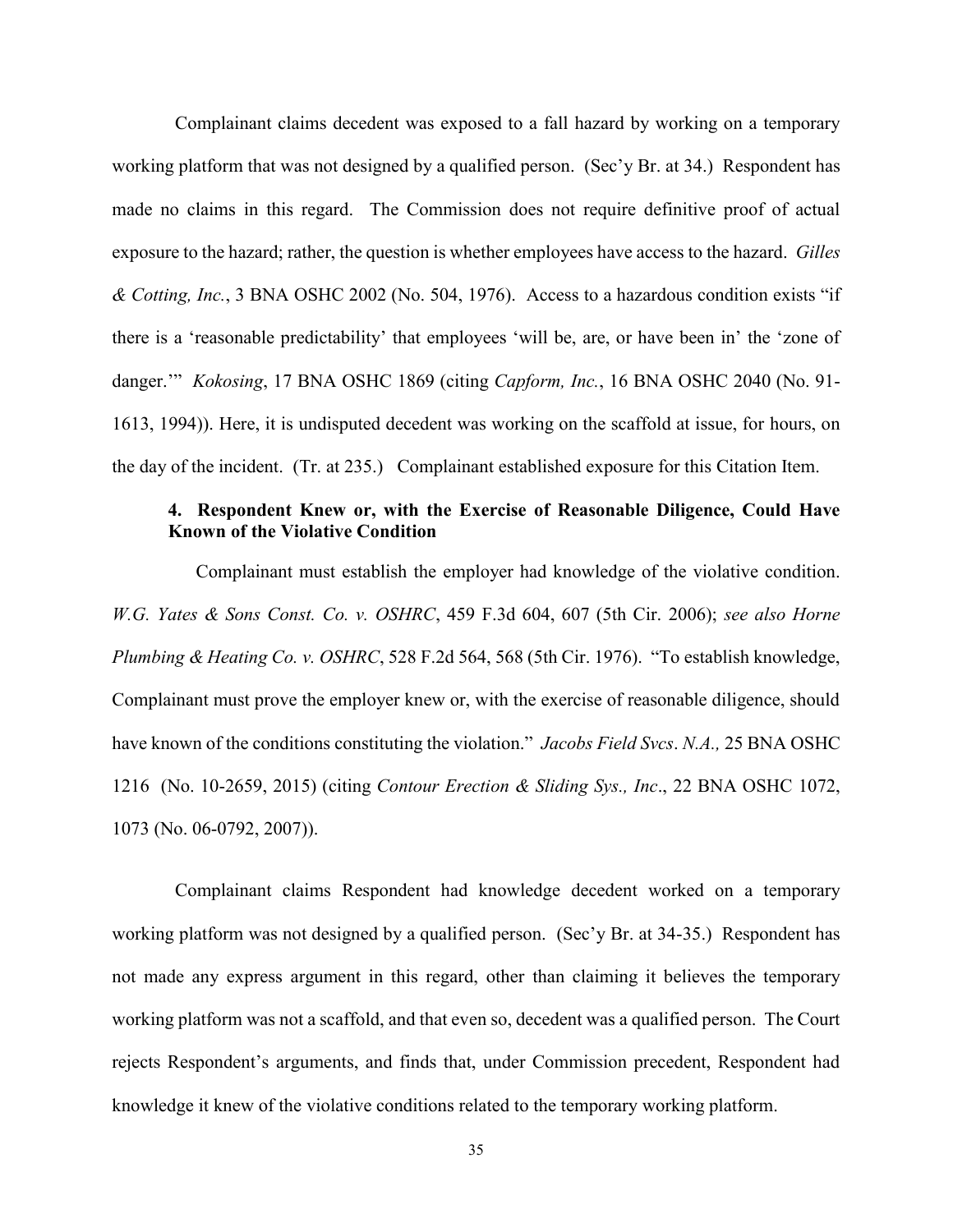Complainant claims decedent was exposed to a fall hazard by working on a temporary working platform that was not designed by a qualified person. (Sec'y Br. at 34.) Respondent has made no claims in this regard. The Commission does not require definitive proof of actual exposure to the hazard; rather, the question is whether employees have access to the hazard. *Gilles & Cotting, Inc.*, 3 BNA OSHC 2002 (No. 504, 1976). Access to a hazardous condition exists "if there is a 'reasonable predictability' that employees 'will be, are, or have been in' the 'zone of danger.'" *Kokosing*, 17 BNA OSHC 1869 (citing *Capform, Inc.*, 16 BNA OSHC 2040 (No. 91-1613, 1994)). Here, it is undisputed decedent was working on the scaffold at issue, for hours, on the day of the incident. (Tr. at 235.) Complainant established exposure for this Citation Item.

#### 4. Respondent Knew or, with the Exercise of Reasonable Diligence, Could Have Known of the Violative Condition

Complainant must establish the employer had knowledge of the violative condition. *W.G. Yates & Sons Const. Co. v. OSHRC*, 459 F.3d 604, 607 (5th Cir. 2006); *see also Horne Plumbing & Heating Co. v. OSHRC*, 528 F.2d 564, 568 (5th Cir. 1976). "To establish knowledge, Complainant must prove the employer knew or, with the exercise of reasonable diligence, should have known of the conditions constituting the violation." *Jacobs Field Svcs. N.A.,* 25 BNA OSHC 1216 (No. 10-2659, 2015) (citing *Contour Erection & Sliding Sys., Inc*., 22 BNA OSHC 1072, 1073 (No. 06-0792, 2007)).

Complainant claims Respondent had knowledge decedent worked on a temporary working platform was not designed by a qualified person. (Sec'y Br. at 34-35.) Respondent has not made any express argument in this regard, other than claiming it believes the temporary working platform was not a scaffold, and that even so, decedent was a qualified person. The Court rejects Respondent's arguments, and finds that, under Commission precedent, Respondent had knowledge it knew of the violative conditions related to the temporary working platform.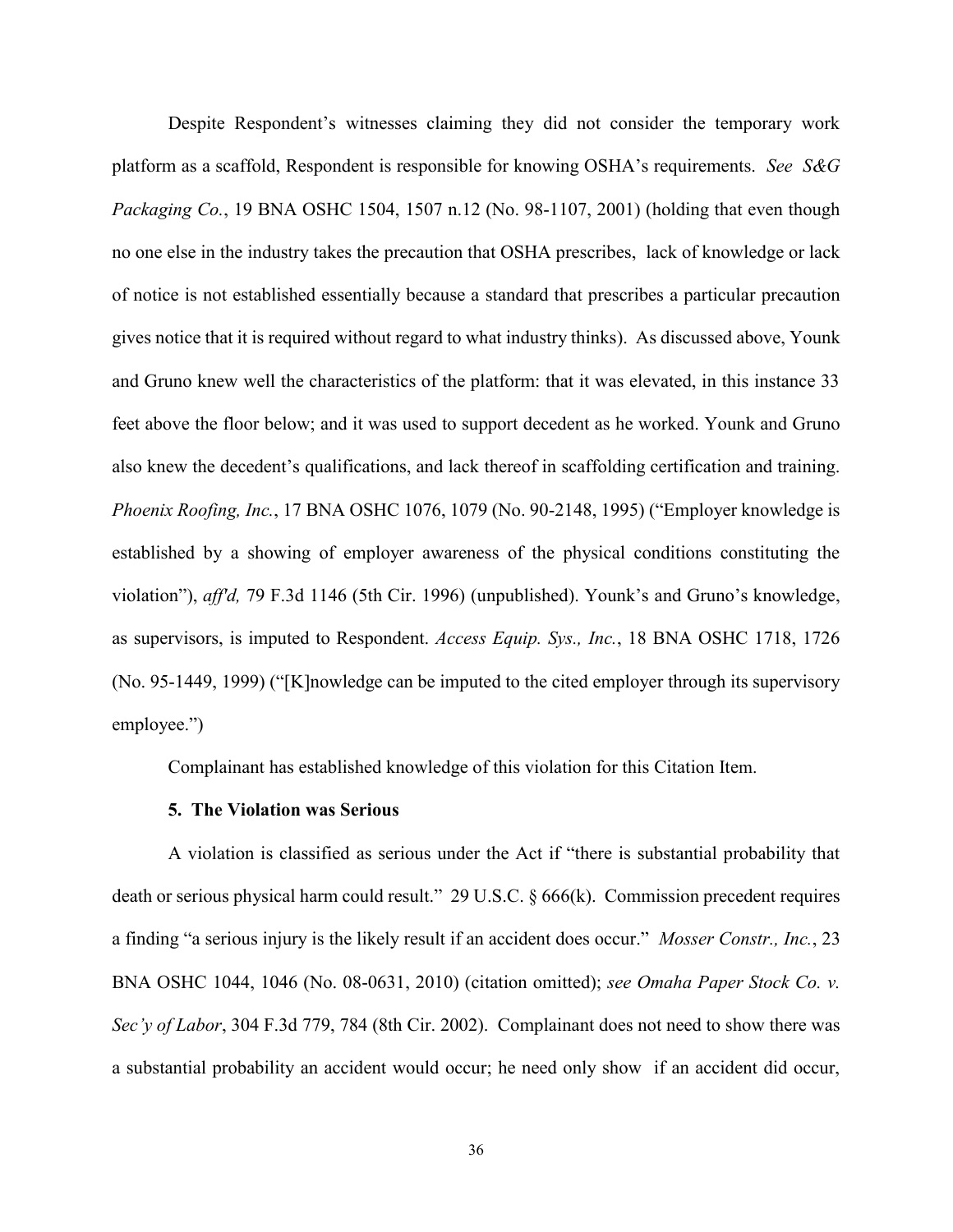Despite Respondent's witnesses claiming they did not consider the temporary work platform as a scaffold, Respondent is responsible for knowing OSHA's requirements. *See S&G Packaging Co.*, 19 BNA OSHC 1504, 1507 n.12 (No. 98-1107, 2001) (holding that even though no one else in the industry takes the precaution that OSHA prescribes, lack of knowledge or lack of notice is not established essentially because a standard that prescribes a particular precaution gives notice that it is required without regard to what industry thinks). As discussed above, Younk and Gruno knew well the characteristics of the platform: that it was elevated, in this instance 33 feet above the floor below; and it was used to support decedent as he worked. Younk and Gruno also knew the decedent's qualifications, and lack thereof in scaffolding certification and training. *Phoenix Roofing, Inc.*, 17 BNA OSHC 1076, 1079 (No. 90-2148, 1995) ("Employer knowledge is established by a showing of employer awareness of the physical conditions constituting the violation"), *aff'd,* 79 F.3d 1146 (5th Cir. 1996) (unpublished). Younk's and Gruno's knowledge, as supervisors, is imputed to Respondent. *Access Equip. Sys., Inc.*, 18 BNA OSHC 1718, 1726 (No. 95-1449, 1999) ("[K]nowledge can be imputed to the cited employer through its supervisory employee.")

Complainant has established knowledge of this violation for this Citation Item.

**5. The Violation was Serious**

A violation is classified as serious under the Act if "there is substantial probability that death or serious physical harm could result." 29 U.S.C. § 666(k). Commission precedent requires a finding "a serious injury is the likely result if an accident does occur." *Mosser Constr., Inc.*, 23 BNA OSHC 1044, 1046 (No. 08-0631, 2010) (citation omitted); *see Omaha Paper Stock Co. v. Sec'y of Labor*, 304 F.3d 779, 784 (8th Cir. 2002). Complainant does not need to show there was a substantial probability an accident would occur; he need only show if an accident did occur,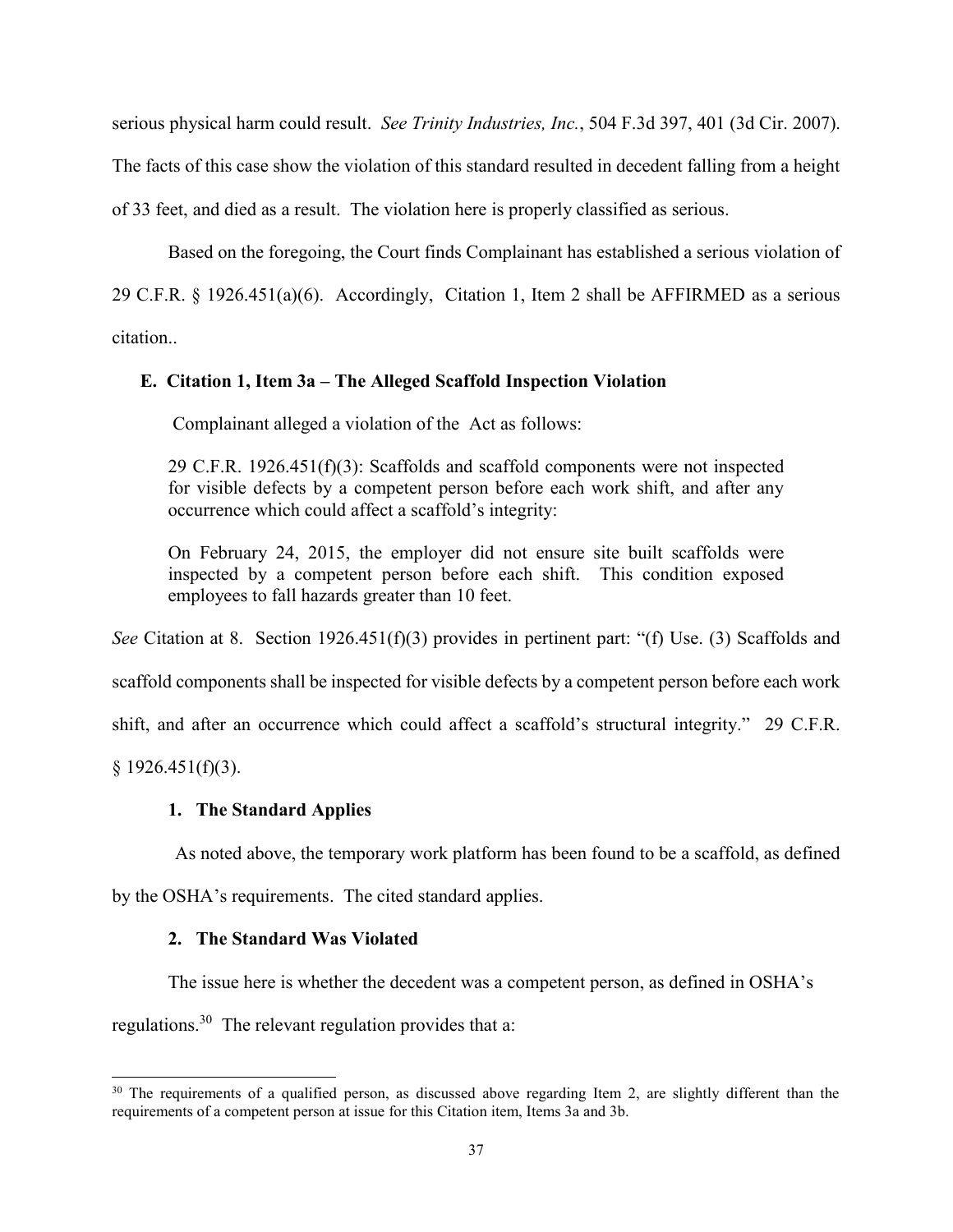serious physical harm could result. *See Trinity Industries, Inc.*, 504 F.3d 397, 401 (3d Cir. 2007). The facts of this case show the violation of this standard resulted in decedent falling from a height of 33 feet, and died as a result. The violation here is properly classified as serious.

Based on the foregoing, the Court finds Complainant has established a serious violation of 29 C.F.R. § 1926.451(a)(6). Accordingly, Citation 1, Item 2 shall be AFFIRMED as a serious citation..

### E. Citation 1, Item 3a – The Alleged Scaffold Inspection Violation

Complainant alleged a violation of the Act as follows:

> 29 C.F.R. 1926.451(f)(3): Scaffolds and scaffold components were not inspected for visible defects by a competent person before each work shift, and after any occurrence which could affect a scaffold's integrity:
>
> On February 24, 2015, the employer did not ensure site built scaffolds were inspected by a competent person before each shift. This condition exposed employees to fall hazards greater than 10 feet.

*See* Citation at 8. Section 1926.451(f)(3) provides in pertinent part: "(f) Use. (3) Scaffolds and scaffold components shall be inspected for visible defects by a competent person before each work shift, and after an occurrence which could affect a scaffold's structural integrity." 29 C.F.R. § 1926.451(f)(3).

#### 1. The Standard Applies

As noted above, the temporary work platform has been found to be a scaffold, as defined by the OSHA's requirements. The cited standard applies.

#### 2. The Standard Was Violated

The issue here is whether the decedent was a competent person, as defined in OSHA's regulations.[30] The relevant regulation provides that a:

[30] The requirements of a qualified person, as discussed above regarding Item 2, are slightly different than the requirements of a competent person at issue for this Citation item, Items 3a and 3b.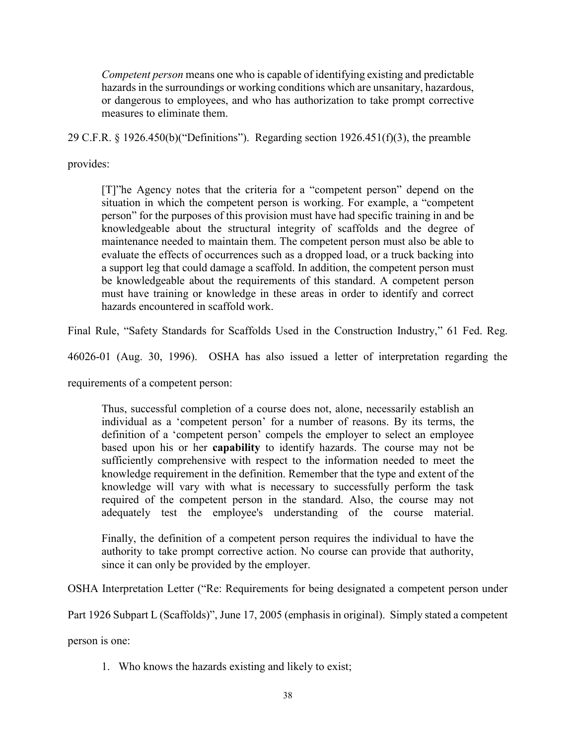> *Competent person* means one who is capable of identifying existing and predictable hazards in the surroundings or working conditions which are unsanitary, hazardous, or dangerous to employees, and who has authorization to take prompt corrective measures to eliminate them.

29 C.F.R. § 1926.450(b)("Definitions"). Regarding section 1926.451(f)(3), the preamble provides:

> [T]"he Agency notes that the criteria for a "competent person" depend on the situation in which the competent person is working. For example, a "competent person" for the purposes of this provision must have had specific training in and be knowledgeable about the structural integrity of scaffolds and the degree of maintenance needed to maintain them. The competent person must also be able to evaluate the effects of occurrences such as a dropped load, or a truck backing into a support leg that could damage a scaffold. In addition, the competent person must be knowledgeable about the requirements of this standard. A competent person must have training or knowledge in these areas in order to identify and correct hazards encountered in scaffold work.

Final Rule, "Safety Standards for Scaffolds Used in the Construction Industry," 61 Fed. Reg. 46026-01 (Aug. 30, 1996). OSHA has also issued a letter of interpretation regarding the requirements of a competent person:

> Thus, successful completion of a course does not, alone, necessarily establish an individual as a 'competent person' for a number of reasons. By its terms, the definition of a 'competent person' compels the employer to select an employee based upon his or her **capability** to identify hazards. The course may not be sufficiently comprehensive with respect to the information needed to meet the knowledge requirement in the definition. Remember that the type and extent of the knowledge will vary with what is necessary to successfully perform the task required of the competent person in the standard. Also, the course may not adequately test the employee's understanding of the course material.
>
> Finally, the definition of a competent person requires the individual to have the authority to take prompt corrective action. No course can provide that authority, since it can only be provided by the employer.

OSHA Interpretation Letter ("Re: Requirements for being designated a competent person under Part 1926 Subpart L (Scaffolds)", June 17, 2005 (emphasis in original). Simply stated a competent person is one:

1. Who knows the hazards existing and likely to exist;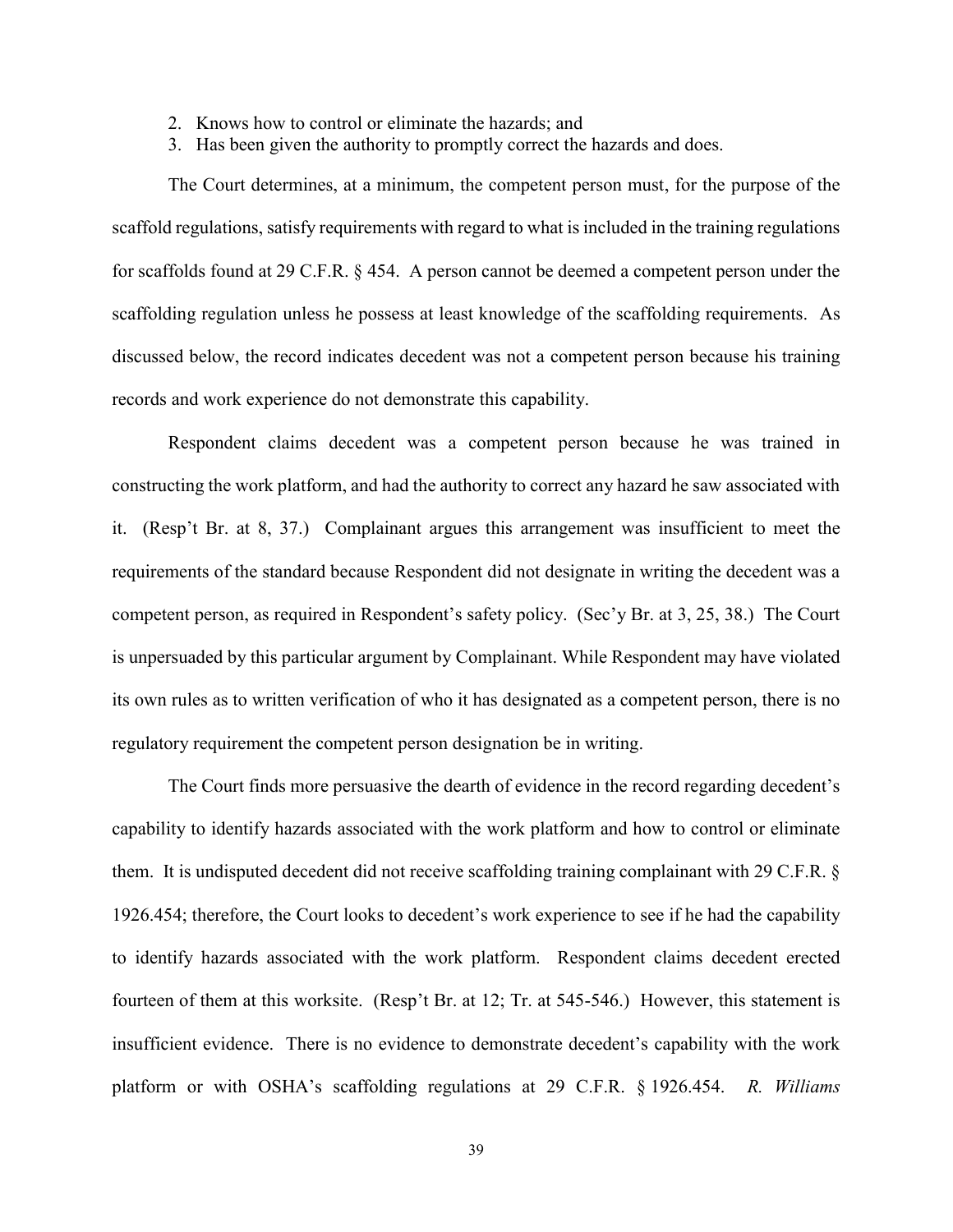2. Knows how to control or eliminate the hazards; and
3. Has been given the authority to promptly correct the hazards and does.

The Court determines, at a minimum, the competent person must, for the purpose of the scaffold regulations, satisfy requirements with regard to what is included in the training regulations for scaffolds found at 29 C.F.R. § 454. A person cannot be deemed a competent person under the scaffolding regulation unless he possess at least knowledge of the scaffolding requirements. As discussed below, the record indicates decedent was not a competent person because his training records and work experience do not demonstrate this capability.

Respondent claims decedent was a competent person because he was trained in constructing the work platform, and had the authority to correct any hazard he saw associated with it. (Resp't Br. at 8, 37.) Complainant argues this arrangement was insufficient to meet the requirements of the standard because Respondent did not designate in writing the decedent was a competent person, as required in Respondent's safety policy. (Sec'y Br. at 3, 25, 38.) The Court is unpersuaded by this particular argument by Complainant. While Respondent may have violated its own rules as to written verification of who it has designated as a competent person, there is no regulatory requirement the competent person designation be in writing.

The Court finds more persuasive the dearth of evidence in the record regarding decedent's capability to identify hazards associated with the work platform and how to control or eliminate them. It is undisputed decedent did not receive scaffolding training complainant with 29 C.F.R. § 1926.454; therefore, the Court looks to decedent's work experience to see if he had the capability to identify hazards associated with the work platform. Respondent claims decedent erected fourteen of them at this worksite. (Resp't Br. at 12; Tr. at 545-546.) However, this statement is insufficient evidence. There is no evidence to demonstrate decedent's capability with the work platform or with OSHA's scaffolding regulations at 29 C.F.R. § 1926.454. *R. Williams*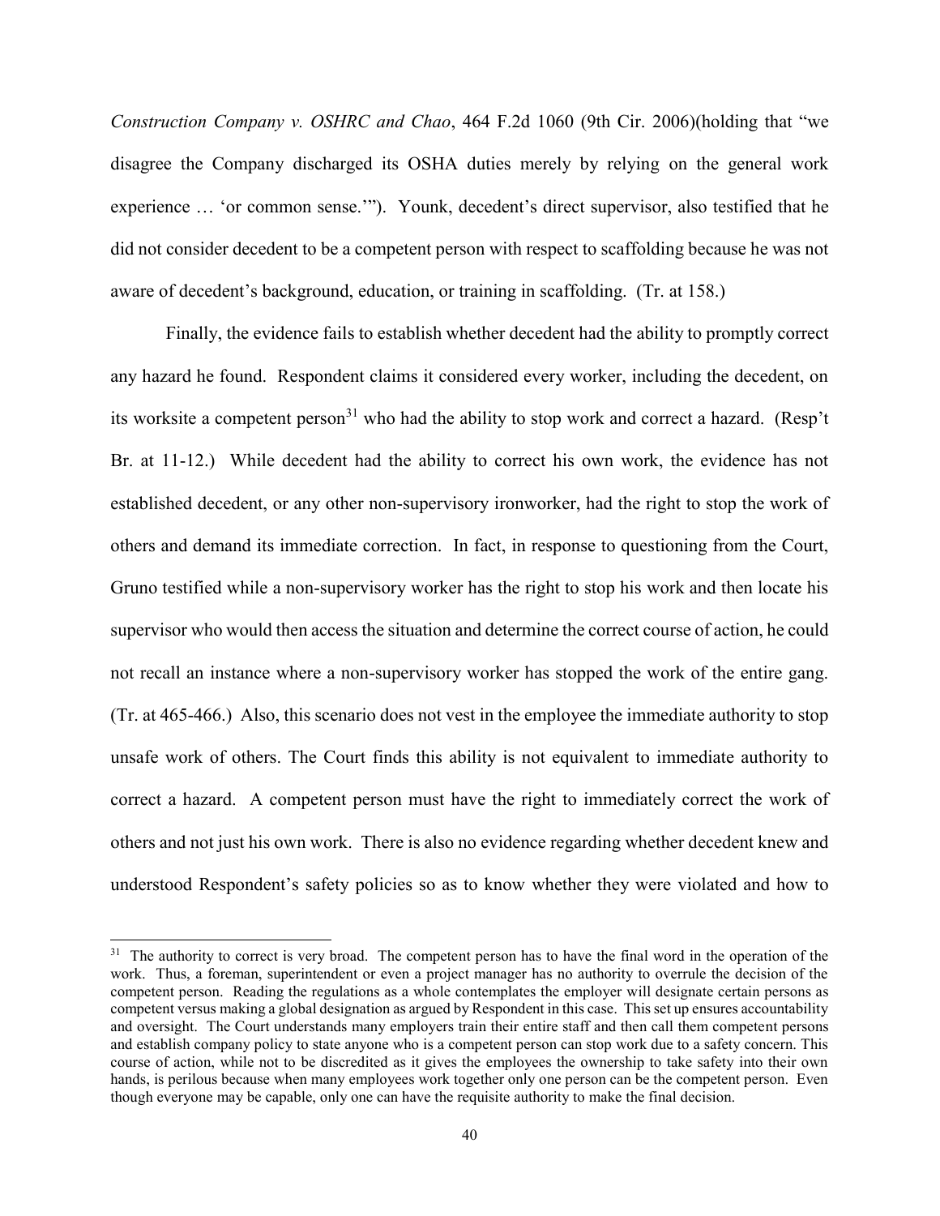*Construction Company v. OSHRC and Chao*, 464 F.2d 1060 (9th Cir. 2006)(holding that "we disagree the Company discharged its OSHA duties merely by relying on the general work experience … 'or common sense.'"). Younk, decedent's direct supervisor, also testified that he did not consider decedent to be a competent person with respect to scaffolding because he was not aware of decedent's background, education, or training in scaffolding. (Tr. at 158.)

Finally, the evidence fails to establish whether decedent had the ability to promptly correct any hazard he found. Respondent claims it considered every worker, including the decedent, on its worksite a competent person[31] who had the ability to stop work and correct a hazard. (Resp't Br. at 11-12.) While decedent had the ability to correct his own work, the evidence has not established decedent, or any other non-supervisory ironworker, had the right to stop the work of others and demand its immediate correction. In fact, in response to questioning from the Court, Gruno testified while a non-supervisory worker has the right to stop his work and then locate his supervisor who would then access the situation and determine the correct course of action, he could not recall an instance where a non-supervisory worker has stopped the work of the entire gang. (Tr. at 465-466.) Also, this scenario does not vest in the employee the immediate authority to stop unsafe work of others. The Court finds this ability is not equivalent to immediate authority to correct a hazard. A competent person must have the right to immediately correct the work of others and not just his own work. There is also no evidence regarding whether decedent knew and understood Respondent's safety policies so as to know whether they were violated and how to

---

[31] The authority to correct is very broad. The competent person has to have the final word in the operation of the work. Thus, a foreman, superintendent or even a project manager has no authority to overrule the decision of the competent person. Reading the regulations as a whole contemplates the employer will designate certain persons as competent versus making a global designation as argued by Respondent in this case. This set up ensures accountability and oversight. The Court understands many employers train their entire staff and then call them competent persons and establish company policy to state anyone who is a competent person can stop work due to a safety concern. This course of action, while not to be discredited as it gives the employees the ownership to take safety into their own hands, is perilous because when many employees work together only one person can be the competent person. Even though everyone may be capable, only one can have the requisite authority to make the final decision.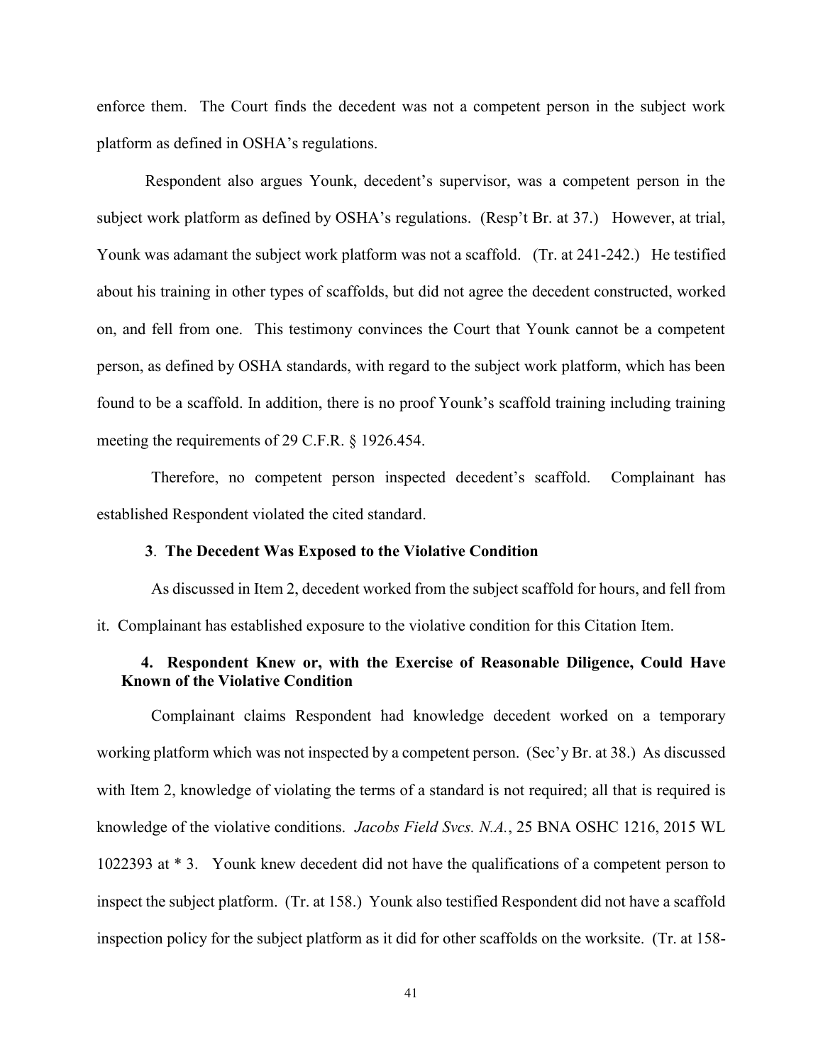enforce them. The Court finds the decedent was not a competent person in the subject work platform as defined in OSHA's regulations.

Respondent also argues Younk, decedent's supervisor, was a competent person in the subject work platform as defined by OSHA's regulations. (Resp't Br. at 37.) However, at trial, Younk was adamant the subject work platform was not a scaffold. (Tr. at 241-242.) He testified about his training in other types of scaffolds, but did not agree the decedent constructed, worked on, and fell from one. This testimony convinces the Court that Younk cannot be a competent person, as defined by OSHA standards, with regard to the subject work platform, which has been found to be a scaffold. In addition, there is no proof Younk's scaffold training including training meeting the requirements of 29 C.F.R. § 1926.454.

Therefore, no competent person inspected decedent's scaffold. Complainant has established Respondent violated the cited standard.

**3. The Decedent Was Exposed to the Violative Condition**

As discussed in Item 2, decedent worked from the subject scaffold for hours, and fell from it. Complainant has established exposure to the violative condition for this Citation Item.

**4. Respondent Knew or, with the Exercise of Reasonable Diligence, Could Have Known of the Violative Condition**

Complainant claims Respondent had knowledge decedent worked on a temporary working platform which was not inspected by a competent person. (Sec'y Br. at 38.) As discussed with Item 2, knowledge of violating the terms of a standard is not required; all that is required is knowledge of the violative conditions. *Jacobs Field Svcs. N.A.*, 25 BNA OSHC 1216, 2015 WL 1022393 at * 3. Younk knew decedent did not have the qualifications of a competent person to inspect the subject platform. (Tr. at 158.) Younk also testified Respondent did not have a scaffold inspection policy for the subject platform as it did for other scaffolds on the worksite. (Tr. at 158-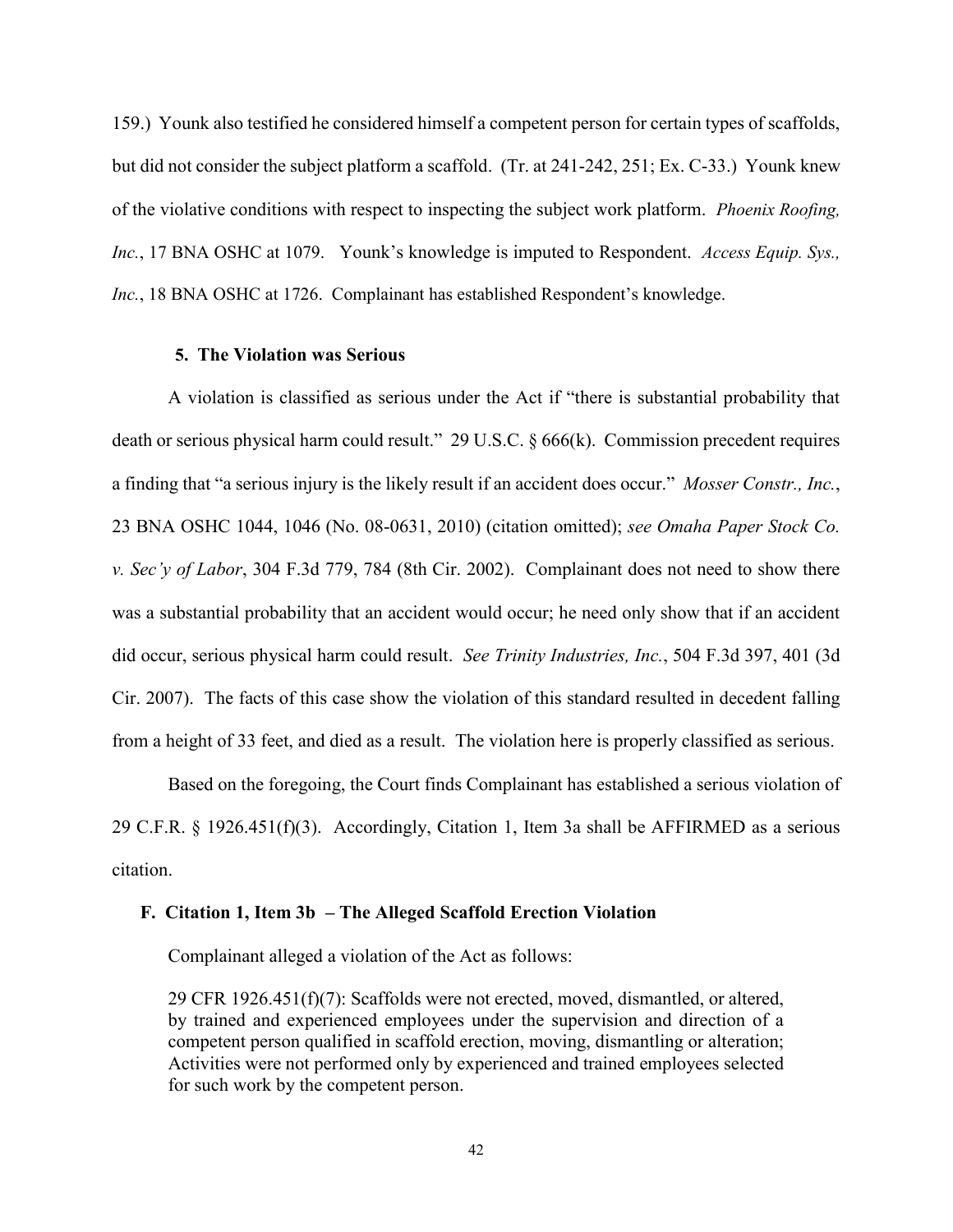159.) Younk also testified he considered himself a competent person for certain types of scaffolds, but did not consider the subject platform a scaffold. (Tr. at 241-242, 251; Ex. C-33.) Younk knew of the violative conditions with respect to inspecting the subject work platform. *Phoenix Roofing, Inc.*, 17 BNA OSHC at 1079. Younk's knowledge is imputed to Respondent. *Access Equip. Sys., Inc.*, 18 BNA OSHC at 1726. Complainant has established Respondent's knowledge.

#### 5. The Violation was Serious

A violation is classified as serious under the Act if "there is substantial probability that death or serious physical harm could result." 29 U.S.C. § 666(k). Commission precedent requires a finding that "a serious injury is the likely result if an accident does occur." *Mosser Constr., Inc.*, 23 BNA OSHC 1044, 1046 (No. 08-0631, 2010) (citation omitted); *see Omaha Paper Stock Co. v. Sec'y of Labor*, 304 F.3d 779, 784 (8th Cir. 2002). Complainant does not need to show there was a substantial probability that an accident would occur; he need only show that if an accident did occur, serious physical harm could result. *See Trinity Industries, Inc.*, 504 F.3d 397, 401 (3d Cir. 2007). The facts of this case show the violation of this standard resulted in decedent falling from a height of 33 feet, and died as a result. The violation here is properly classified as serious.

Based on the foregoing, the Court finds Complainant has established a serious violation of 29 C.F.R. § 1926.451(f)(3). Accordingly, Citation 1, Item 3a shall be AFFIRMED as a serious citation.

### F. Citation 1, Item 3b – The Alleged Scaffold Erection Violation

Complainant alleged a violation of the Act as follows:

> 29 CFR 1926.451(f)(7): Scaffolds were not erected, moved, dismantled, or altered, by trained and experienced employees under the supervision and direction of a competent person qualified in scaffold erection, moving, dismantling or alteration; Activities were not performed only by experienced and trained employees selected for such work by the competent person.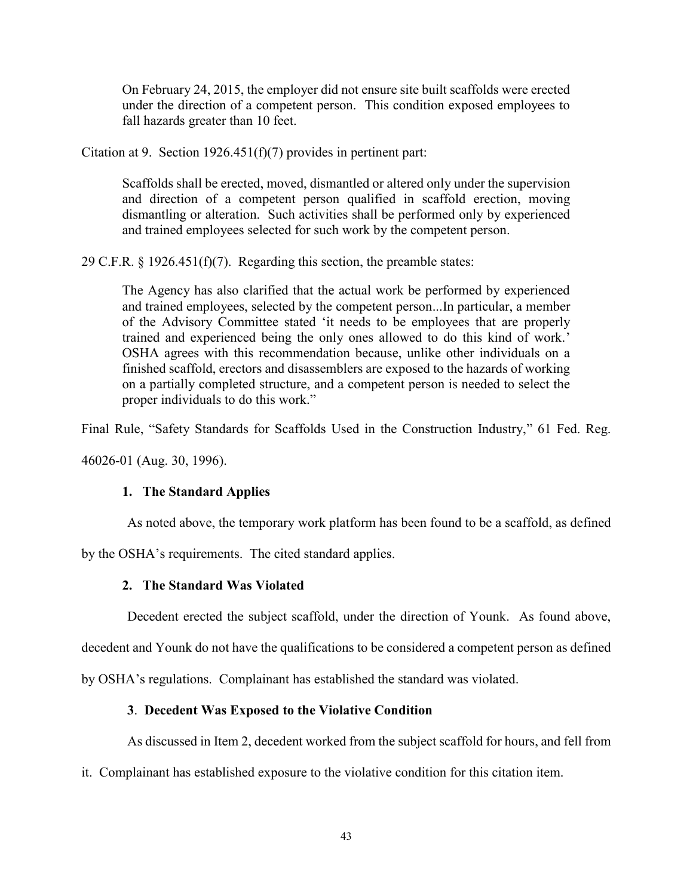> On February 24, 2015, the employer did not ensure site built scaffolds were erected under the direction of a competent person. This condition exposed employees to fall hazards greater than 10 feet.

Citation at 9. Section 1926.451(f)(7) provides in pertinent part:

> Scaffolds shall be erected, moved, dismantled or altered only under the supervision and direction of a competent person qualified in scaffold erection, moving dismantling or alteration. Such activities shall be performed only by experienced and trained employees selected for such work by the competent person.

29 C.F.R. § 1926.451(f)(7). Regarding this section, the preamble states:

> The Agency has also clarified that the actual work be performed by experienced and trained employees, selected by the competent person...In particular, a member of the Advisory Committee stated 'it needs to be employees that are properly trained and experienced being the only ones allowed to do this kind of work.' OSHA agrees with this recommendation because, unlike other individuals on a finished scaffold, erectors and disassemblers are exposed to the hazards of working on a partially completed structure, and a competent person is needed to select the proper individuals to do this work."

Final Rule, "Safety Standards for Scaffolds Used in the Construction Industry," 61 Fed. Reg. 46026-01 (Aug. 30, 1996).

#### 1. The Standard Applies

As noted above, the temporary work platform has been found to be a scaffold, as defined by the OSHA's requirements. The cited standard applies.

#### 2. The Standard Was Violated

Decedent erected the subject scaffold, under the direction of Younk. As found above, decedent and Younk do not have the qualifications to be considered a competent person as defined by OSHA's regulations. Complainant has established the standard was violated.

#### 3. Decedent Was Exposed to the Violative Condition

As discussed in Item 2, decedent worked from the subject scaffold for hours, and fell from it. Complainant has established exposure to the violative condition for this citation item.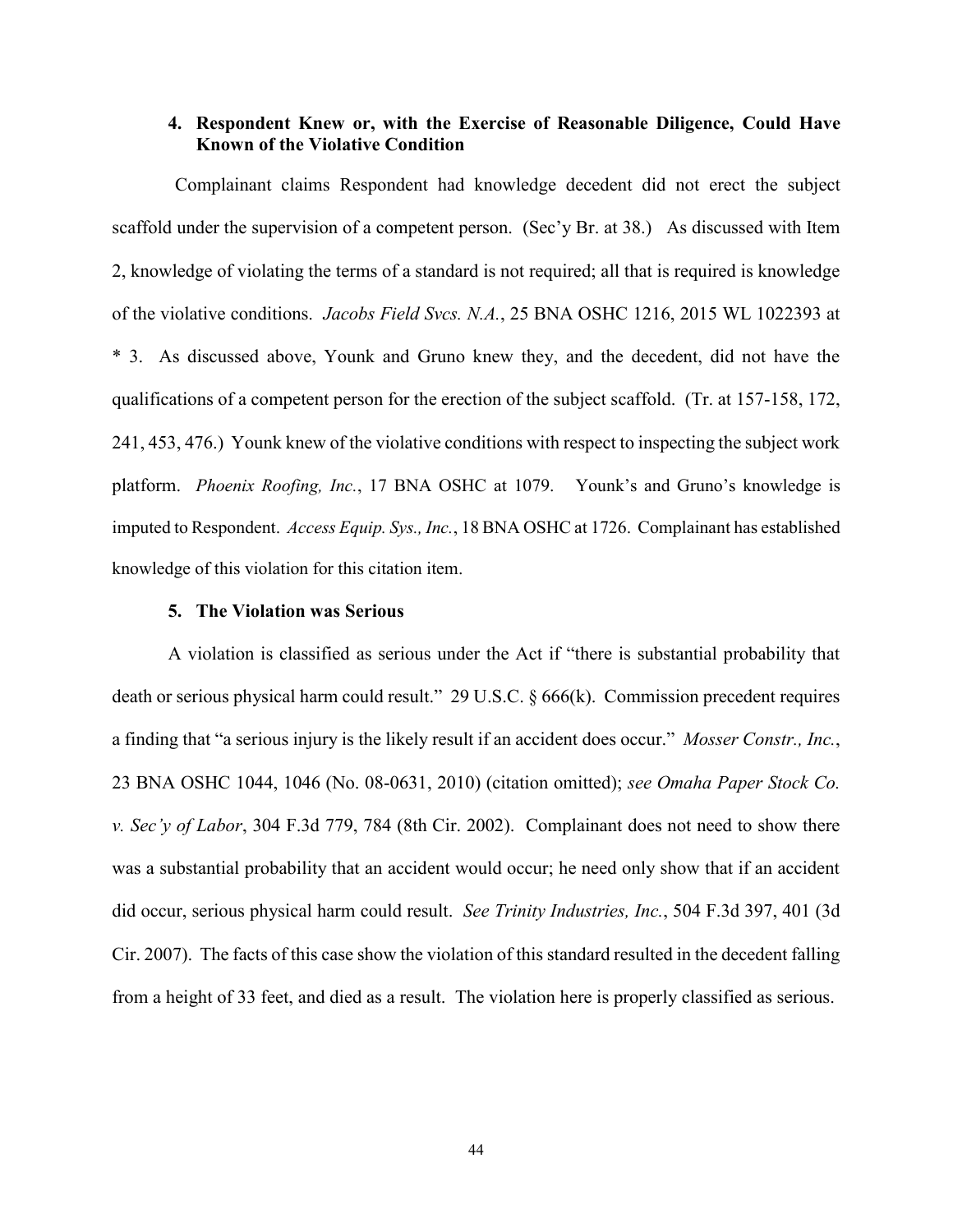#### 4. Respondent Knew or, with the Exercise of Reasonable Diligence, Could Have Known of the Violative Condition

Complainant claims Respondent had knowledge decedent did not erect the subject scaffold under the supervision of a competent person. (Sec'y Br. at 38.) As discussed with Item 2, knowledge of violating the terms of a standard is not required; all that is required is knowledge of the violative conditions. *Jacobs Field Svcs. N.A.*, 25 BNA OSHC 1216, 2015 WL 1022393 at * 3. As discussed above, Younk and Gruno knew they, and the decedent, did not have the qualifications of a competent person for the erection of the subject scaffold. (Tr. at 157-158, 172, 241, 453, 476.) Younk knew of the violative conditions with respect to inspecting the subject work platform. *Phoenix Roofing, Inc.*, 17 BNA OSHC at 1079. Younk's and Gruno's knowledge is imputed to Respondent. *Access Equip. Sys., Inc.*, 18 BNA OSHC at 1726. Complainant has established knowledge of this violation for this citation item.

#### 5. The Violation was Serious

A violation is classified as serious under the Act if "there is substantial probability that death or serious physical harm could result." 29 U.S.C. § 666(k). Commission precedent requires a finding that "a serious injury is the likely result if an accident does occur." *Mosser Constr., Inc.*, 23 BNA OSHC 1044, 1046 (No. 08-0631, 2010) (citation omitted); *see Omaha Paper Stock Co. v. Sec'y of Labor*, 304 F.3d 779, 784 (8th Cir. 2002). Complainant does not need to show there was a substantial probability that an accident would occur; he need only show that if an accident did occur, serious physical harm could result. *See Trinity Industries, Inc.*, 504 F.3d 397, 401 (3d Cir. 2007). The facts of this case show the violation of this standard resulted in the decedent falling from a height of 33 feet, and died as a result. The violation here is properly classified as serious.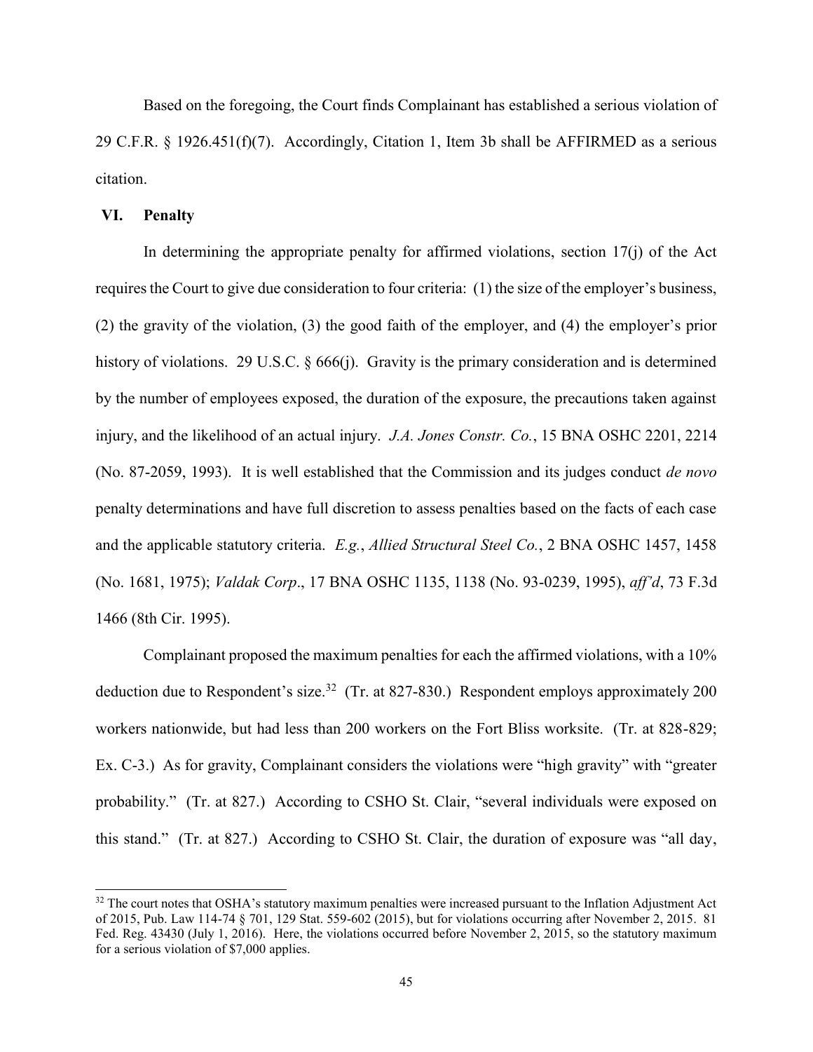Based on the foregoing, the Court finds Complainant has established a serious violation of 29 C.F.R. § 1926.451(f)(7). Accordingly, Citation 1, Item 3b shall be AFFIRMED as a serious citation.

## VI. Penalty

In determining the appropriate penalty for affirmed violations, section 17(j) of the Act requires the Court to give due consideration to four criteria: (1) the size of the employer's business, (2) the gravity of the violation, (3) the good faith of the employer, and (4) the employer's prior history of violations. 29 U.S.C. § 666(j). Gravity is the primary consideration and is determined by the number of employees exposed, the duration of the exposure, the precautions taken against injury, and the likelihood of an actual injury. *J.A. Jones Constr. Co.*, 15 BNA OSHC 2201, 2214 (No. 87-2059, 1993). It is well established that the Commission and its judges conduct *de novo* penalty determinations and have full discretion to assess penalties based on the facts of each case and the applicable statutory criteria. *E.g.*, *Allied Structural Steel Co.*, 2 BNA OSHC 1457, 1458 (No. 1681, 1975); *Valdak Corp*., 17 BNA OSHC 1135, 1138 (No. 93-0239, 1995), *aff'd*, 73 F.3d 1466 (8th Cir. 1995).

Complainant proposed the maximum penalties for each the affirmed violations, with a 10% deduction due to Respondent's size.[32] (Tr. at 827-830.) Respondent employs approximately 200 workers nationwide, but had less than 200 workers on the Fort Bliss worksite. (Tr. at 828-829; Ex. C-3.) As for gravity, Complainant considers the violations were "high gravity" with "greater probability." (Tr. at 827.) According to CSHO St. Clair, "several individuals were exposed on this stand." (Tr. at 827.) According to CSHO St. Clair, the duration of exposure was "all day,

[32] The court notes that OSHA's statutory maximum penalties were increased pursuant to the Inflation Adjustment Act of 2015, Pub. Law 114-74 § 701, 129 Stat. 559-602 (2015), but for violations occurring after November 2, 2015. 81 Fed. Reg. 43430 (July 1, 2016). Here, the violations occurred before November 2, 2015, so the statutory maximum for a serious violation of $7,000 applies.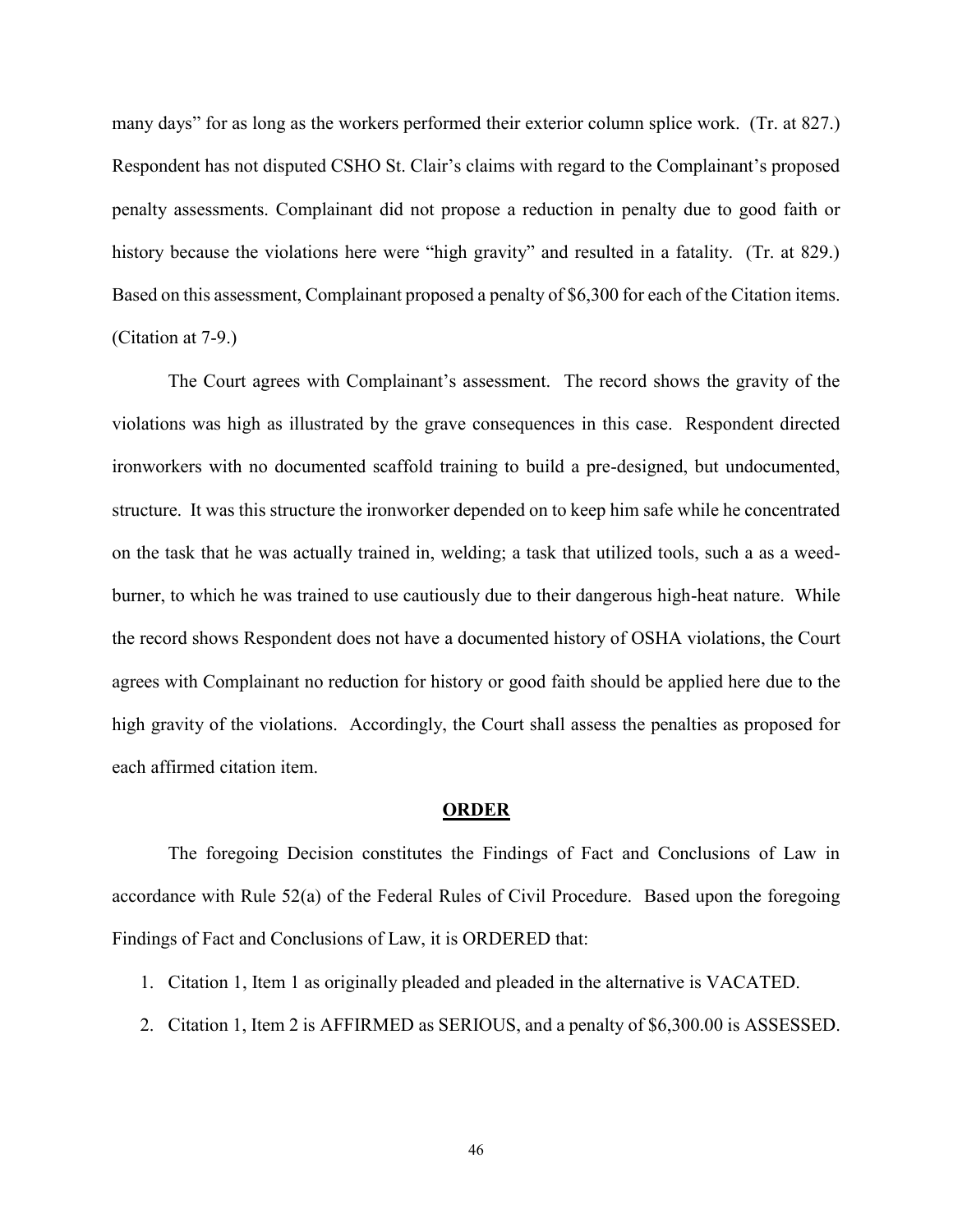many days" for as long as the workers performed their exterior column splice work. (Tr. at 827.) Respondent has not disputed CSHO St. Clair's claims with regard to the Complainant's proposed penalty assessments. Complainant did not propose a reduction in penalty due to good faith or history because the violations here were "high gravity" and resulted in a fatality. (Tr. at 829.) Based on this assessment, Complainant proposed a penalty of $6,300 for each of the Citation items. (Citation at 7-9.)

The Court agrees with Complainant's assessment. The record shows the gravity of the violations was high as illustrated by the grave consequences in this case. Respondent directed ironworkers with no documented scaffold training to build a pre-designed, but undocumented, structure. It was this structure the ironworker depended on to keep him safe while he concentrated on the task that he was actually trained in, welding; a task that utilized tools, such a as a weed-burner, to which he was trained to use cautiously due to their dangerous high-heat nature. While the record shows Respondent does not have a documented history of OSHA violations, the Court agrees with Complainant no reduction for history or good faith should be applied here due to the high gravity of the violations. Accordingly, the Court shall assess the penalties as proposed for each affirmed citation item.

## ORDER

The foregoing Decision constitutes the Findings of Fact and Conclusions of Law in accordance with Rule 52(a) of the Federal Rules of Civil Procedure. Based upon the foregoing Findings of Fact and Conclusions of Law, it is ORDERED that:

1. Citation 1, Item 1 as originally pleaded and pleaded in the alternative is VACATED.
2. Citation 1, Item 2 is AFFIRMED as SERIOUS, and a penalty of $6,300.00 is ASSESSED.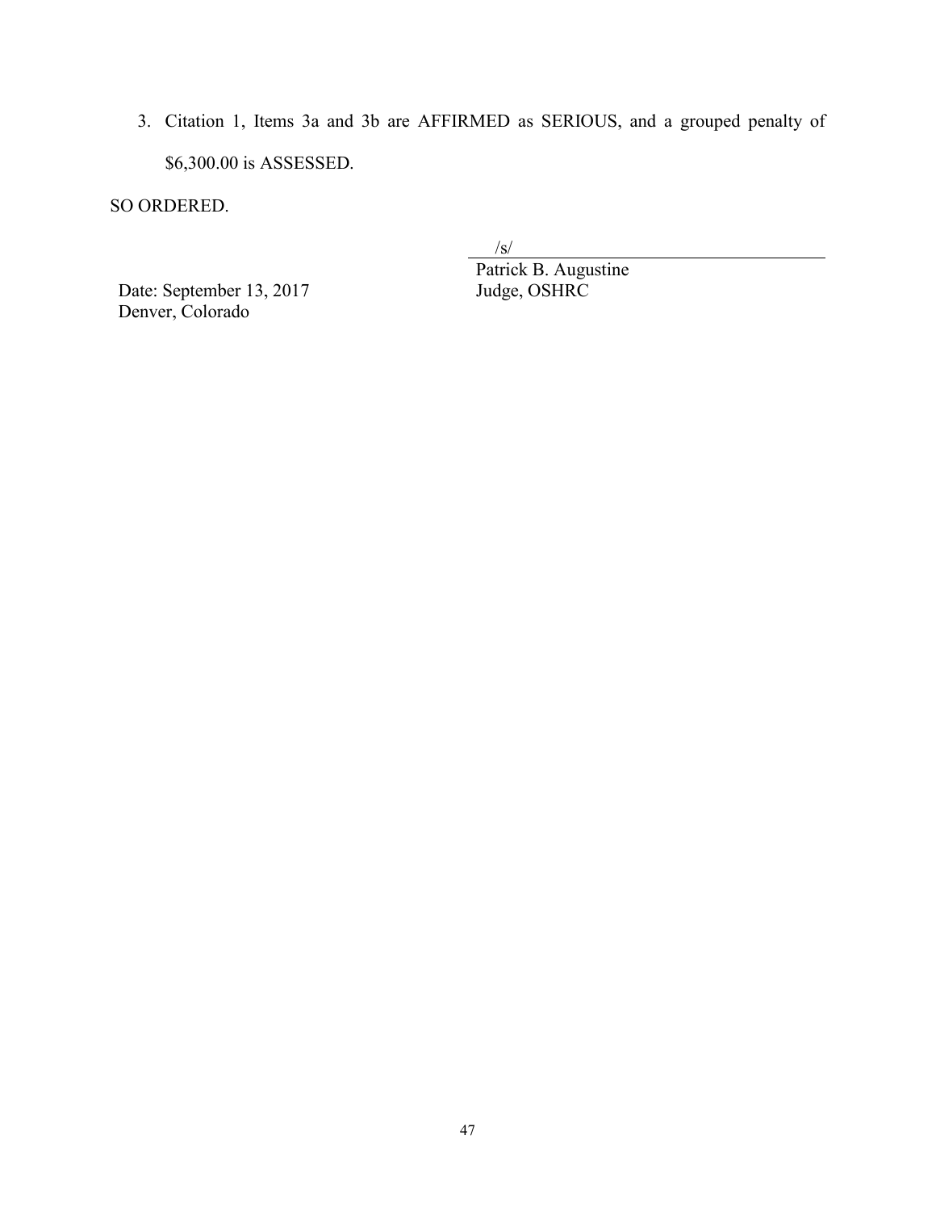3. Citation 1, Items 3a and 3b are AFFIRMED as SERIOUS, and a grouped penalty of $6,300.00 is ASSESSED.

SO ORDERED.

/s/

Patrick B. Augustine
Judge, OSHRC

Date: September 13, 2017
Denver, Colorado